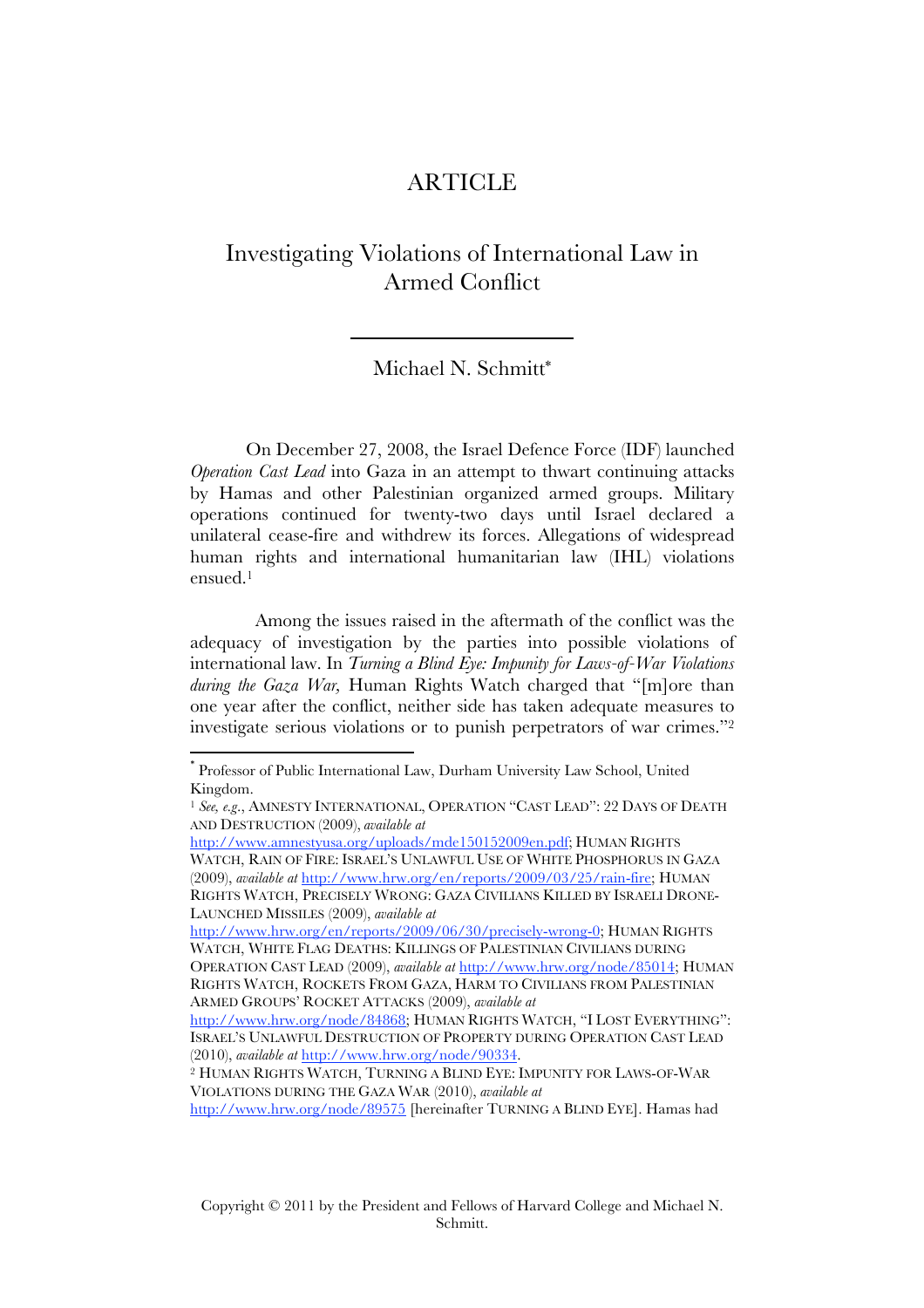ARTICLE

# Investigating Violations of International Law in Armed Conflict

Michael N. Schmitt*

On December 27, 2008, the Israel Defence Force (IDF) launched *Operation Cast Lead* into Gaza in an attempt to thwart continuing attacks by Hamas and other Palestinian organized armed groups. Military operations continued for twenty-two days until Israel declared a unilateral cease-fire and withdrew its forces. Allegations of widespread human rights and international humanitarian law (IHL) violations ensued.[1]

Among the issues raised in the aftermath of the conflict was the adequacy of investigation by the parties into possible violations of international law. In *Turning a Blind Eye: Impunity for Laws-of-War Violations during the Gaza War,* Human Rights Watch charged that "[m]ore than one year after the conflict, neither side has taken adequate measures to investigate serious violations or to punish perpetrators of war crimes."[2]

---

\* Professor of Public International Law, Durham University Law School, United Kingdom.

[1] *See, e.g.*, AMNESTY INTERNATIONAL, OPERATION "CAST LEAD": 22 DAYS OF DEATH AND DESTRUCTION (2009), *available at* http://www.amnestyusa.org/uploads/mde150152009en.pdf; HUMAN RIGHTS WATCH, RAIN OF FIRE: ISRAEL'S UNLAWFUL USE OF WHITE PHOSPHORUS IN GAZA (2009), *available at* http://www.hrw.org/en/reports/2009/03/25/rain-fire; HUMAN RIGHTS WATCH, PRECISELY WRONG: GAZA CIVILIANS KILLED BY ISRAELI DRONE-LAUNCHED MISSILES (2009), *available at* http://www.hrw.org/en/reports/2009/06/30/precisely-wrong-0; HUMAN RIGHTS WATCH, WHITE FLAG DEATHS: KILLINGS OF PALESTINIAN CIVILIANS DURING OPERATION CAST LEAD (2009), *available at* http://www.hrw.org/node/85014; HUMAN RIGHTS WATCH, ROCKETS FROM GAZA, HARM TO CIVILIANS FROM PALESTINIAN ARMED GROUPS' ROCKET ATTACKS (2009), *available at* http://www.hrw.org/node/84868; HUMAN RIGHTS WATCH, "I LOST EVERYTHING": ISRAEL'S UNLAWFUL DESTRUCTION OF PROPERTY DURING OPERATION CAST LEAD (2010), *available at* http://www.hrw.org/node/90334.

[2] HUMAN RIGHTS WATCH, TURNING A BLIND EYE: IMPUNITY FOR LAWS-OF-WAR VIOLATIONS DURING THE GAZA WAR (2010), *available at* http://www.hrw.org/node/89575 [hereinafter TURNING A BLIND EYE]. Hamas had

Copyright © 2011 by the President and Fellows of Harvard College and Michael N. Schmitt.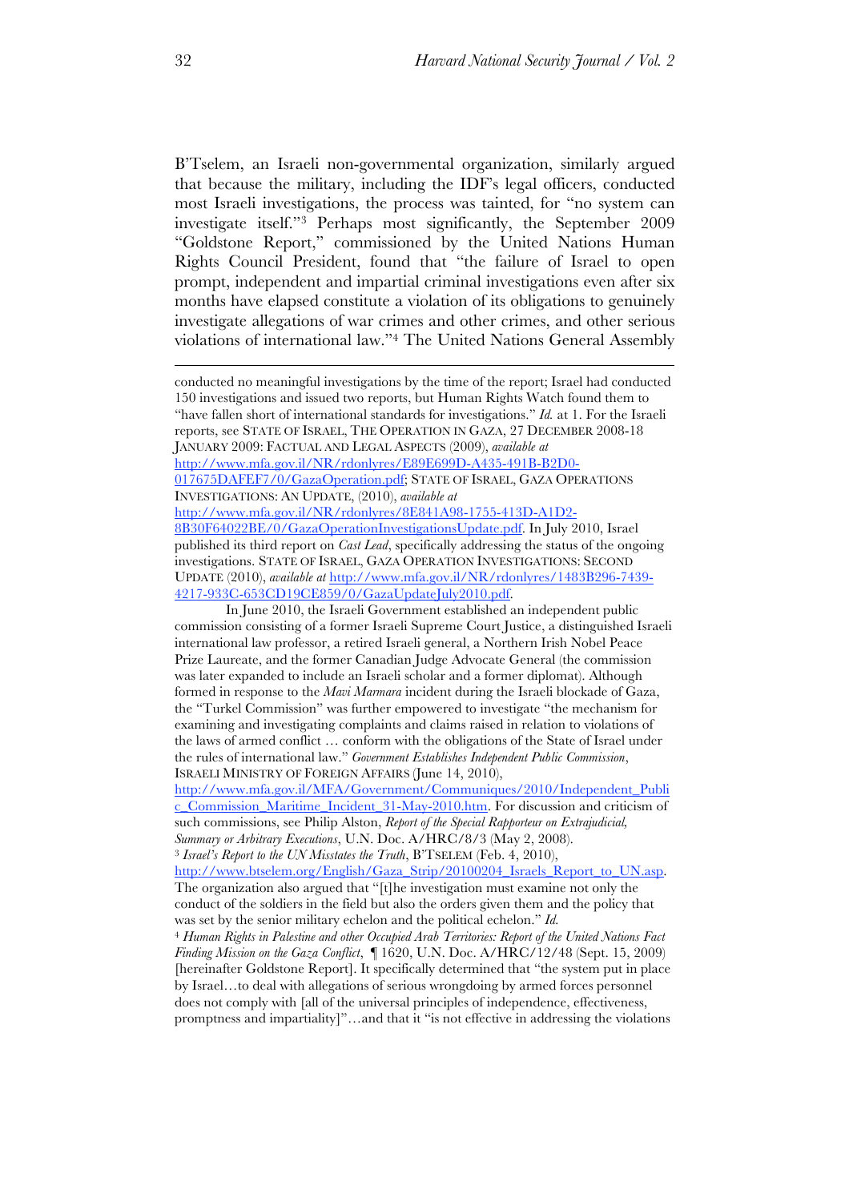B'Tselem, an Israeli non-governmental organization, similarly argued that because the military, including the IDF's legal officers, conducted most Israeli investigations, the process was tainted, for "no system can investigate itself."[3] Perhaps most significantly, the September 2009 "Goldstone Report," commissioned by the United Nations Human Rights Council President, found that "the failure of Israel to open prompt, independent and impartial criminal investigations even after six months have elapsed constitute a violation of its obligations to genuinely investigate allegations of war crimes and other crimes, and other serious violations of international law."[4] The United Nations General Assembly

---

conducted no meaningful investigations by the time of the report; Israel had conducted 150 investigations and issued two reports, but Human Rights Watch found them to "have fallen short of international standards for investigations." *Id.* at 1. For the Israeli reports, see STATE OF ISRAEL, THE OPERATION IN GAZA, 27 DECEMBER 2008-18 JANUARY 2009: FACTUAL AND LEGAL ASPECTS (2009), *available at* http://www.mfa.gov.il/NR/rdonlyres/E89E699D-A435-491B-B2D0-017675DAFEF7/0/GazaOperation.pdf; STATE OF ISRAEL, GAZA OPERATIONS INVESTIGATIONS: AN UPDATE, (2010), *available at* http://www.mfa.gov.il/NR/rdonlyres/8E841A98-1755-413D-A1D2-8B30F64022BE/0/GazaOperationInvestigationsUpdate.pdf. In July 2010, Israel published its third report on *Cast Lead*, specifically addressing the status of the ongoing investigations. STATE OF ISRAEL, GAZA OPERATION INVESTIGATIONS: SECOND UPDATE (2010), *available at* http://www.mfa.gov.il/NR/rdonlyres/1483B296-7439-4217-933C-653CD19CE859/0/GazaUpdateJuly2010.pdf.

In June 2010, the Israeli Government established an independent public commission consisting of a former Israeli Supreme Court Justice, a distinguished Israeli international law professor, a retired Israeli general, a Northern Irish Nobel Peace Prize Laureate, and the former Canadian Judge Advocate General (the commission was later expanded to include an Israeli scholar and a former diplomat). Although formed in response to the *Mavi Marmara* incident during the Israeli blockade of Gaza, the "Turkel Commission" was further empowered to investigate "the mechanism for examining and investigating complaints and claims raised in relation to violations of the laws of armed conflict … conform with the obligations of the State of Israel under the rules of international law." *Government Establishes Independent Public Commission*, ISRAELI MINISTRY OF FOREIGN AFFAIRS (June 14, 2010), http://www.mfa.gov.il/MFA/Government/Communiques/2010/Independent_Public_Commission_Maritime_Incident_31-May-2010.htm. For discussion and criticism of such commissions, see Philip Alston, *Report of the Special Rapporteur on Extrajudicial, Summary or Arbitrary Executions*, U.N. Doc. A/HRC/8/3 (May 2, 2008).

[3] *Israel's Report to the UN Misstates the Truth*, B'TSELEM (Feb. 4, 2010), http://www.btselem.org/English/Gaza_Strip/20100204_Israels_Report_to_UN.asp. The organization also argued that "[t]he investigation must examine not only the conduct of the soldiers in the field but also the orders given them and the policy that was set by the senior military echelon and the political echelon." *Id.*

[4] *Human Rights in Palestine and other Occupied Arab Territories: Report of the United Nations Fact Finding Mission on the Gaza Conflict*, ¶ 1620, U.N. Doc. A/HRC/12/48 (Sept. 15, 2009) [hereinafter Goldstone Report]. It specifically determined that "the system put in place by Israel…to deal with allegations of serious wrongdoing by armed forces personnel does not comply with [all of the universal principles of independence, effectiveness, promptness and impartiality]"…and that it "is not effective in addressing the violations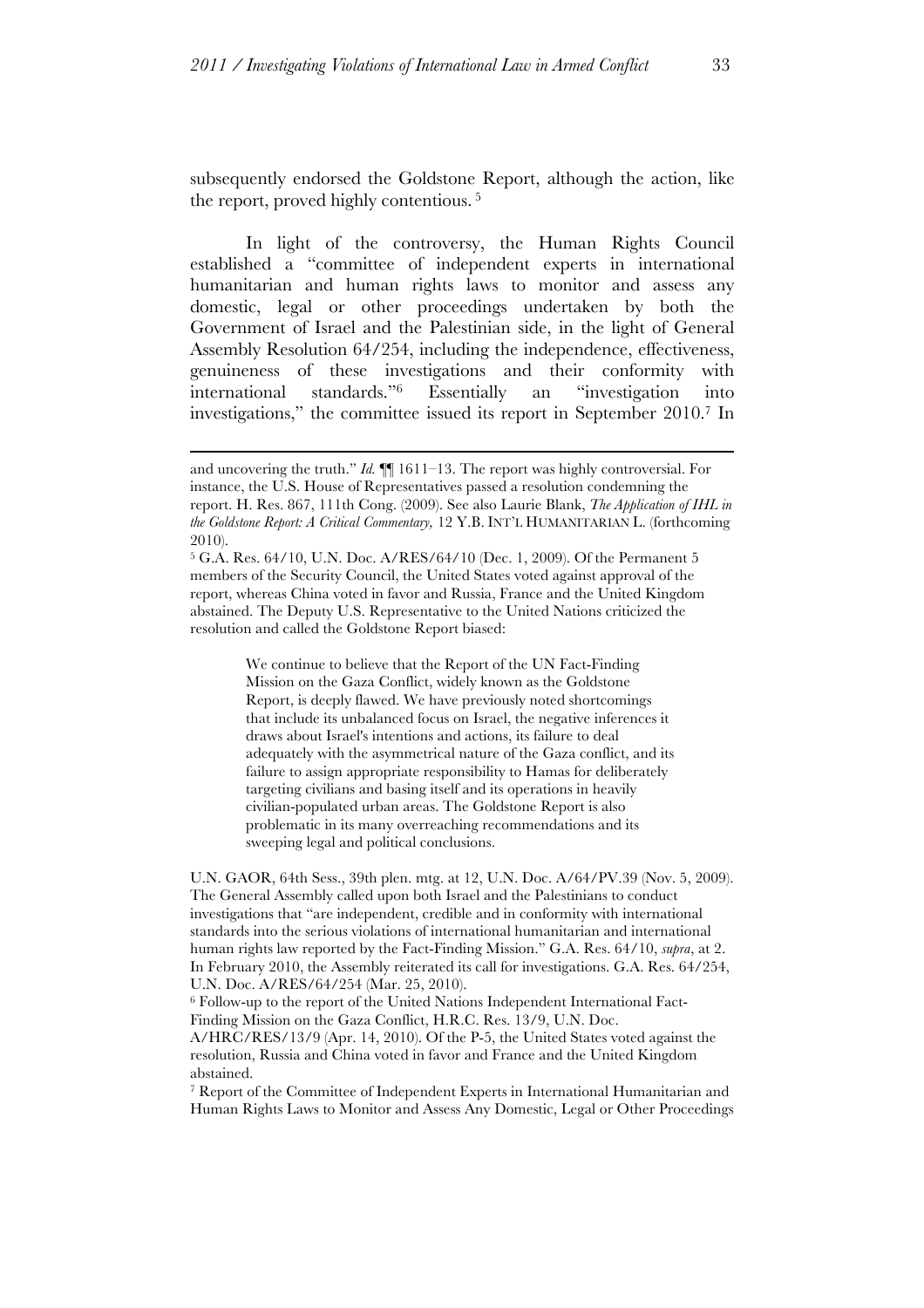subsequently endorsed the Goldstone Report, although the action, like the report, proved highly contentious.[5]

In light of the controversy, the Human Rights Council established a "committee of independent experts in international humanitarian and human rights laws to monitor and assess any domestic, legal or other proceedings undertaken by both the Government of Israel and the Palestinian side, in the light of General Assembly Resolution 64/254, including the independence, effectiveness, genuineness of these investigations and their conformity with international standards."[6] Essentially an "investigation into investigations," the committee issued its report in September 2010.[7] In

---

and uncovering the truth." *Id.* ¶¶ 1611–13. The report was highly controversial. For instance, the U.S. House of Representatives passed a resolution condemning the report. H. Res. 867, 111th Cong. (2009). See also Laurie Blank, *The Application of IHL in the Goldstone Report: A Critical Commentary,* 12 Y.B. INT'L HUMANITARIAN L. (forthcoming 2010).

[5] G.A. Res. 64/10, U.N. Doc. A/RES/64/10 (Dec. 1, 2009). Of the Permanent 5 members of the Security Council, the United States voted against approval of the report, whereas China voted in favor and Russia, France and the United Kingdom abstained. The Deputy U.S. Representative to the United Nations criticized the resolution and called the Goldstone Report biased:

> We continue to believe that the Report of the UN Fact-Finding Mission on the Gaza Conflict, widely known as the Goldstone Report, is deeply flawed. We have previously noted shortcomings that include its unbalanced focus on Israel, the negative inferences it draws about Israel's intentions and actions, its failure to deal adequately with the asymmetrical nature of the Gaza conflict, and its failure to assign appropriate responsibility to Hamas for deliberately targeting civilians and basing itself and its operations in heavily civilian-populated urban areas. The Goldstone Report is also problematic in its many overreaching recommendations and its sweeping legal and political conclusions.

U.N. GAOR, 64th Sess., 39th plen. mtg. at 12, U.N. Doc. A/64/PV.39 (Nov. 5, 2009). The General Assembly called upon both Israel and the Palestinians to conduct investigations that "are independent, credible and in conformity with international standards into the serious violations of international humanitarian and international human rights law reported by the Fact-Finding Mission." G.A. Res. 64/10, *supra*, at 2. In February 2010, the Assembly reiterated its call for investigations. G.A. Res. 64/254, U.N. Doc. A/RES/64/254 (Mar. 25, 2010).

[6] Follow-up to the report of the United Nations Independent International Fact-Finding Mission on the Gaza Conflict, H.R.C. Res. 13/9, U.N. Doc. A/HRC/RES/13/9 (Apr. 14, 2010). Of the P-5, the United States voted against the resolution, Russia and China voted in favor and France and the United Kingdom abstained.

[7] Report of the Committee of Independent Experts in International Humanitarian and Human Rights Laws to Monitor and Assess Any Domestic, Legal or Other Proceedings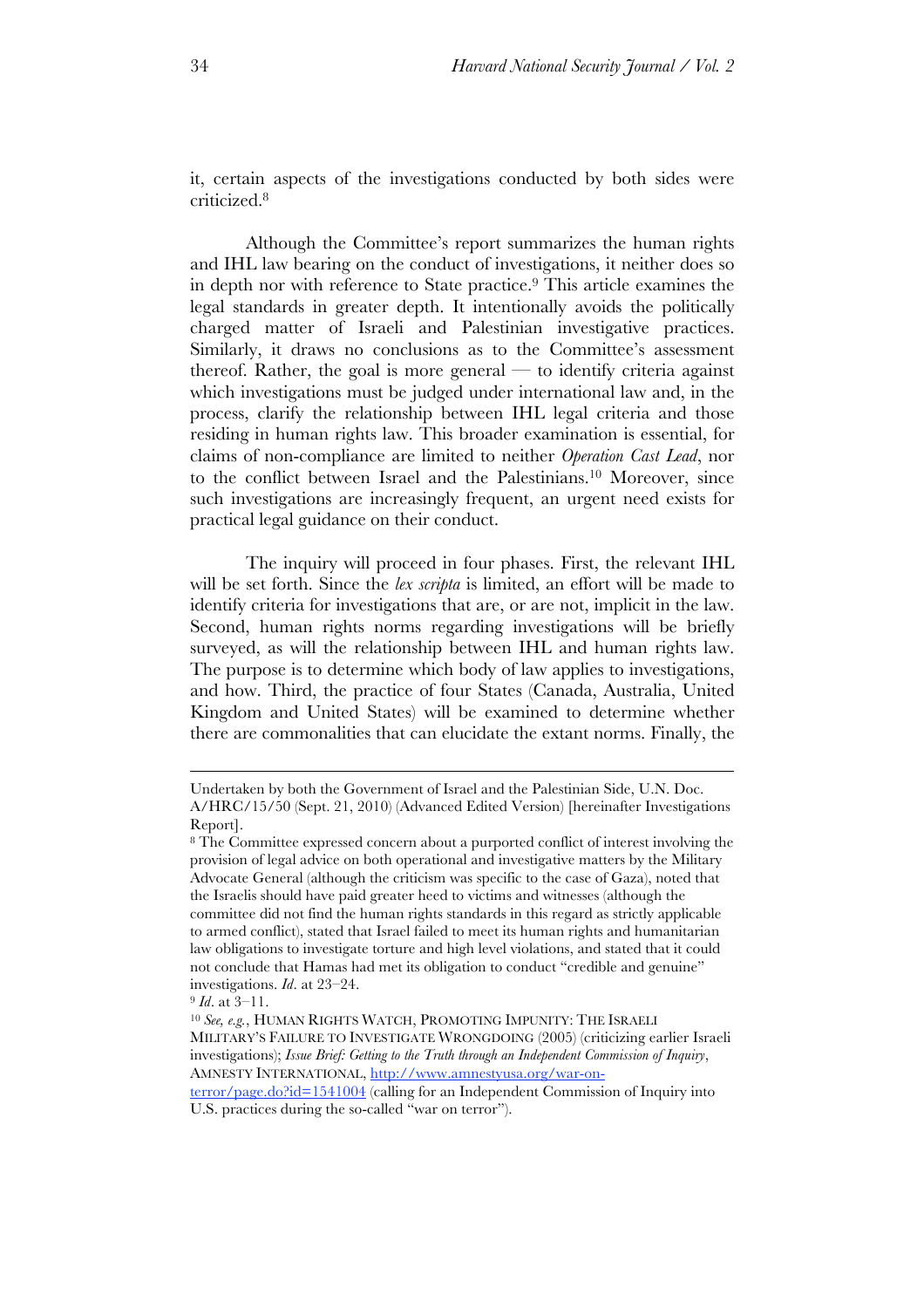it, certain aspects of the investigations conducted by both sides were criticized.[8]

Although the Committee's report summarizes the human rights and IHL law bearing on the conduct of investigations, it neither does so in depth nor with reference to State practice.[9] This article examines the legal standards in greater depth. It intentionally avoids the politically charged matter of Israeli and Palestinian investigative practices. Similarly, it draws no conclusions as to the Committee's assessment thereof. Rather, the goal is more general — to identify criteria against which investigations must be judged under international law and, in the process, clarify the relationship between IHL legal criteria and those residing in human rights law. This broader examination is essential, for claims of non-compliance are limited to neither *Operation Cast Lead*, nor to the conflict between Israel and the Palestinians.[10] Moreover, since such investigations are increasingly frequent, an urgent need exists for practical legal guidance on their conduct.

The inquiry will proceed in four phases. First, the relevant IHL will be set forth. Since the *lex scripta* is limited, an effort will be made to identify criteria for investigations that are, or are not, implicit in the law. Second, human rights norms regarding investigations will be briefly surveyed, as will the relationship between IHL and human rights law. The purpose is to determine which body of law applies to investigations, and how. Third, the practice of four States (Canada, Australia, United Kingdom and United States) will be examined to determine whether there are commonalities that can elucidate the extant norms. Finally, the

---

Undertaken by both the Government of Israel and the Palestinian Side, U.N. Doc. A/HRC/15/50 (Sept. 21, 2010) (Advanced Edited Version) [hereinafter Investigations Report].

[8] The Committee expressed concern about a purported conflict of interest involving the provision of legal advice on both operational and investigative matters by the Military Advocate General (although the criticism was specific to the case of Gaza), noted that the Israelis should have paid greater heed to victims and witnesses (although the committee did not find the human rights standards in this regard as strictly applicable to armed conflict), stated that Israel failed to meet its human rights and humanitarian law obligations to investigate torture and high level violations, and stated that it could not conclude that Hamas had met its obligation to conduct "credible and genuine" investigations. *Id*. at 23–24.

[9] *Id*. at 3–11.

[10] *See, e.g.*, HUMAN RIGHTS WATCH, PROMOTING IMPUNITY: THE ISRAELI MILITARY'S FAILURE TO INVESTIGATE WRONGDOING (2005) (criticizing earlier Israeli investigations); *Issue Brief: Getting to the Truth through an Independent Commission of Inquiry*, AMNESTY INTERNATIONAL, http://www.amnestyusa.org/war-on-terror/page.do?id=1541004 (calling for an Independent Commission of Inquiry into U.S. practices during the so-called "war on terror").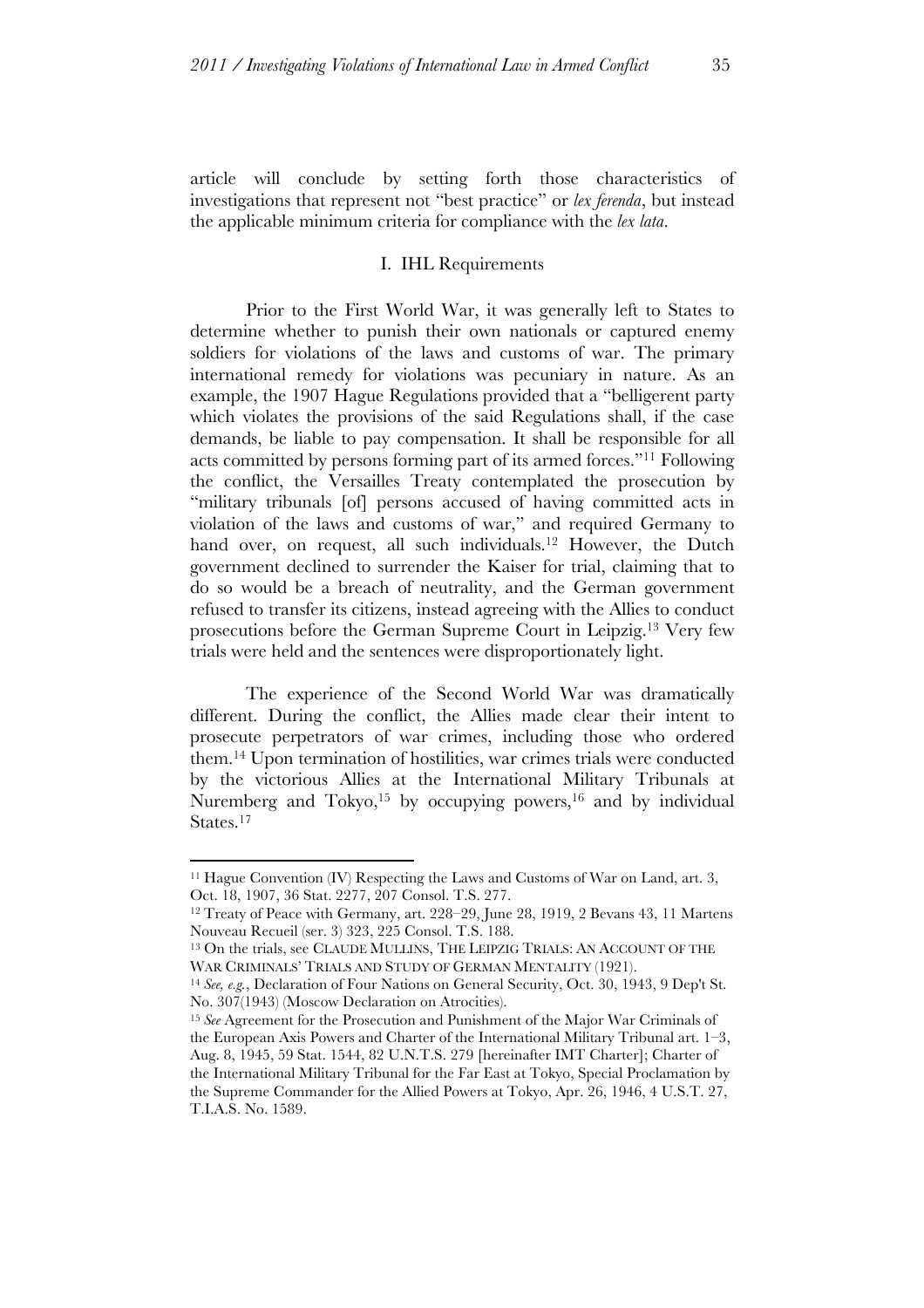article will conclude by setting forth those characteristics of investigations that represent not "best practice" or *lex ferenda*, but instead the applicable minimum criteria for compliance with the *lex lata*.

## I. IHL Requirements

Prior to the First World War, it was generally left to States to determine whether to punish their own nationals or captured enemy soldiers for violations of the laws and customs of war. The primary international remedy for violations was pecuniary in nature. As an example, the 1907 Hague Regulations provided that a "belligerent party which violates the provisions of the said Regulations shall, if the case demands, be liable to pay compensation. It shall be responsible for all acts committed by persons forming part of its armed forces."[11] Following the conflict, the Versailles Treaty contemplated the prosecution by "military tribunals [of] persons accused of having committed acts in violation of the laws and customs of war," and required Germany to hand over, on request, all such individuals.[12] However, the Dutch government declined to surrender the Kaiser for trial, claiming that to do so would be a breach of neutrality, and the German government refused to transfer its citizens, instead agreeing with the Allies to conduct prosecutions before the German Supreme Court in Leipzig.[13] Very few trials were held and the sentences were disproportionately light.

The experience of the Second World War was dramatically different. During the conflict, the Allies made clear their intent to prosecute perpetrators of war crimes, including those who ordered them.[14] Upon termination of hostilities, war crimes trials were conducted by the victorious Allies at the International Military Tribunals at Nuremberg and Tokyo,[15] by occupying powers,[16] and by individual States.[17]

---

[11] Hague Convention (IV) Respecting the Laws and Customs of War on Land, art. 3, Oct. 18, 1907, 36 Stat. 2277, 207 Consol. T.S. 277.

[12] Treaty of Peace with Germany, art. 228–29, June 28, 1919, 2 Bevans 43, 11 Martens Nouveau Recueil (ser. 3) 323, 225 Consol. T.S. 188.

[13] On the trials, see CLAUDE MULLINS, THE LEIPZIG TRIALS: AN ACCOUNT OF THE WAR CRIMINALS' TRIALS AND STUDY OF GERMAN MENTALITY (1921).

[14] *See, e.g.*, Declaration of Four Nations on General Security, Oct. 30, 1943, 9 Dep't St. No. 307(1943) (Moscow Declaration on Atrocities).

[15] *See* Agreement for the Prosecution and Punishment of the Major War Criminals of the European Axis Powers and Charter of the International Military Tribunal art. 1–3, Aug. 8, 1945, 59 Stat. 1544, 82 U.N.T.S. 279 [hereinafter IMT Charter]; Charter of the International Military Tribunal for the Far East at Tokyo, Special Proclamation by the Supreme Commander for the Allied Powers at Tokyo, Apr. 26, 1946, 4 U.S.T. 27, T.I.A.S. No. 1589.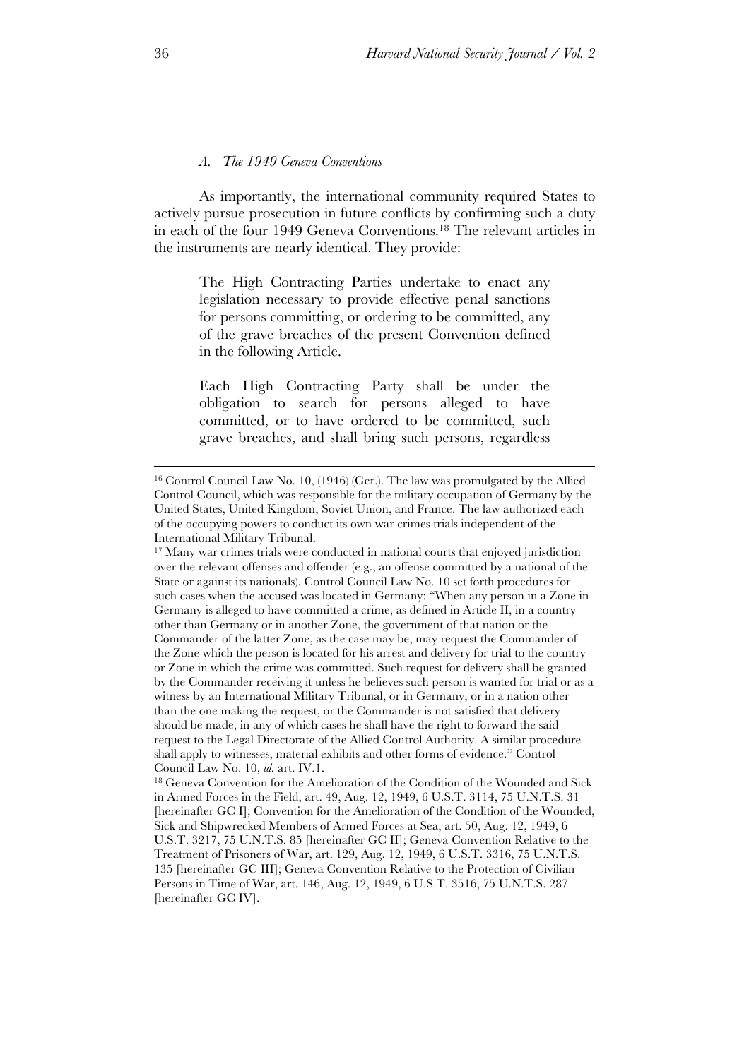### *A. The 1949 Geneva Conventions*

As importantly, the international community required States to actively pursue prosecution in future conflicts by confirming such a duty in each of the four 1949 Geneva Conventions.[18] The relevant articles in the instruments are nearly identical. They provide:

> The High Contracting Parties undertake to enact any legislation necessary to provide effective penal sanctions for persons committing, or ordering to be committed, any of the grave breaches of the present Convention defined in the following Article.
>
> Each High Contracting Party shall be under the obligation to search for persons alleged to have committed, or to have ordered to be committed, such grave breaches, and shall bring such persons, regardless

---

[16] Control Council Law No. 10, (1946) (Ger.). The law was promulgated by the Allied Control Council, which was responsible for the military occupation of Germany by the United States, United Kingdom, Soviet Union, and France. The law authorized each of the occupying powers to conduct its own war crimes trials independent of the International Military Tribunal.

[17] Many war crimes trials were conducted in national courts that enjoyed jurisdiction over the relevant offenses and offender (e.g., an offense committed by a national of the State or against its nationals). Control Council Law No. 10 set forth procedures for such cases when the accused was located in Germany: "When any person in a Zone in Germany is alleged to have committed a crime, as defined in Article II, in a country other than Germany or in another Zone, the government of that nation or the Commander of the latter Zone, as the case may be, may request the Commander of the Zone which the person is located for his arrest and delivery for trial to the country or Zone in which the crime was committed. Such request for delivery shall be granted by the Commander receiving it unless he believes such person is wanted for trial or as a witness by an International Military Tribunal, or in Germany, or in a nation other than the one making the request, or the Commander is not satisfied that delivery should be made, in any of which cases he shall have the right to forward the said request to the Legal Directorate of the Allied Control Authority. A similar procedure shall apply to witnesses, material exhibits and other forms of evidence." Control Council Law No. 10, *id.* art. IV.1.

[18] Geneva Convention for the Amelioration of the Condition of the Wounded and Sick in Armed Forces in the Field, art. 49, Aug. 12, 1949, 6 U.S.T. 3114, 75 U.N.T.S. 31 [hereinafter GC I]; Convention for the Amelioration of the Condition of the Wounded, Sick and Shipwrecked Members of Armed Forces at Sea, art. 50, Aug. 12, 1949, 6 U.S.T. 3217, 75 U.N.T.S. 85 [hereinafter GC II]; Geneva Convention Relative to the Treatment of Prisoners of War, art. 129, Aug. 12, 1949, 6 U.S.T. 3316, 75 U.N.T.S. 135 [hereinafter GC III]; Geneva Convention Relative to the Protection of Civilian Persons in Time of War, art. 146, Aug. 12, 1949, 6 U.S.T. 3516, 75 U.N.T.S. 287 [hereinafter GC IV].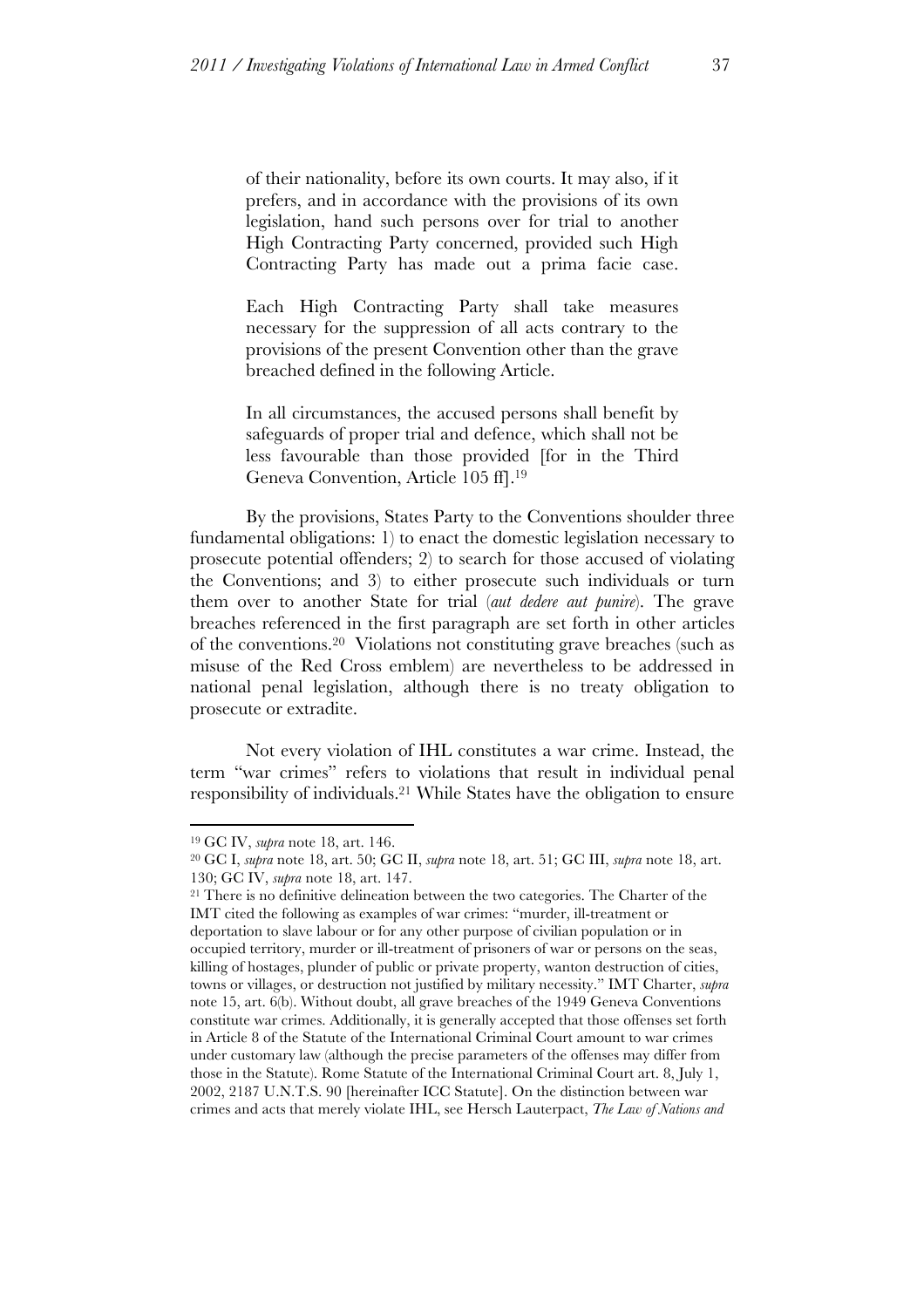> of their nationality, before its own courts. It may also, if it prefers, and in accordance with the provisions of its own legislation, hand such persons over for trial to another High Contracting Party concerned, provided such High Contracting Party has made out a prima facie case.
>
> Each High Contracting Party shall take measures necessary for the suppression of all acts contrary to the provisions of the present Convention other than the grave breached defined in the following Article.
>
> In all circumstances, the accused persons shall benefit by safeguards of proper trial and defence, which shall not be less favourable than those provided [for in the Third Geneva Convention, Article 105 ff].[19]

By the provisions, States Party to the Conventions shoulder three fundamental obligations: 1) to enact the domestic legislation necessary to prosecute potential offenders; 2) to search for those accused of violating the Conventions; and 3) to either prosecute such individuals or turn them over to another State for trial (*aut dedere aut punire*). The grave breaches referenced in the first paragraph are set forth in other articles of the conventions.[20] Violations not constituting grave breaches (such as misuse of the Red Cross emblem) are nevertheless to be addressed in national penal legislation, although there is no treaty obligation to prosecute or extradite.

Not every violation of IHL constitutes a war crime. Instead, the term "war crimes" refers to violations that result in individual penal responsibility of individuals.[21] While States have the obligation to ensure

---

[19] GC IV, *supra* note 18, art. 146.

[20] GC I, *supra* note 18, art. 50; GC II, *supra* note 18, art. 51; GC III, *supra* note 18, art. 130; GC IV, *supra* note 18, art. 147.

[21] There is no definitive delineation between the two categories. The Charter of the IMT cited the following as examples of war crimes: "murder, ill-treatment or deportation to slave labour or for any other purpose of civilian population or in occupied territory, murder or ill-treatment of prisoners of war or persons on the seas, killing of hostages, plunder of public or private property, wanton destruction of cities, towns or villages, or destruction not justified by military necessity." IMT Charter, *supra* note 15, art. 6(b). Without doubt, all grave breaches of the 1949 Geneva Conventions constitute war crimes. Additionally, it is generally accepted that those offenses set forth in Article 8 of the Statute of the International Criminal Court amount to war crimes under customary law (although the precise parameters of the offenses may differ from those in the Statute). Rome Statute of the International Criminal Court art. 8, July 1, 2002, 2187 U.N.T.S. 90 [hereinafter ICC Statute]. On the distinction between war crimes and acts that merely violate IHL, see Hersch Lauterpact, *The Law of Nations and*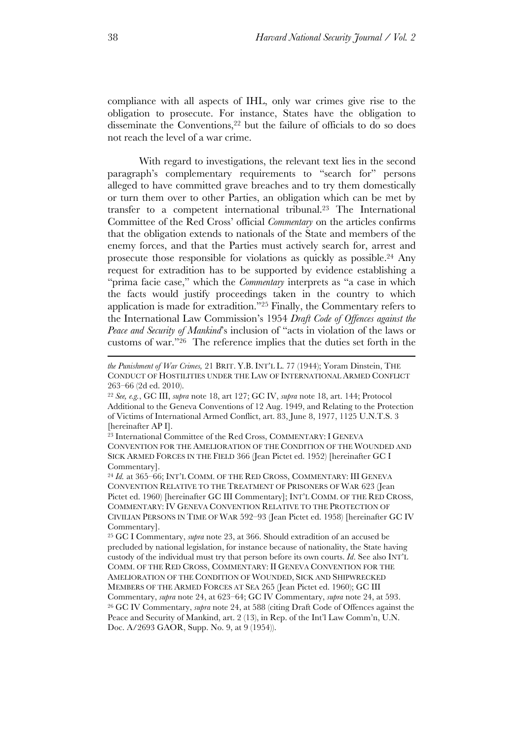compliance with all aspects of IHL, only war crimes give rise to the obligation to prosecute. For instance, States have the obligation to disseminate the Conventions,[22] but the failure of officials to do so does not reach the level of a war crime.

With regard to investigations, the relevant text lies in the second paragraph's complementary requirements to "search for" persons alleged to have committed grave breaches and to try them domestically or turn them over to other Parties, an obligation which can be met by transfer to a competent international tribunal.[23] The International Committee of the Red Cross' official *Commentary* on the articles confirms that the obligation extends to nationals of the State and members of the enemy forces, and that the Parties must actively search for, arrest and prosecute those responsible for violations as quickly as possible.[24] Any request for extradition has to be supported by evidence establishing a "prima facie case," which the *Commentary* interprets as "a case in which the facts would justify proceedings taken in the country to which application is made for extradition."[25] Finally, the Commentary refers to the International Law Commission's 1954 *Draft Code of Offences against the Peace and Security of Mankind*'s inclusion of "acts in violation of the laws or customs of war."[26] The reference implies that the duties set forth in the

---

*the Punishment of War Crimes,* 21 BRIT. Y.B. INT'L L. 77 (1944); Yoram Dinstein, THE CONDUCT OF HOSTILITIES UNDER THE LAW OF INTERNATIONAL ARMED CONFLICT 263–66 (2d ed. 2010).

[22] *See, e.g.*, GC III, *supra* note 18, art 127; GC IV, *supra* note 18, art. 144; Protocol Additional to the Geneva Conventions of 12 Aug. 1949, and Relating to the Protection of Victims of International Armed Conflict, art. 83, June 8, 1977, 1125 U.N.T.S. 3 [hereinafter AP I].

[23] International Committee of the Red Cross, COMMENTARY: I GENEVA CONVENTION FOR THE AMELIORATION OF THE CONDITION OF THE WOUNDED AND SICK ARMED FORCES IN THE FIELD 366 (Jean Pictet ed. 1952) [hereinafter GC I Commentary].

[24] *Id.* at 365–66; INT'L COMM. OF THE RED CROSS, COMMENTARY: III GENEVA CONVENTION RELATIVE TO THE TREATMENT OF PRISONERS OF WAR 623 (Jean Pictet ed. 1960) [hereinafter GC III Commentary]; INT'L COMM. OF THE RED CROSS, COMMENTARY: IV GENEVA CONVENTION RELATIVE TO THE PROTECTION OF CIVILIAN PERSONS IN TIME OF WAR 592–93 (Jean Pictet ed. 1958) [hereinafter GC IV Commentary].

[25] GC I Commentary, *supra* note 23, at 366. Should extradition of an accused be precluded by national legislation, for instance because of nationality, the State having custody of the individual must try that person before its own courts. *Id*. See also INT'L COMM. OF THE RED CROSS, COMMENTARY: II GENEVA CONVENTION FOR THE AMELIORATION OF THE CONDITION OF WOUNDED, SICK AND SHIPWRECKED MEMBERS OF THE ARMED FORCES AT SEA 265 (Jean Pictet ed. 1960); GC III Commentary, *supra* note 24, at 623–64; GC IV Commentary, *supra* note 24, at 593.

[26] GC IV Commentary, *supra* note 24, at 588 (citing Draft Code of Offences against the Peace and Security of Mankind, art. 2 (13), in Rep. of the Int'l Law Comm'n, U.N. Doc. A/2693 GAOR, Supp. No. 9, at 9 (1954)).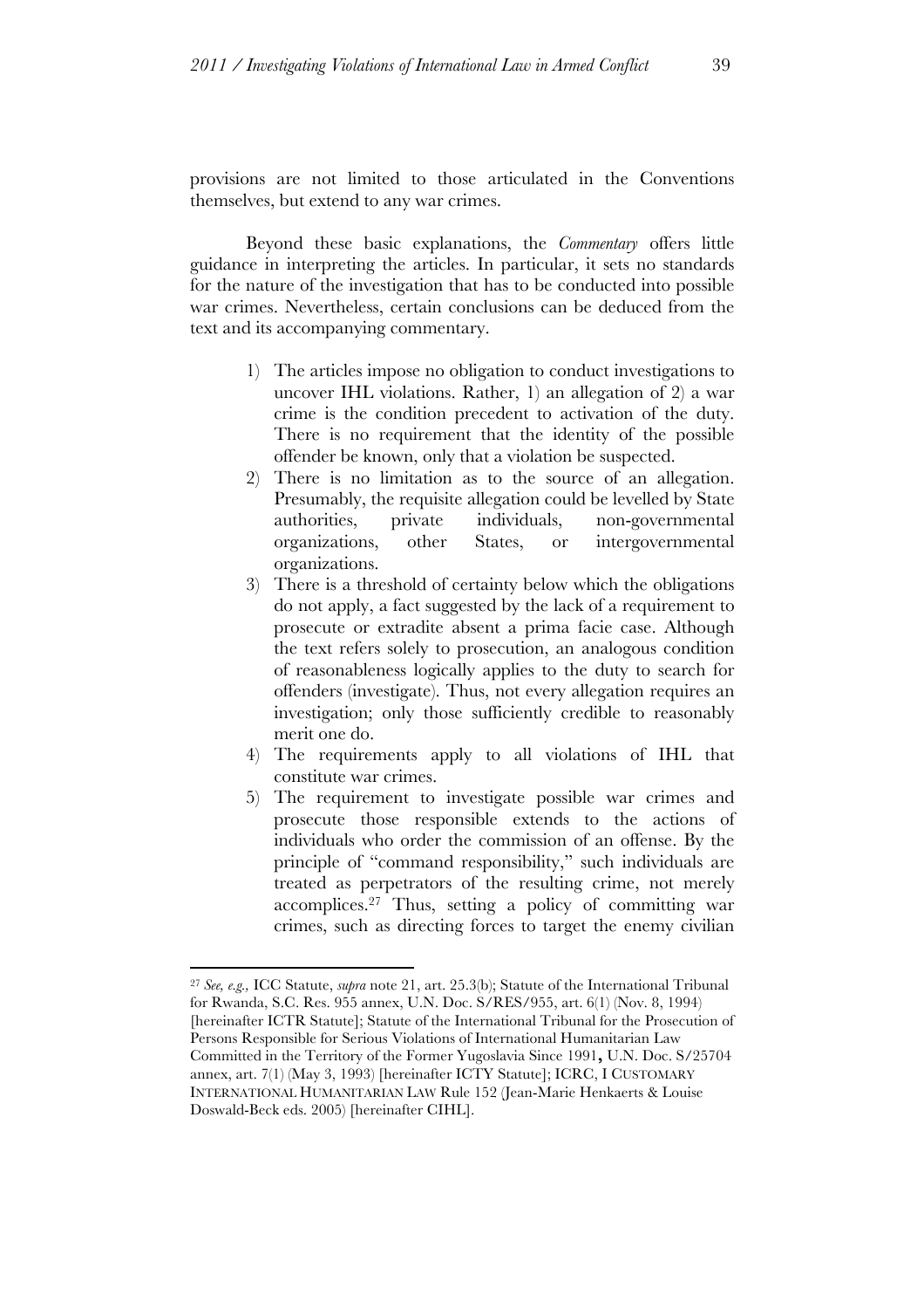provisions are not limited to those articulated in the Conventions themselves, but extend to any war crimes.

Beyond these basic explanations, the *Commentary* offers little guidance in interpreting the articles. In particular, it sets no standards for the nature of the investigation that has to be conducted into possible war crimes. Nevertheless, certain conclusions can be deduced from the text and its accompanying commentary.

1) The articles impose no obligation to conduct investigations to uncover IHL violations. Rather, 1) an allegation of 2) a war crime is the condition precedent to activation of the duty. There is no requirement that the identity of the possible offender be known, only that a violation be suspected.
2) There is no limitation as to the source of an allegation. Presumably, the requisite allegation could be levelled by State authorities, private individuals, non-governmental organizations, other States, or intergovernmental organizations.
3) There is a threshold of certainty below which the obligations do not apply, a fact suggested by the lack of a requirement to prosecute or extradite absent a prima facie case. Although the text refers solely to prosecution, an analogous condition of reasonableness logically applies to the duty to search for offenders (investigate). Thus, not every allegation requires an investigation; only those sufficiently credible to reasonably merit one do.
4) The requirements apply to all violations of IHL that constitute war crimes.
5) The requirement to investigate possible war crimes and prosecute those responsible extends to the actions of individuals who order the commission of an offense. By the principle of "command responsibility," such individuals are treated as perpetrators of the resulting crime, not merely accomplices.[27] Thus, setting a policy of committing war crimes, such as directing forces to target the enemy civilian

[27] *See, e.g.*, ICC Statute, *supra* note 21, art. 25.3(b); Statute of the International Tribunal for Rwanda, S.C. Res. 955 annex, U.N. Doc. S/RES/955, art. 6(1) (Nov. 8, 1994) [hereinafter ICTR Statute]; Statute of the International Tribunal for the Prosecution of Persons Responsible for Serious Violations of International Humanitarian Law Committed in the Territory of the Former Yugoslavia Since 1991, U.N. Doc. S/25704 annex, art. 7(1) (May 3, 1993) [hereinafter ICTY Statute]; ICRC, I CUSTOMARY INTERNATIONAL HUMANITARIAN LAW Rule 152 (Jean-Marie Henkaerts & Louise Doswald-Beck eds. 2005) [hereinafter CIHL].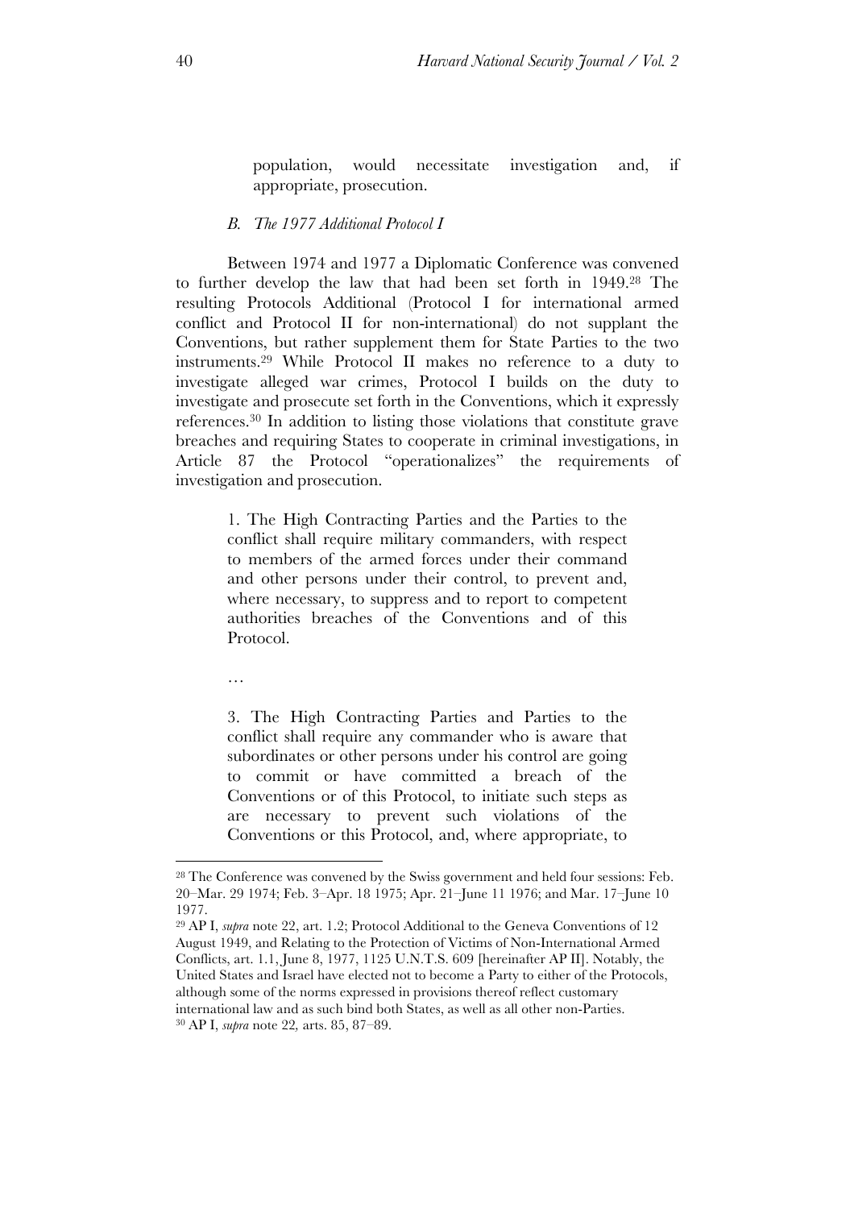> population, would necessitate investigation and, if appropriate, prosecution.

### *B. The 1977 Additional Protocol I*

Between 1974 and 1977 a Diplomatic Conference was convened to further develop the law that had been set forth in 1949.[28] The resulting Protocols Additional (Protocol I for international armed conflict and Protocol II for non-international) do not supplant the Conventions, but rather supplement them for State Parties to the two instruments.[29] While Protocol II makes no reference to a duty to investigate alleged war crimes, Protocol I builds on the duty to investigate and prosecute set forth in the Conventions, which it expressly references.[30] In addition to listing those violations that constitute grave breaches and requiring States to cooperate in criminal investigations, in Article 87 the Protocol "operationalizes" the requirements of investigation and prosecution.

> 1. The High Contracting Parties and the Parties to the conflict shall require military commanders, with respect to members of the armed forces under their command and other persons under their control, to prevent and, where necessary, to suppress and to report to competent authorities breaches of the Conventions and of this Protocol.
>
> …
>
> 3. The High Contracting Parties and Parties to the conflict shall require any commander who is aware that subordinates or other persons under his control are going to commit or have committed a breach of the Conventions or of this Protocol, to initiate such steps as are necessary to prevent such violations of the Conventions or this Protocol, and, where appropriate, to

---

[28] The Conference was convened by the Swiss government and held four sessions: Feb. 20–Mar. 29 1974; Feb. 3–Apr. 18 1975; Apr. 21–June 11 1976; and Mar. 17–June 10 1977.

[29] AP I, *supra* note 22, art. 1.2; Protocol Additional to the Geneva Conventions of 12 August 1949, and Relating to the Protection of Victims of Non-International Armed Conflicts, art. 1.1, June 8, 1977, 1125 U.N.T.S. 609 [hereinafter AP II]. Notably, the United States and Israel have elected not to become a Party to either of the Protocols, although some of the norms expressed in provisions thereof reflect customary international law and as such bind both States, as well as all other non-Parties.

[30] AP I, *supra* note 22*,* arts. 85, 87–89.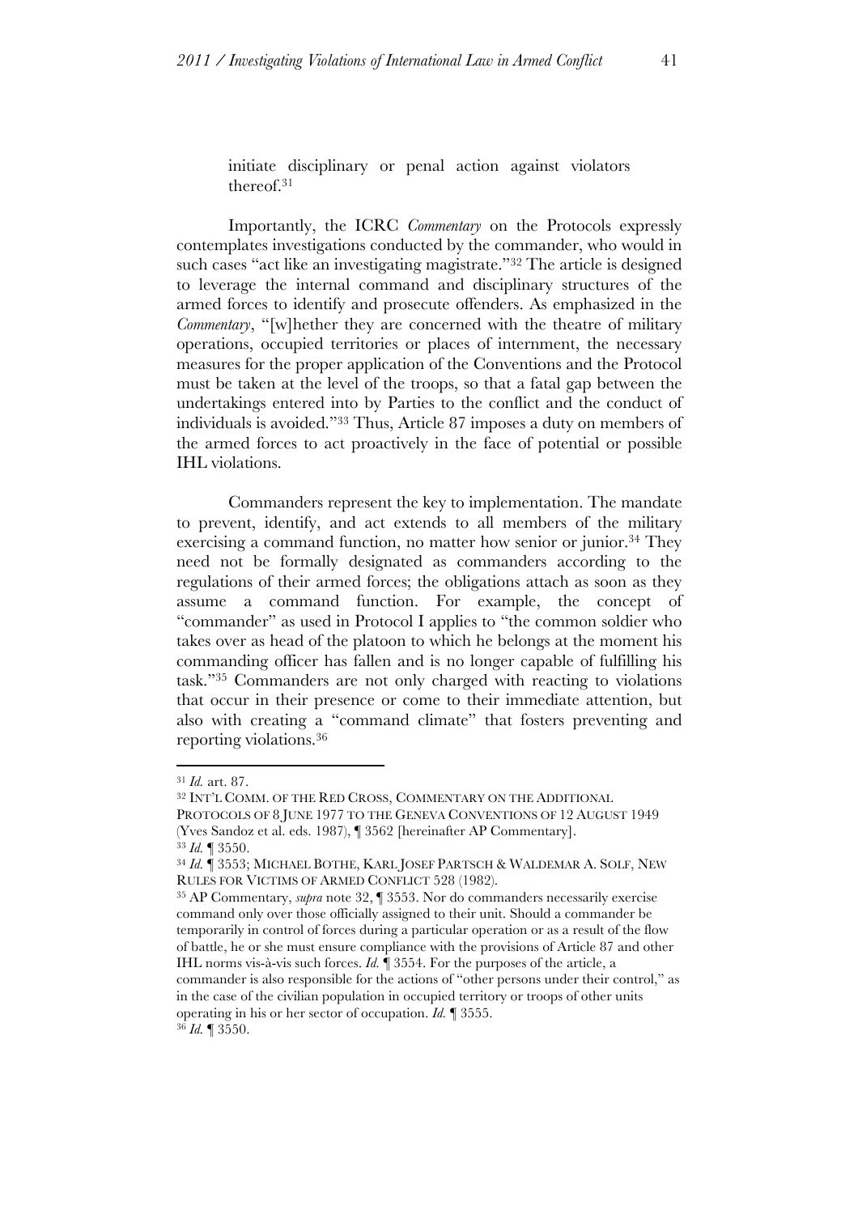> initiate disciplinary or penal action against violators thereof.[31]

Importantly, the ICRC *Commentary* on the Protocols expressly contemplates investigations conducted by the commander, who would in such cases "act like an investigating magistrate."[32] The article is designed to leverage the internal command and disciplinary structures of the armed forces to identify and prosecute offenders. As emphasized in the *Commentary*, "[w]hether they are concerned with the theatre of military operations, occupied territories or places of internment, the necessary measures for the proper application of the Conventions and the Protocol must be taken at the level of the troops, so that a fatal gap between the undertakings entered into by Parties to the conflict and the conduct of individuals is avoided."[33] Thus, Article 87 imposes a duty on members of the armed forces to act proactively in the face of potential or possible IHL violations.

Commanders represent the key to implementation. The mandate to prevent, identify, and act extends to all members of the military exercising a command function, no matter how senior or junior.[34] They need not be formally designated as commanders according to the regulations of their armed forces; the obligations attach as soon as they assume a command function. For example, the concept of "commander" as used in Protocol I applies to "the common soldier who takes over as head of the platoon to which he belongs at the moment his commanding officer has fallen and is no longer capable of fulfilling his task."[35] Commanders are not only charged with reacting to violations that occur in their presence or come to their immediate attention, but also with creating a "command climate" that fosters preventing and reporting violations.[36]

---

[31] *Id.* art. 87.

[32] INT'L COMM. OF THE RED CROSS, COMMENTARY ON THE ADDITIONAL PROTOCOLS OF 8 JUNE 1977 TO THE GENEVA CONVENTIONS OF 12 AUGUST 1949 (Yves Sandoz et al. eds. 1987), ¶ 3562 [hereinafter AP Commentary].

[33] *Id.* ¶ 3550.

[34] *Id.* ¶ 3553; MICHAEL BOTHE, KARL JOSEF PARTSCH & WALDEMAR A. SOLF, NEW RULES FOR VICTIMS OF ARMED CONFLICT 528 (1982).

[35] AP Commentary, *supra* note 32, ¶ 3553. Nor do commanders necessarily exercise command only over those officially assigned to their unit. Should a commander be temporarily in control of forces during a particular operation or as a result of the flow of battle, he or she must ensure compliance with the provisions of Article 87 and other IHL norms vis-à-vis such forces. *Id.* ¶ 3554. For the purposes of the article, a commander is also responsible for the actions of "other persons under their control," as in the case of the civilian population in occupied territory or troops of other units operating in his or her sector of occupation. *Id.* ¶ 3555.

[36] *Id.* ¶ 3550.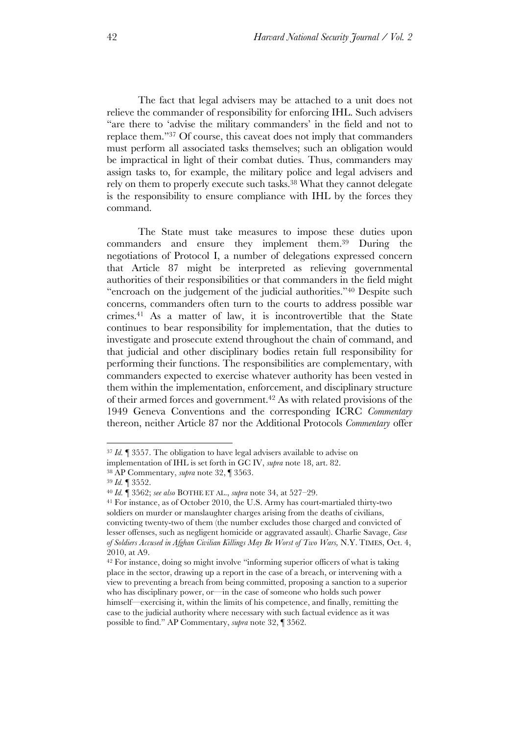The fact that legal advisers may be attached to a unit does not relieve the commander of responsibility for enforcing IHL. Such advisers "are there to 'advise the military commanders' in the field and not to replace them."[37] Of course, this caveat does not imply that commanders must perform all associated tasks themselves; such an obligation would be impractical in light of their combat duties. Thus, commanders may assign tasks to, for example, the military police and legal advisers and rely on them to properly execute such tasks.[38] What they cannot delegate is the responsibility to ensure compliance with IHL by the forces they command.

The State must take measures to impose these duties upon commanders and ensure they implement them.[39] During the negotiations of Protocol I, a number of delegations expressed concern that Article 87 might be interpreted as relieving governmental authorities of their responsibilities or that commanders in the field might "encroach on the judgement of the judicial authorities."[40] Despite such concerns, commanders often turn to the courts to address possible war crimes.[41] As a matter of law, it is incontrovertible that the State continues to bear responsibility for implementation, that the duties to investigate and prosecute extend throughout the chain of command, and that judicial and other disciplinary bodies retain full responsibility for performing their functions. The responsibilities are complementary, with commanders expected to exercise whatever authority has been vested in them within the implementation, enforcement, and disciplinary structure of their armed forces and government.[42] As with related provisions of the 1949 Geneva Conventions and the corresponding ICRC *Commentary* thereon, neither Article 87 nor the Additional Protocols *Commentary* offer

---

[37] *Id.* ¶ 3557. The obligation to have legal advisers available to advise on implementation of IHL is set forth in GC IV, *supra* note 18, art. 82.

[38] AP Commentary, *supra* note 32, ¶ 3563.

[39] *Id.* ¶ 3552.

[40] *Id.* ¶ 3562; *see also* BOTHE ET AL., *supra* note 34, at 527–29.

[41] For instance, as of October 2010, the U.S. Army has court-martialed thirty-two soldiers on murder or manslaughter charges arising from the deaths of civilians, convicting twenty-two of them (the number excludes those charged and convicted of lesser offenses, such as negligent homicide or aggravated assault). Charlie Savage, *Case of Soldiers Accused in Afghan Civilian Killings May Be Worst of Two Wars,* N.Y. TIMES, Oct. 4, 2010, at A9.

[42] For instance, doing so might involve "informing superior officers of what is taking place in the sector, drawing up a report in the case of a breach, or intervening with a view to preventing a breach from being committed, proposing a sanction to a superior who has disciplinary power, or—in the case of someone who holds such power himself—exercising it, within the limits of his competence, and finally, remitting the case to the judicial authority where necessary with such factual evidence as it was possible to find." AP Commentary, *supra* note 32, ¶ 3562.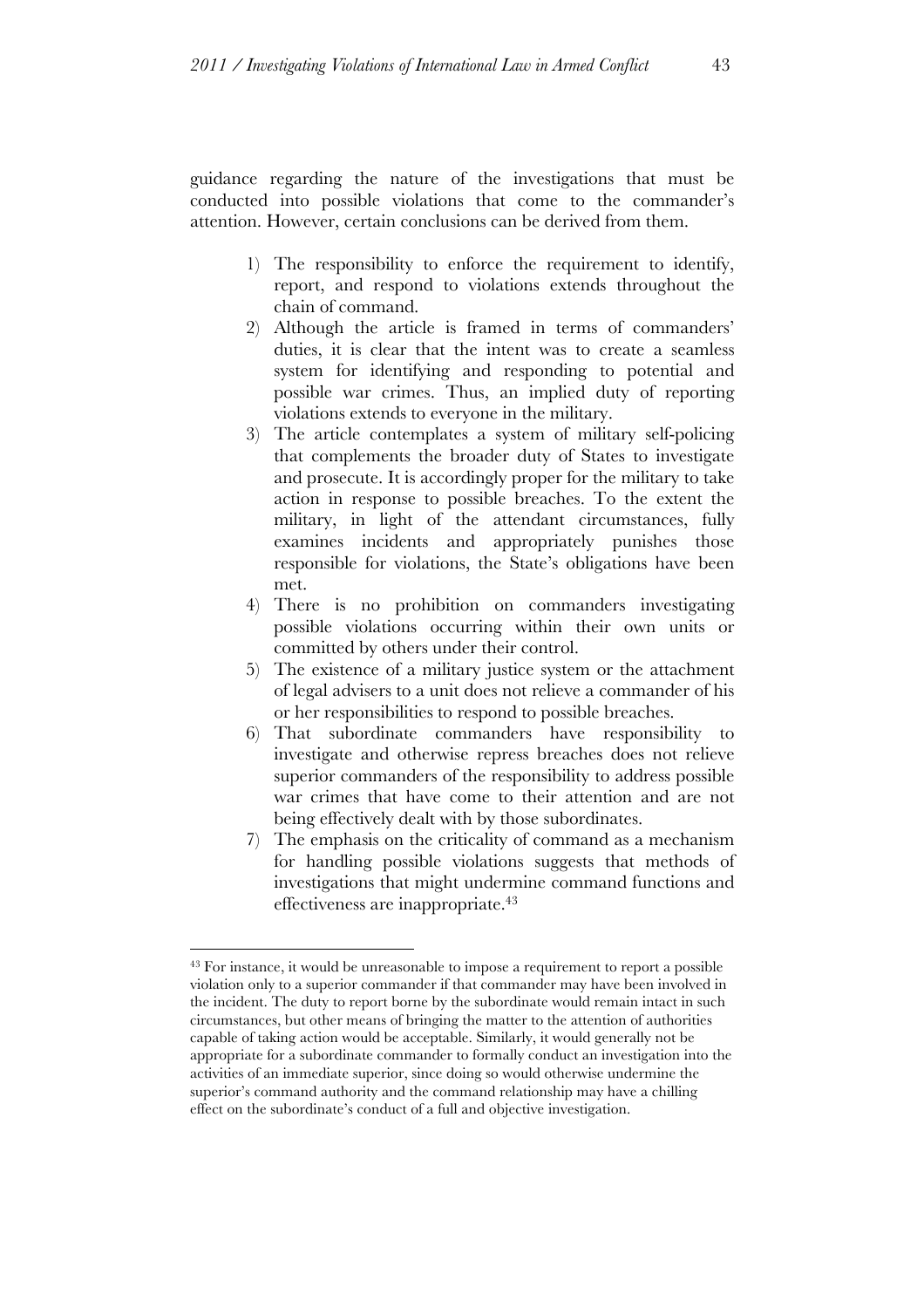guidance regarding the nature of the investigations that must be conducted into possible violations that come to the commander's attention. However, certain conclusions can be derived from them.

1) The responsibility to enforce the requirement to identify, report, and respond to violations extends throughout the chain of command.
2) Although the article is framed in terms of commanders' duties, it is clear that the intent was to create a seamless system for identifying and responding to potential and possible war crimes. Thus, an implied duty of reporting violations extends to everyone in the military.
3) The article contemplates a system of military self-policing that complements the broader duty of States to investigate and prosecute. It is accordingly proper for the military to take action in response to possible breaches. To the extent the military, in light of the attendant circumstances, fully examines incidents and appropriately punishes those responsible for violations, the State's obligations have been met.
4) There is no prohibition on commanders investigating possible violations occurring within their own units or committed by others under their control.
5) The existence of a military justice system or the attachment of legal advisers to a unit does not relieve a commander of his or her responsibilities to respond to possible breaches.
6) That subordinate commanders have responsibility to investigate and otherwise repress breaches does not relieve superior commanders of the responsibility to address possible war crimes that have come to their attention and are not being effectively dealt with by those subordinates.
7) The emphasis on the criticality of command as a mechanism for handling possible violations suggests that methods of investigations that might undermine command functions and effectiveness are inappropriate.[43]

---

[43] For instance, it would be unreasonable to impose a requirement to report a possible violation only to a superior commander if that commander may have been involved in the incident. The duty to report borne by the subordinate would remain intact in such circumstances, but other means of bringing the matter to the attention of authorities capable of taking action would be acceptable. Similarly, it would generally not be appropriate for a subordinate commander to formally conduct an investigation into the activities of an immediate superior, since doing so would otherwise undermine the superior's command authority and the command relationship may have a chilling effect on the subordinate's conduct of a full and objective investigation.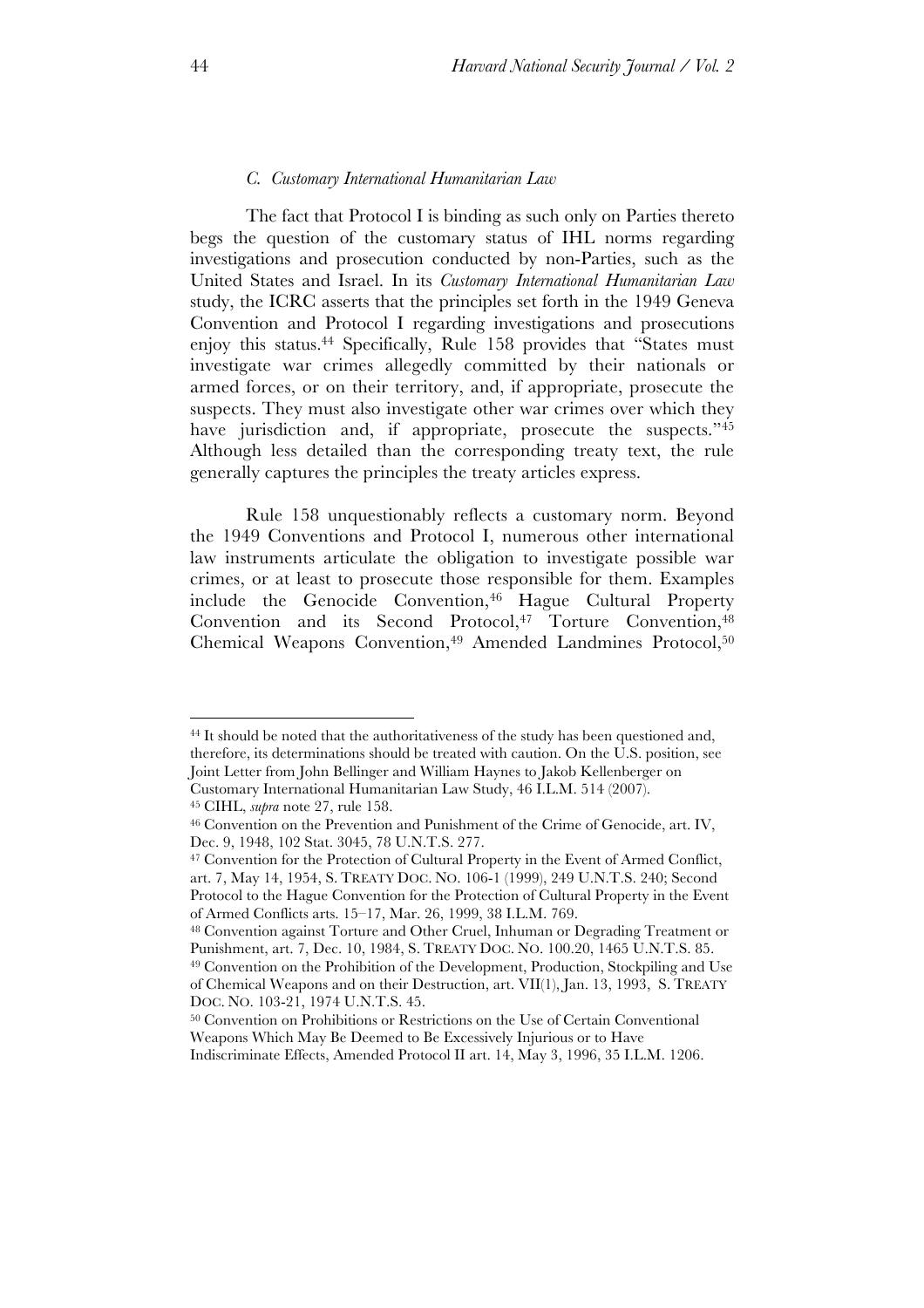### *C. Customary International Humanitarian Law*

The fact that Protocol I is binding as such only on Parties thereto begs the question of the customary status of IHL norms regarding investigations and prosecution conducted by non-Parties, such as the United States and Israel. In its *Customary International Humanitarian Law* study, the ICRC asserts that the principles set forth in the 1949 Geneva Convention and Protocol I regarding investigations and prosecutions enjoy this status.[44] Specifically, Rule 158 provides that "States must investigate war crimes allegedly committed by their nationals or armed forces, or on their territory, and, if appropriate, prosecute the suspects. They must also investigate other war crimes over which they have jurisdiction and, if appropriate, prosecute the suspects."[45] Although less detailed than the corresponding treaty text, the rule generally captures the principles the treaty articles express.

Rule 158 unquestionably reflects a customary norm. Beyond the 1949 Conventions and Protocol I, numerous other international law instruments articulate the obligation to investigate possible war crimes, or at least to prosecute those responsible for them. Examples include the Genocide Convention,[46] Hague Cultural Property Convention and its Second Protocol,[47] Torture Convention,[48] Chemical Weapons Convention,[49] Amended Landmines Protocol,[50]

---

[44] It should be noted that the authoritativeness of the study has been questioned and, therefore, its determinations should be treated with caution. On the U.S. position, see Joint Letter from John Bellinger and William Haynes to Jakob Kellenberger on Customary International Humanitarian Law Study, 46 I.L.M. 514 (2007).

[45] CIHL, *supra* note 27, rule 158.

[46] Convention on the Prevention and Punishment of the Crime of Genocide, art. IV, Dec. 9, 1948, 102 Stat. 3045, 78 U.N.T.S. 277.

[47] Convention for the Protection of Cultural Property in the Event of Armed Conflict, art. 7, May 14, 1954, S. TREATY DOC. NO. 106-1 (1999), 249 U.N.T.S. 240; Second Protocol to the Hague Convention for the Protection of Cultural Property in the Event of Armed Conflicts arts. 15–17, Mar. 26, 1999, 38 I.L.M. 769.

[48] Convention against Torture and Other Cruel, Inhuman or Degrading Treatment or Punishment, art. 7, Dec. 10, 1984, S. TREATY DOC. NO. 100.20, 1465 U.N.T.S. 85.

[49] Convention on the Prohibition of the Development, Production, Stockpiling and Use of Chemical Weapons and on their Destruction, art. VII(1), Jan. 13, 1993, S. TREATY DOC. NO. 103-21, 1974 U.N.T.S. 45.

[50] Convention on Prohibitions or Restrictions on the Use of Certain Conventional Weapons Which May Be Deemed to Be Excessively Injurious or to Have Indiscriminate Effects, Amended Protocol II art. 14, May 3, 1996, 35 I.L.M. 1206.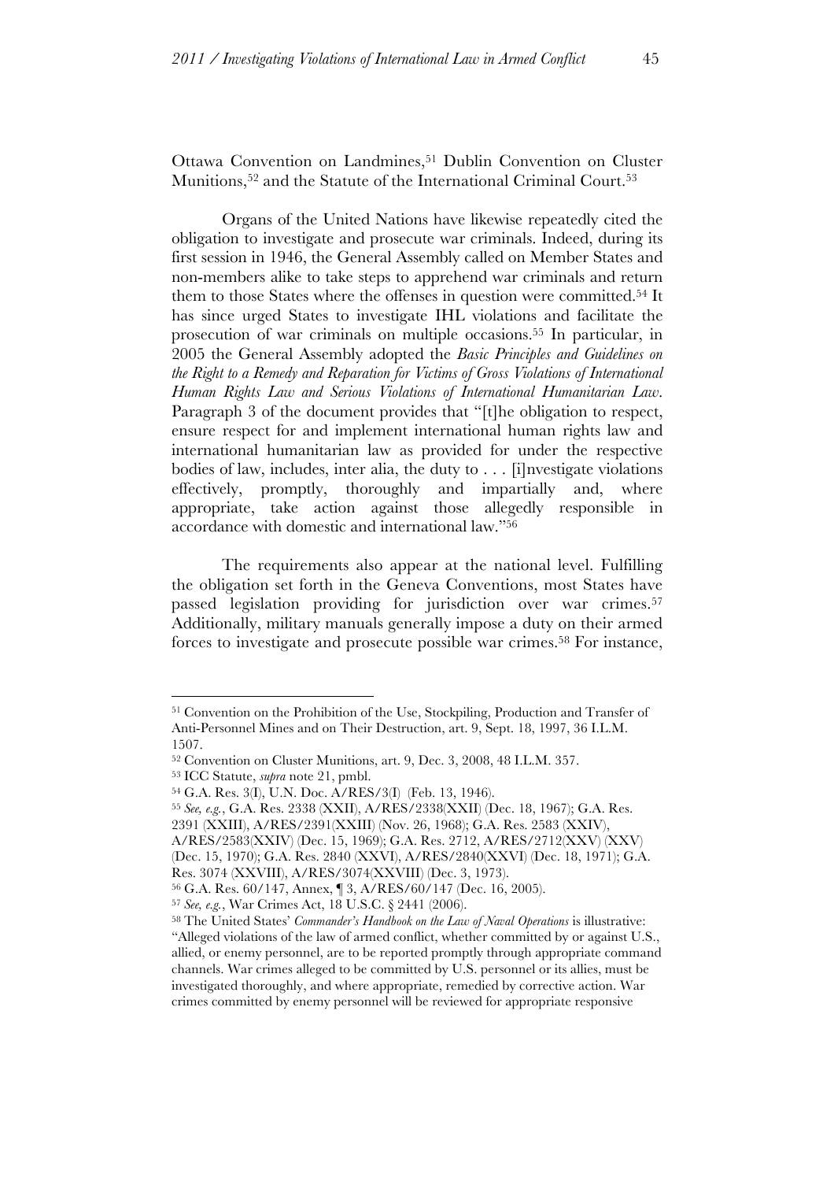Ottawa Convention on Landmines,[51] Dublin Convention on Cluster Munitions,[52] and the Statute of the International Criminal Court.[53]

Organs of the United Nations have likewise repeatedly cited the obligation to investigate and prosecute war criminals. Indeed, during its first session in 1946, the General Assembly called on Member States and non-members alike to take steps to apprehend war criminals and return them to those States where the offenses in question were committed.[54] It has since urged States to investigate IHL violations and facilitate the prosecution of war criminals on multiple occasions.[55] In particular, in 2005 the General Assembly adopted the *Basic Principles and Guidelines on the Right to a Remedy and Reparation for Victims of Gross Violations of International Human Rights Law and Serious Violations of International Humanitarian Law*. Paragraph 3 of the document provides that "[t]he obligation to respect, ensure respect for and implement international human rights law and international humanitarian law as provided for under the respective bodies of law, includes, inter alia, the duty to . . . [i]nvestigate violations effectively, promptly, thoroughly and impartially and, where appropriate, take action against those allegedly responsible in accordance with domestic and international law."[56]

The requirements also appear at the national level. Fulfilling the obligation set forth in the Geneva Conventions, most States have passed legislation providing for jurisdiction over war crimes.[57] Additionally, military manuals generally impose a duty on their armed forces to investigate and prosecute possible war crimes.[58] For instance,

---

[51] Convention on the Prohibition of the Use, Stockpiling, Production and Transfer of Anti-Personnel Mines and on Their Destruction, art. 9, Sept. 18, 1997, 36 I.L.M. 1507.

[52] Convention on Cluster Munitions, art. 9, Dec. 3, 2008, 48 I.L.M. 357.

[53] ICC Statute, *supra* note 21, pmbl.

[54] G.A. Res. 3(I), U.N. Doc. A/RES/3(I) (Feb. 13, 1946).

[55] *See, e.g.*, G.A. Res. 2338 (XXII), A/RES/2338(XXII) (Dec. 18, 1967); G.A. Res. 2391 (XXIII), A/RES/2391(XXIII) (Nov. 26, 1968); G.A. Res. 2583 (XXIV), A/RES/2583(XXIV) (Dec. 15, 1969); G.A. Res. 2712, A/RES/2712(XXV) (XXV) (Dec. 15, 1970); G.A. Res. 2840 (XXVI), A/RES/2840(XXVI) (Dec. 18, 1971); G.A. Res. 3074 (XXVIII), A/RES/3074(XXVIII) (Dec. 3, 1973).

[56] G.A. Res. 60/147, Annex, ¶ 3, A/RES/60/147 (Dec. 16, 2005).

[57] *See, e.g.*, War Crimes Act, 18 U.S.C. § 2441 (2006).

[58] The United States' *Commander's Handbook on the Law of Naval Operations* is illustrative: "Alleged violations of the law of armed conflict, whether committed by or against U.S., allied, or enemy personnel, are to be reported promptly through appropriate command channels. War crimes alleged to be committed by U.S. personnel or its allies, must be investigated thoroughly, and where appropriate, remedied by corrective action. War crimes committed by enemy personnel will be reviewed for appropriate responsive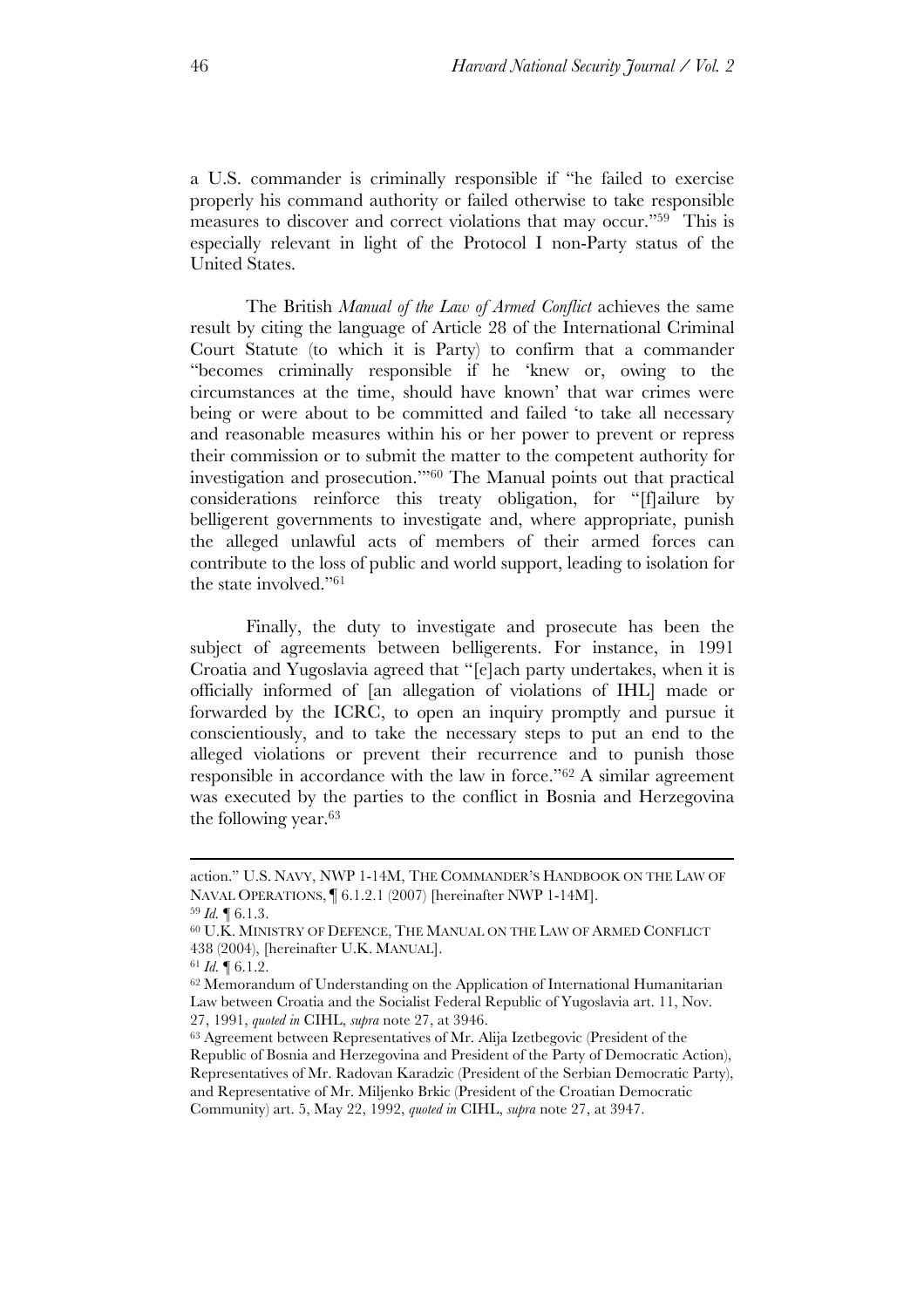a U.S. commander is criminally responsible if "he failed to exercise properly his command authority or failed otherwise to take responsible measures to discover and correct violations that may occur."[59] This is especially relevant in light of the Protocol I non-Party status of the United States.

The British *Manual of the Law of Armed Conflict* achieves the same result by citing the language of Article 28 of the International Criminal Court Statute (to which it is Party) to confirm that a commander "becomes criminally responsible if he 'knew or, owing to the circumstances at the time, should have known' that war crimes were being or were about to be committed and failed 'to take all necessary and reasonable measures within his or her power to prevent or repress their commission or to submit the matter to the competent authority for investigation and prosecution.'"[60] The Manual points out that practical considerations reinforce this treaty obligation, for "[f]ailure by belligerent governments to investigate and, where appropriate, punish the alleged unlawful acts of members of their armed forces can contribute to the loss of public and world support, leading to isolation for the state involved."[61]

Finally, the duty to investigate and prosecute has been the subject of agreements between belligerents. For instance, in 1991 Croatia and Yugoslavia agreed that "[e]ach party undertakes, when it is officially informed of [an allegation of violations of IHL] made or forwarded by the ICRC, to open an inquiry promptly and pursue it conscientiously, and to take the necessary steps to put an end to the alleged violations or prevent their recurrence and to punish those responsible in accordance with the law in force."[62] A similar agreement was executed by the parties to the conflict in Bosnia and Herzegovina the following year.[63]

---

action." U.S. NAVY, NWP 1-14M, THE COMMANDER'S HANDBOOK ON THE LAW OF NAVAL OPERATIONS, ¶ 6.1.2.1 (2007) [hereinafter NWP 1-14M].

[59] *Id.* ¶ 6.1.3.

[60] U.K. MINISTRY OF DEFENCE, THE MANUAL ON THE LAW OF ARMED CONFLICT 438 (2004), [hereinafter U.K. MANUAL].

[61] *Id.* ¶ 6.1.2.

[62] Memorandum of Understanding on the Application of International Humanitarian Law between Croatia and the Socialist Federal Republic of Yugoslavia art. 11, Nov. 27, 1991, *quoted in* CIHL, *supra* note 27, at 3946.

[63] Agreement between Representatives of Mr. Alija Izetbegovic (President of the Republic of Bosnia and Herzegovina and President of the Party of Democratic Action), Representatives of Mr. Radovan Karadzic (President of the Serbian Democratic Party), and Representative of Mr. Miljenko Brkic (President of the Croatian Democratic Community) art. 5, May 22, 1992, *quoted in* CIHL, *supra* note 27, at 3947.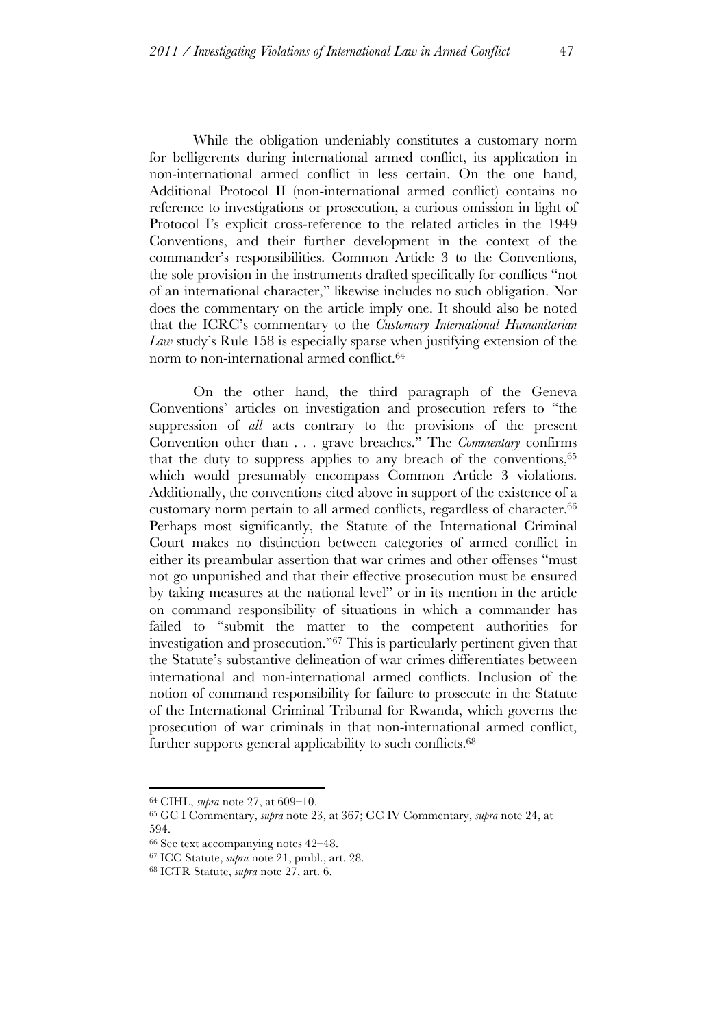While the obligation undeniably constitutes a customary norm for belligerents during international armed conflict, its application in non-international armed conflict in less certain. On the one hand, Additional Protocol II (non-international armed conflict) contains no reference to investigations or prosecution, a curious omission in light of Protocol I's explicit cross-reference to the related articles in the 1949 Conventions, and their further development in the context of the commander's responsibilities. Common Article 3 to the Conventions, the sole provision in the instruments drafted specifically for conflicts "not of an international character," likewise includes no such obligation. Nor does the commentary on the article imply one. It should also be noted that the ICRC's commentary to the *Customary International Humanitarian Law* study's Rule 158 is especially sparse when justifying extension of the norm to non-international armed conflict.[64]

On the other hand, the third paragraph of the Geneva Conventions' articles on investigation and prosecution refers to "the suppression of *all* acts contrary to the provisions of the present Convention other than . . . grave breaches." The *Commentary* confirms that the duty to suppress applies to any breach of the conventions,[65] which would presumably encompass Common Article 3 violations. Additionally, the conventions cited above in support of the existence of a customary norm pertain to all armed conflicts, regardless of character.[66] Perhaps most significantly, the Statute of the International Criminal Court makes no distinction between categories of armed conflict in either its preambular assertion that war crimes and other offenses "must not go unpunished and that their effective prosecution must be ensured by taking measures at the national level" or in its mention in the article on command responsibility of situations in which a commander has failed to "submit the matter to the competent authorities for investigation and prosecution."[67] This is particularly pertinent given that the Statute's substantive delineation of war crimes differentiates between international and non-international armed conflicts. Inclusion of the notion of command responsibility for failure to prosecute in the Statute of the International Criminal Tribunal for Rwanda, which governs the prosecution of war criminals in that non-international armed conflict, further supports general applicability to such conflicts.[68]

---

[64] CIHL, *supra* note 27, at 609–10.

[65] GC I Commentary, *supra* note 23, at 367; GC IV Commentary, *supra* note 24, at 594.

[66] See text accompanying notes 42–48.

[67] ICC Statute, *supra* note 21, pmbl., art. 28.

[68] ICTR Statute, *supra* note 27, art. 6.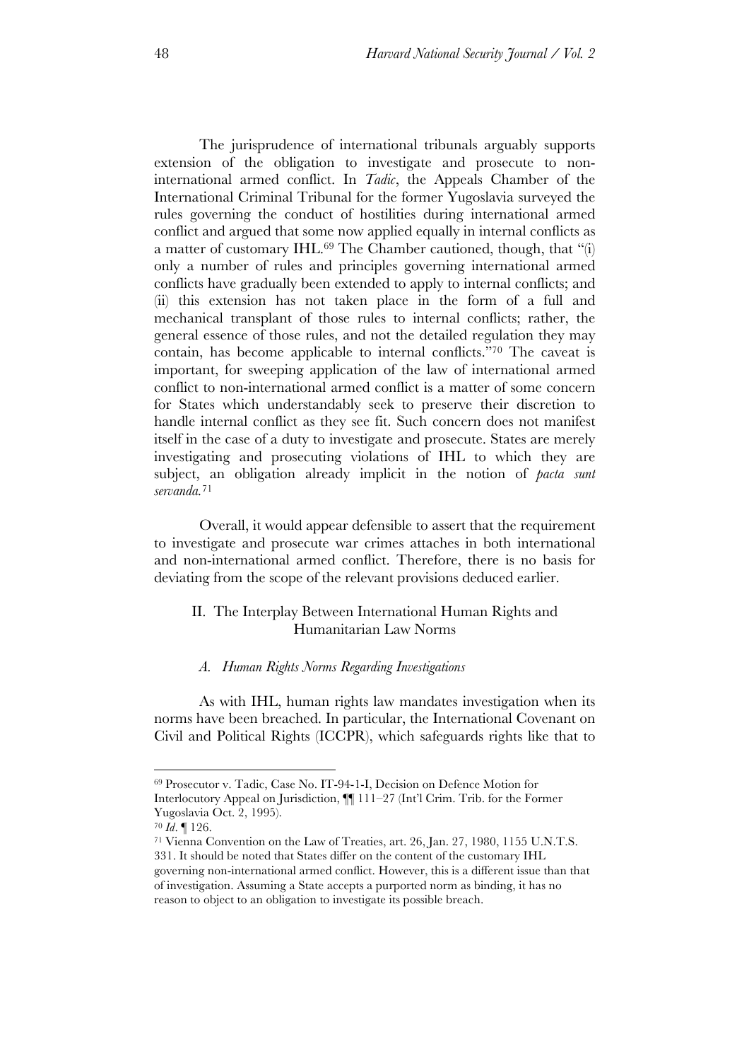The jurisprudence of international tribunals arguably supports extension of the obligation to investigate and prosecute to non-international armed conflict. In *Tadic*, the Appeals Chamber of the International Criminal Tribunal for the former Yugoslavia surveyed the rules governing the conduct of hostilities during international armed conflict and argued that some now applied equally in internal conflicts as a matter of customary IHL.[69] The Chamber cautioned, though, that "(i) only a number of rules and principles governing international armed conflicts have gradually been extended to apply to internal conflicts; and (ii) this extension has not taken place in the form of a full and mechanical transplant of those rules to internal conflicts; rather, the general essence of those rules, and not the detailed regulation they may contain, has become applicable to internal conflicts."[70] The caveat is important, for sweeping application of the law of international armed conflict to non-international armed conflict is a matter of some concern for States which understandably seek to preserve their discretion to handle internal conflict as they see fit. Such concern does not manifest itself in the case of a duty to investigate and prosecute. States are merely investigating and prosecuting violations of IHL to which they are subject, an obligation already implicit in the notion of *pacta sunt servanda*.[71]

Overall, it would appear defensible to assert that the requirement to investigate and prosecute war crimes attaches in both international and non-international armed conflict. Therefore, there is no basis for deviating from the scope of the relevant provisions deduced earlier.

## II. The Interplay Between International Human Rights and Humanitarian Law Norms

### *A. Human Rights Norms Regarding Investigations*

As with IHL, human rights law mandates investigation when its norms have been breached. In particular, the International Covenant on Civil and Political Rights (ICCPR), which safeguards rights like that to

---

[69] Prosecutor v. Tadic, Case No. IT-94-1-I, Decision on Defence Motion for Interlocutory Appeal on Jurisdiction, ¶¶ 111–27 (Int'l Crim. Trib. for the Former Yugoslavia Oct. 2, 1995).

[70] *Id*. ¶ 126.

[71] Vienna Convention on the Law of Treaties, art. 26, Jan. 27, 1980, 1155 U.N.T.S. 331. It should be noted that States differ on the content of the customary IHL governing non-international armed conflict. However, this is a different issue than that of investigation. Assuming a State accepts a purported norm as binding, it has no reason to object to an obligation to investigate its possible breach.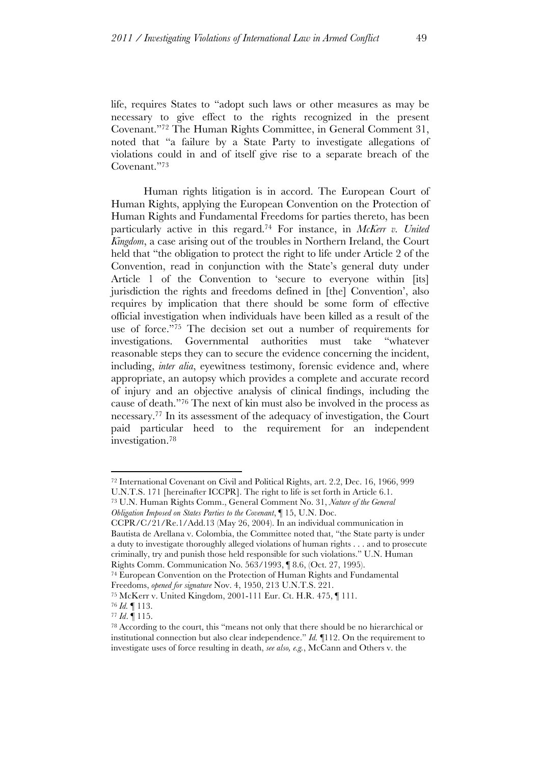life, requires States to "adopt such laws or other measures as may be necessary to give effect to the rights recognized in the present Covenant."[72] The Human Rights Committee, in General Comment 31, noted that "a failure by a State Party to investigate allegations of violations could in and of itself give rise to a separate breach of the Covenant."[73]

Human rights litigation is in accord. The European Court of Human Rights, applying the European Convention on the Protection of Human Rights and Fundamental Freedoms for parties thereto, has been particularly active in this regard.[74] For instance, in *McKerr v. United Kingdom*, a case arising out of the troubles in Northern Ireland, the Court held that "the obligation to protect the right to life under Article 2 of the Convention, read in conjunction with the State's general duty under Article 1 of the Convention to 'secure to everyone within [its] jurisdiction the rights and freedoms defined in [the] Convention', also requires by implication that there should be some form of effective official investigation when individuals have been killed as a result of the use of force."[75] The decision set out a number of requirements for investigations. Governmental authorities must take "whatever reasonable steps they can to secure the evidence concerning the incident, including, *inter alia*, eyewitness testimony, forensic evidence and, where appropriate, an autopsy which provides a complete and accurate record of injury and an objective analysis of clinical findings, including the cause of death."[76] The next of kin must also be involved in the process as necessary.[77] In its assessment of the adequacy of investigation, the Court paid particular heed to the requirement for an independent investigation.[78]

---

[72] International Covenant on Civil and Political Rights, art. 2.2, Dec. 16, 1966, 999 U.N.T.S. 171 [hereinafter ICCPR]. The right to life is set forth in Article 6.1.

[73] U.N. Human Rights Comm., General Comment No. 31, *Nature of the General Obligation Imposed on States Parties to the Covenant*, ¶ 15, U.N. Doc. CCPR/C/21/Re.1/Add.13 (May 26, 2004). In an individual communication in Bautista de Arellana v. Colombia, the Committee noted that, "the State party is under a duty to investigate thoroughly alleged violations of human rights . . . and to prosecute criminally, try and punish those held responsible for such violations." U.N. Human Rights Comm. Communication No. 563/1993, ¶ 8.6, (Oct. 27, 1995).

[74] European Convention on the Protection of Human Rights and Fundamental Freedoms, *opened for signature* Nov. 4, 1950, 213 U.N.T.S. 221.

[75] McKerr v. United Kingdom, 2001-111 Eur. Ct. H.R. 475, ¶ 111.

[76] *Id.* ¶ 113.

[77] *Id*. ¶ 115.

[78] According to the court, this "means not only that there should be no hierarchical or institutional connection but also clear independence." *Id.* ¶112. On the requirement to investigate uses of force resulting in death, *see also, e.g.*, McCann and Others v. the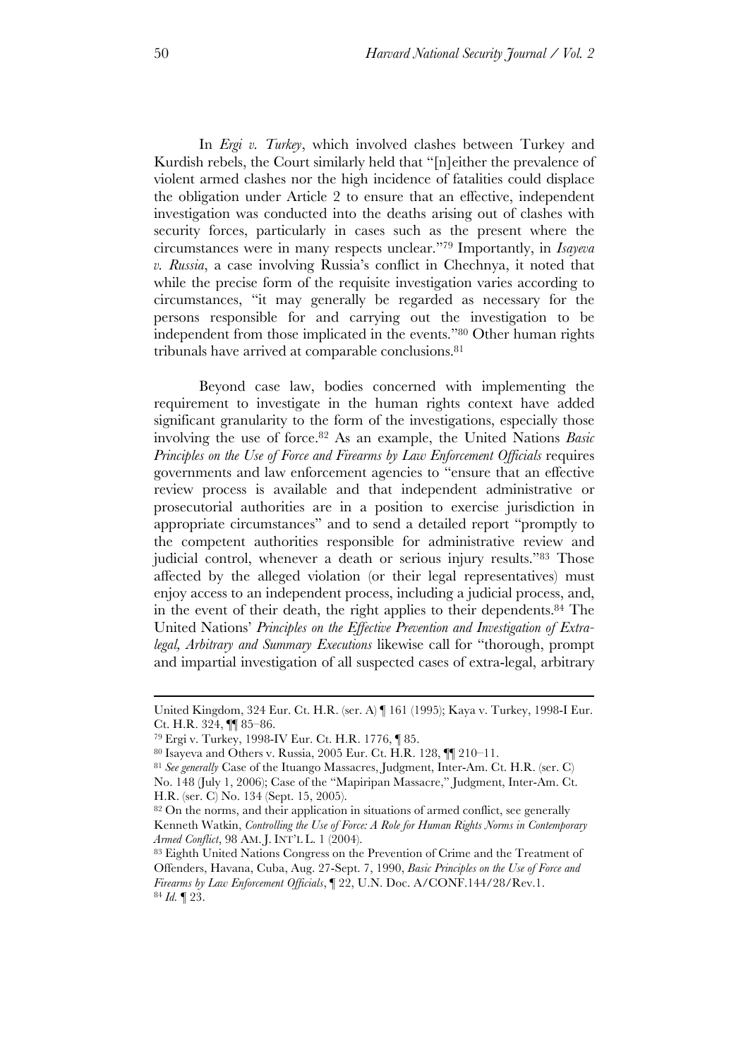In *Ergi v. Turkey*, which involved clashes between Turkey and Kurdish rebels, the Court similarly held that "[n]either the prevalence of violent armed clashes nor the high incidence of fatalities could displace the obligation under Article 2 to ensure that an effective, independent investigation was conducted into the deaths arising out of clashes with security forces, particularly in cases such as the present where the circumstances were in many respects unclear."[79] Importantly, in *Isayeva v. Russia*, a case involving Russia's conflict in Chechnya, it noted that while the precise form of the requisite investigation varies according to circumstances, "it may generally be regarded as necessary for the persons responsible for and carrying out the investigation to be independent from those implicated in the events."[80] Other human rights tribunals have arrived at comparable conclusions.[81]

Beyond case law, bodies concerned with implementing the requirement to investigate in the human rights context have added significant granularity to the form of the investigations, especially those involving the use of force.[82] As an example, the United Nations *Basic Principles on the Use of Force and Firearms by Law Enforcement Officials* requires governments and law enforcement agencies to "ensure that an effective review process is available and that independent administrative or prosecutorial authorities are in a position to exercise jurisdiction in appropriate circumstances" and to send a detailed report "promptly to the competent authorities responsible for administrative review and judicial control, whenever a death or serious injury results."[83] Those affected by the alleged violation (or their legal representatives) must enjoy access to an independent process, including a judicial process, and, in the event of their death, the right applies to their dependents.[84] The United Nations' *Principles on the Effective Prevention and Investigation of Extra-legal, Arbitrary and Summary Executions* likewise call for "thorough, prompt and impartial investigation of all suspected cases of extra-legal, arbitrary

---

United Kingdom, 324 Eur. Ct. H.R. (ser. A) ¶ 161 (1995); Kaya v. Turkey, 1998-I Eur. Ct. H.R. 324, ¶¶ 85–86.

[79] Ergi v. Turkey, 1998-IV Eur. Ct. H.R. 1776, ¶ 85.

[80] Isayeva and Others v. Russia, 2005 Eur. Ct. H.R. 128, ¶¶ 210–11.

[81] *See generally* Case of the Ituango Massacres, Judgment, Inter-Am. Ct. H.R. (ser. C) No. 148 (July 1, 2006); Case of the "Mapiripan Massacre," Judgment, Inter-Am. Ct. H.R. (ser. C) No. 134 (Sept. 15, 2005).

[82] On the norms, and their application in situations of armed conflict, see generally Kenneth Watkin, *Controlling the Use of Force: A Role for Human Rights Norms in Contemporary Armed Conflict*, 98 AM. J. INT'L L. 1 (2004).

[83] Eighth United Nations Congress on the Prevention of Crime and the Treatment of Offenders, Havana, Cuba, Aug. 27-Sept. 7, 1990, *Basic Principles on the Use of Force and Firearms by Law Enforcement Officials*, ¶ 22, U.N. Doc. A/CONF.144/28/Rev.1.

[84] *Id.* ¶ 23.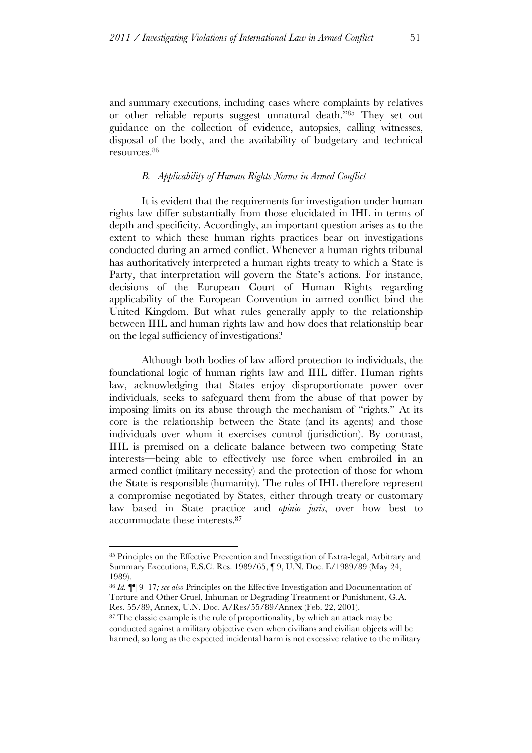and summary executions, including cases where complaints by relatives or other reliable reports suggest unnatural death."[85] They set out guidance on the collection of evidence, autopsies, calling witnesses, disposal of the body, and the availability of budgetary and technical resources.[86]

### *B. Applicability of Human Rights Norms in Armed Conflict*

It is evident that the requirements for investigation under human rights law differ substantially from those elucidated in IHL in terms of depth and specificity. Accordingly, an important question arises as to the extent to which these human rights practices bear on investigations conducted during an armed conflict. Whenever a human rights tribunal has authoritatively interpreted a human rights treaty to which a State is Party, that interpretation will govern the State's actions. For instance, decisions of the European Court of Human Rights regarding applicability of the European Convention in armed conflict bind the United Kingdom. But what rules generally apply to the relationship between IHL and human rights law and how does that relationship bear on the legal sufficiency of investigations?

Although both bodies of law afford protection to individuals, the foundational logic of human rights law and IHL differ. Human rights law, acknowledging that States enjoy disproportionate power over individuals, seeks to safeguard them from the abuse of that power by imposing limits on its abuse through the mechanism of "rights." At its core is the relationship between the State (and its agents) and those individuals over whom it exercises control (jurisdiction). By contrast, IHL is premised on a delicate balance between two competing State interests—being able to effectively use force when embroiled in an armed conflict (military necessity) and the protection of those for whom the State is responsible (humanity). The rules of IHL therefore represent a compromise negotiated by States, either through treaty or customary law based in State practice and *opinio juris*, over how best to accommodate these interests.[87]

---

[85] Principles on the Effective Prevention and Investigation of Extra-legal, Arbitrary and Summary Executions, E.S.C. Res. 1989/65, ¶ 9, U.N. Doc. E/1989/89 (May 24, 1989).

[86] *Id.* ¶¶ 9–17*; see also* Principles on the Effective Investigation and Documentation of Torture and Other Cruel, Inhuman or Degrading Treatment or Punishment, G.A. Res. 55/89, Annex, U.N. Doc. A/Res/55/89/Annex (Feb. 22, 2001).

[87] The classic example is the rule of proportionality, by which an attack may be conducted against a military objective even when civilians and civilian objects will be harmed, so long as the expected incidental harm is not excessive relative to the military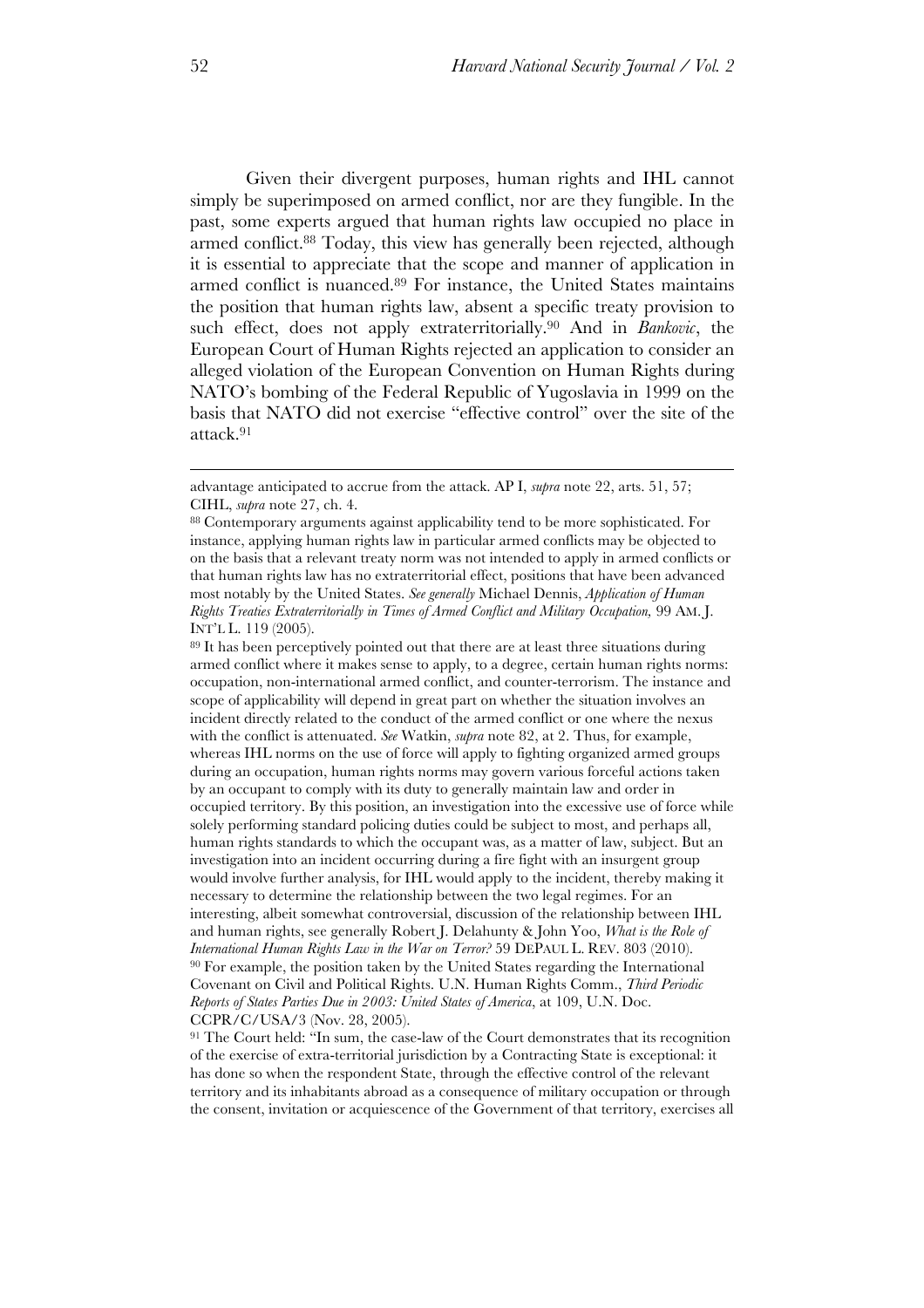Given their divergent purposes, human rights and IHL cannot simply be superimposed on armed conflict, nor are they fungible. In the past, some experts argued that human rights law occupied no place in armed conflict.[88] Today, this view has generally been rejected, although it is essential to appreciate that the scope and manner of application in armed conflict is nuanced.[89] For instance, the United States maintains the position that human rights law, absent a specific treaty provision to such effect, does not apply extraterritorially.[90] And in *Bankovic*, the European Court of Human Rights rejected an application to consider an alleged violation of the European Convention on Human Rights during NATO's bombing of the Federal Republic of Yugoslavia in 1999 on the basis that NATO did not exercise "effective control" over the site of the attack.[91]

---

advantage anticipated to accrue from the attack. AP I, *supra* note 22, arts. 51, 57; CIHL, *supra* note 27, ch. 4.

[88] Contemporary arguments against applicability tend to be more sophisticated. For instance, applying human rights law in particular armed conflicts may be objected to on the basis that a relevant treaty norm was not intended to apply in armed conflicts or that human rights law has no extraterritorial effect, positions that have been advanced most notably by the United States. *See generally* Michael Dennis, *Application of Human Rights Treaties Extraterritorially in Times of Armed Conflict and Military Occupation,* 99 AM. J. INT'L L. 119 (2005).

[89] It has been perceptively pointed out that there are at least three situations during armed conflict where it makes sense to apply, to a degree, certain human rights norms: occupation, non-international armed conflict, and counter-terrorism. The instance and scope of applicability will depend in great part on whether the situation involves an incident directly related to the conduct of the armed conflict or one where the nexus with the conflict is attenuated. *See* Watkin, *supra* note 82, at 2. Thus, for example, whereas IHL norms on the use of force will apply to fighting organized armed groups during an occupation, human rights norms may govern various forceful actions taken by an occupant to comply with its duty to generally maintain law and order in occupied territory. By this position, an investigation into the excessive use of force while solely performing standard policing duties could be subject to most, and perhaps all, human rights standards to which the occupant was, as a matter of law, subject. But an investigation into an incident occurring during a fire fight with an insurgent group would involve further analysis, for IHL would apply to the incident, thereby making it necessary to determine the relationship between the two legal regimes. For an interesting, albeit somewhat controversial, discussion of the relationship between IHL and human rights, see generally Robert J. Delahunty & John Yoo, *What is the Role of International Human Rights Law in the War on Terror?* 59 DEPAUL L. REV. 803 (2010).

[90] For example, the position taken by the United States regarding the International Covenant on Civil and Political Rights. U.N. Human Rights Comm., *Third Periodic Reports of States Parties Due in 2003: United States of America*, at 109, U.N. Doc. CCPR/C/USA/3 (Nov. 28, 2005).

[91] The Court held: "In sum, the case-law of the Court demonstrates that its recognition of the exercise of extra-territorial jurisdiction by a Contracting State is exceptional: it has done so when the respondent State, through the effective control of the relevant territory and its inhabitants abroad as a consequence of military occupation or through the consent, invitation or acquiescence of the Government of that territory, exercises all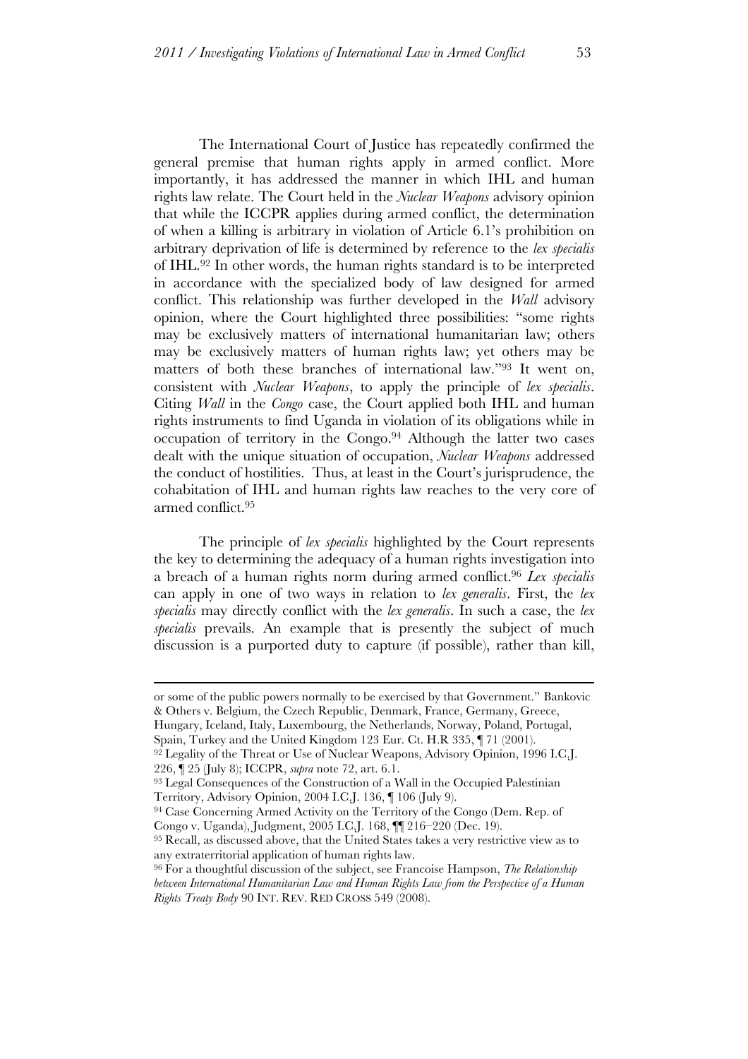The International Court of Justice has repeatedly confirmed the general premise that human rights apply in armed conflict. More importantly, it has addressed the manner in which IHL and human rights law relate. The Court held in the *Nuclear Weapons* advisory opinion that while the ICCPR applies during armed conflict, the determination of when a killing is arbitrary in violation of Article 6.1's prohibition on arbitrary deprivation of life is determined by reference to the *lex specialis* of IHL.[92] In other words, the human rights standard is to be interpreted in accordance with the specialized body of law designed for armed conflict. This relationship was further developed in the *Wall* advisory opinion, where the Court highlighted three possibilities: "some rights may be exclusively matters of international humanitarian law; others may be exclusively matters of human rights law; yet others may be matters of both these branches of international law."[93] It went on, consistent with *Nuclear Weapons*, to apply the principle of *lex specialis*. Citing *Wall* in the *Congo* case, the Court applied both IHL and human rights instruments to find Uganda in violation of its obligations while in occupation of territory in the Congo.[94] Although the latter two cases dealt with the unique situation of occupation, *Nuclear Weapons* addressed the conduct of hostilities. Thus, at least in the Court's jurisprudence, the cohabitation of IHL and human rights law reaches to the very core of armed conflict.[95]

The principle of *lex specialis* highlighted by the Court represents the key to determining the adequacy of a human rights investigation into a breach of a human rights norm during armed conflict.[96] *Lex specialis* can apply in one of two ways in relation to *lex generalis*. First, the *lex specialis* may directly conflict with the *lex generalis*. In such a case, the *lex specialis* prevails. An example that is presently the subject of much discussion is a purported duty to capture (if possible), rather than kill,

---

or some of the public powers normally to be exercised by that Government." Bankovic & Others v. Belgium, the Czech Republic, Denmark, France, Germany, Greece, Hungary, Iceland, Italy, Luxembourg, the Netherlands, Norway, Poland, Portugal, Spain, Turkey and the United Kingdom 123 Eur. Ct. H.R 335, ¶ 71 (2001).

[92] Legality of the Threat or Use of Nuclear Weapons, Advisory Opinion, 1996 I.C.J. 226, ¶ 25 (July 8); ICCPR, *supra* note 72, art. 6.1.

[93] Legal Consequences of the Construction of a Wall in the Occupied Palestinian Territory, Advisory Opinion, 2004 I.C.J. 136, ¶ 106 (July 9).

[94] Case Concerning Armed Activity on the Territory of the Congo (Dem. Rep. of Congo v. Uganda), Judgment, 2005 I.C.J. 168, ¶¶ 216–220 (Dec. 19).

[95] Recall, as discussed above, that the United States takes a very restrictive view as to any extraterritorial application of human rights law.

[96] For a thoughtful discussion of the subject, see Francoise Hampson, *The Relationship between International Humanitarian Law and Human Rights Law from the Perspective of a Human Rights Treaty Body* 90 INT. REV. RED CROSS 549 (2008).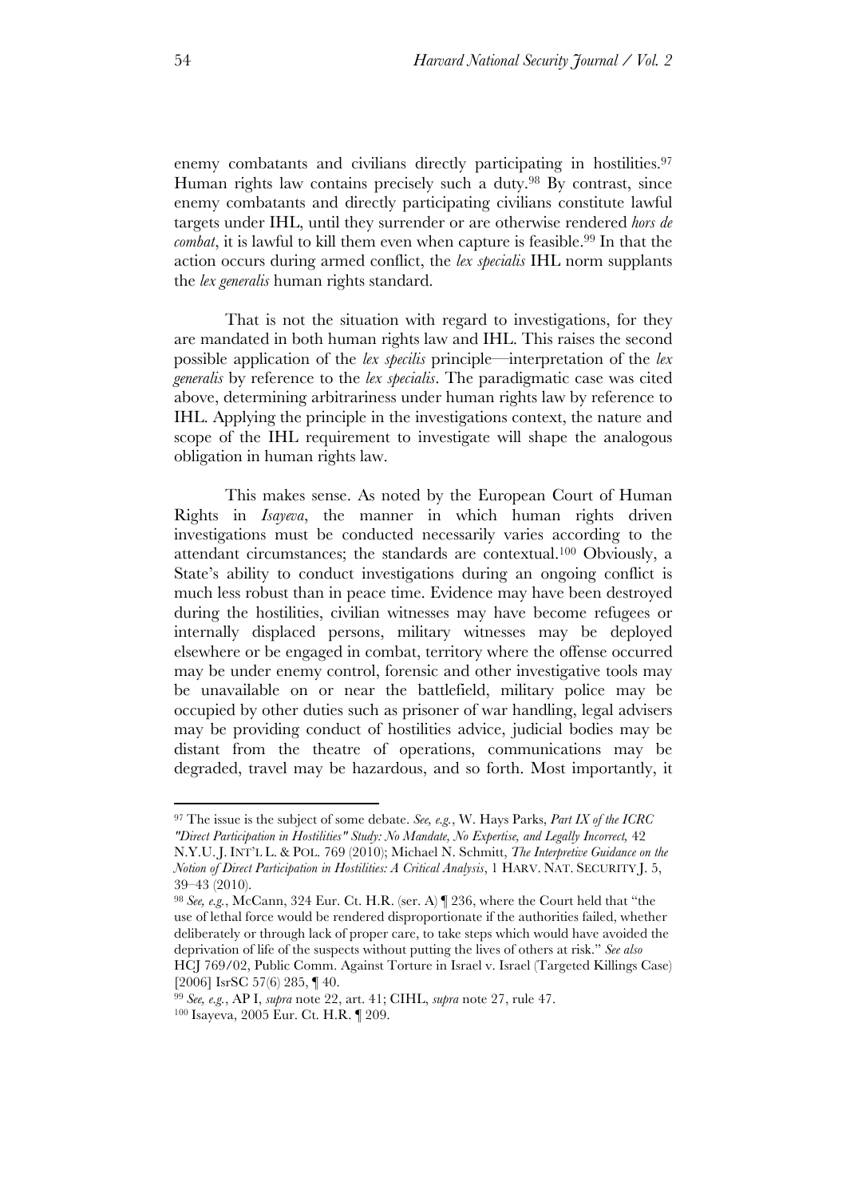enemy combatants and civilians directly participating in hostilities.[97] Human rights law contains precisely such a duty.[98] By contrast, since enemy combatants and directly participating civilians constitute lawful targets under IHL, until they surrender or are otherwise rendered *hors de combat*, it is lawful to kill them even when capture is feasible.[99] In that the action occurs during armed conflict, the *lex specialis* IHL norm supplants the *lex generalis* human rights standard.

That is not the situation with regard to investigations, for they are mandated in both human rights law and IHL. This raises the second possible application of the *lex specilis* principle—interpretation of the *lex generalis* by reference to the *lex specialis*. The paradigmatic case was cited above, determining arbitrariness under human rights law by reference to IHL. Applying the principle in the investigations context, the nature and scope of the IHL requirement to investigate will shape the analogous obligation in human rights law.

This makes sense. As noted by the European Court of Human Rights in *Isayeva*, the manner in which human rights driven investigations must be conducted necessarily varies according to the attendant circumstances; the standards are contextual.[100] Obviously, a State's ability to conduct investigations during an ongoing conflict is much less robust than in peace time. Evidence may have been destroyed during the hostilities, civilian witnesses may have become refugees or internally displaced persons, military witnesses may be deployed elsewhere or be engaged in combat, territory where the offense occurred may be under enemy control, forensic and other investigative tools may be unavailable on or near the battlefield, military police may be occupied by other duties such as prisoner of war handling, legal advisers may be providing conduct of hostilities advice, judicial bodies may be distant from the theatre of operations, communications may be degraded, travel may be hazardous, and so forth. Most importantly, it

---

[97] The issue is the subject of some debate. *See, e.g.*, W. Hays Parks, *Part IX of the ICRC "Direct Participation in Hostilities" Study: No Mandate, No Expertise, and Legally Incorrect,* 42 N.Y.U. J. INT'L L. & POL. 769 (2010); Michael N. Schmitt, *The Interpretive Guidance on the Notion of Direct Participation in Hostilities: A Critical Analysis*, 1 HARV. NAT. SECURITY J. 5, 39–43 (2010).

[98] *See, e.g.*, McCann, 324 Eur. Ct. H.R. (ser. A) ¶ 236, where the Court held that "the use of lethal force would be rendered disproportionate if the authorities failed, whether deliberately or through lack of proper care, to take steps which would have avoided the deprivation of life of the suspects without putting the lives of others at risk." *See also* HCJ 769/02, Public Comm. Against Torture in Israel v. Israel (Targeted Killings Case) [2006] IsrSC 57(6) 285, ¶ 40.

[99] *See, e.g.*, AP I, *supra* note 22, art. 41; CIHL, *supra* note 27, rule 47.

[100] Isayeva, 2005 Eur. Ct. H.R. ¶ 209.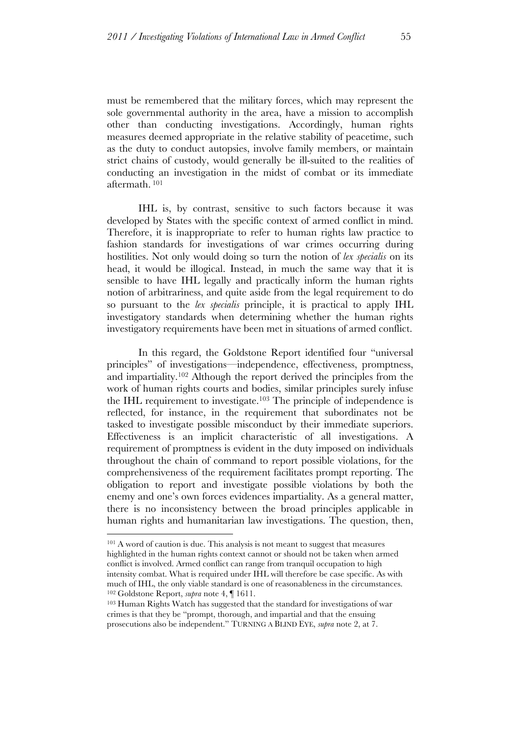must be remembered that the military forces, which may represent the sole governmental authority in the area, have a mission to accomplish other than conducting investigations. Accordingly, human rights measures deemed appropriate in the relative stability of peacetime, such as the duty to conduct autopsies, involve family members, or maintain strict chains of custody, would generally be ill-suited to the realities of conducting an investigation in the midst of combat or its immediate aftermath.[101]

IHL is, by contrast, sensitive to such factors because it was developed by States with the specific context of armed conflict in mind. Therefore, it is inappropriate to refer to human rights law practice to fashion standards for investigations of war crimes occurring during hostilities. Not only would doing so turn the notion of *lex specialis* on its head, it would be illogical. Instead, in much the same way that it is sensible to have IHL legally and practically inform the human rights notion of arbitrariness, and quite aside from the legal requirement to do so pursuant to the *lex specialis* principle, it is practical to apply IHL investigatory standards when determining whether the human rights investigatory requirements have been met in situations of armed conflict.

In this regard, the Goldstone Report identified four "universal principles" of investigations—independence, effectiveness, promptness, and impartiality.[102] Although the report derived the principles from the work of human rights courts and bodies, similar principles surely infuse the IHL requirement to investigate.[103] The principle of independence is reflected, for instance, in the requirement that subordinates not be tasked to investigate possible misconduct by their immediate superiors. Effectiveness is an implicit characteristic of all investigations. A requirement of promptness is evident in the duty imposed on individuals throughout the chain of command to report possible violations, for the comprehensiveness of the requirement facilitates prompt reporting. The obligation to report and investigate possible violations by both the enemy and one's own forces evidences impartiality. As a general matter, there is no inconsistency between the broad principles applicable in human rights and humanitarian law investigations. The question, then,

---

[101] A word of caution is due. This analysis is not meant to suggest that measures highlighted in the human rights context cannot or should not be taken when armed conflict is involved. Armed conflict can range from tranquil occupation to high intensity combat. What is required under IHL will therefore be case specific. As with much of IHL, the only viable standard is one of reasonableness in the circumstances.

[102] Goldstone Report, *supra* note 4, ¶ 1611.

[103] Human Rights Watch has suggested that the standard for investigations of war crimes is that they be "prompt, thorough, and impartial and that the ensuing prosecutions also be independent." TURNING A BLIND EYE, *supra* note 2, at 7.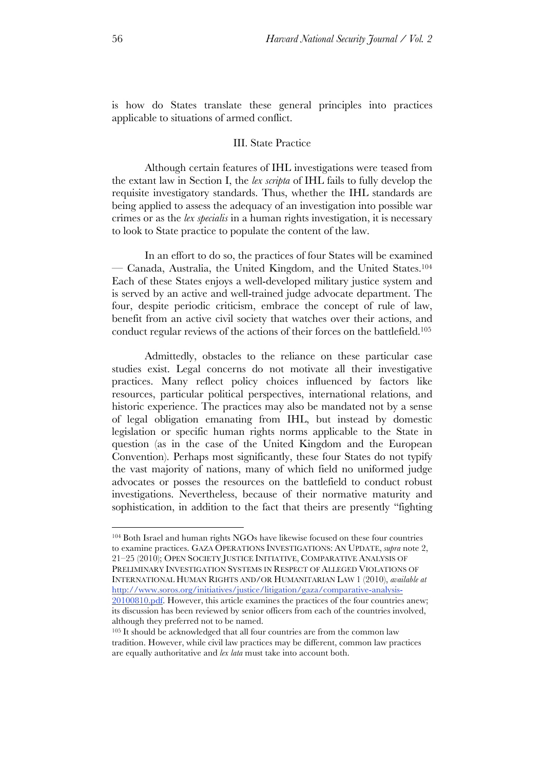is how do States translate these general principles into practices applicable to situations of armed conflict.

## III. State Practice

Although certain features of IHL investigations were teased from the extant law in Section I, the *lex scripta* of IHL fails to fully develop the requisite investigatory standards. Thus, whether the IHL standards are being applied to assess the adequacy of an investigation into possible war crimes or as the *lex specialis* in a human rights investigation, it is necessary to look to State practice to populate the content of the law.

In an effort to do so, the practices of four States will be examined — Canada, Australia, the United Kingdom, and the United States.[104] Each of these States enjoys a well-developed military justice system and is served by an active and well-trained judge advocate department. The four, despite periodic criticism, embrace the concept of rule of law, benefit from an active civil society that watches over their actions, and conduct regular reviews of the actions of their forces on the battlefield.[105]

Admittedly, obstacles to the reliance on these particular case studies exist. Legal concerns do not motivate all their investigative practices. Many reflect policy choices influenced by factors like resources, particular political perspectives, international relations, and historic experience. The practices may also be mandated not by a sense of legal obligation emanating from IHL, but instead by domestic legislation or specific human rights norms applicable to the State in question (as in the case of the United Kingdom and the European Convention). Perhaps most significantly, these four States do not typify the vast majority of nations, many of which field no uniformed judge advocates or posses the resources on the battlefield to conduct robust investigations. Nevertheless, because of their normative maturity and sophistication, in addition to the fact that theirs are presently "fighting

---

[104] Both Israel and human rights NGOs have likewise focused on these four countries to examine practices. GAZA OPERATIONS INVESTIGATIONS: AN UPDATE, *supra* note 2, 21–25 (2010); OPEN SOCIETY JUSTICE INITIATIVE, COMPARATIVE ANALYSIS OF PRELIMINARY INVESTIGATION SYSTEMS IN RESPECT OF ALLEGED VIOLATIONS OF INTERNATIONAL HUMAN RIGHTS AND/OR HUMANITARIAN LAW 1 (2010), *available at* http://www.soros.org/initiatives/justice/litigation/gaza/comparative-analysis-20100810.pdf. However, this article examines the practices of the four countries anew; its discussion has been reviewed by senior officers from each of the countries involved, although they preferred not to be named.

[105] It should be acknowledged that all four countries are from the common law tradition. However, while civil law practices may be different, common law practices are equally authoritative and *lex lata* must take into account both.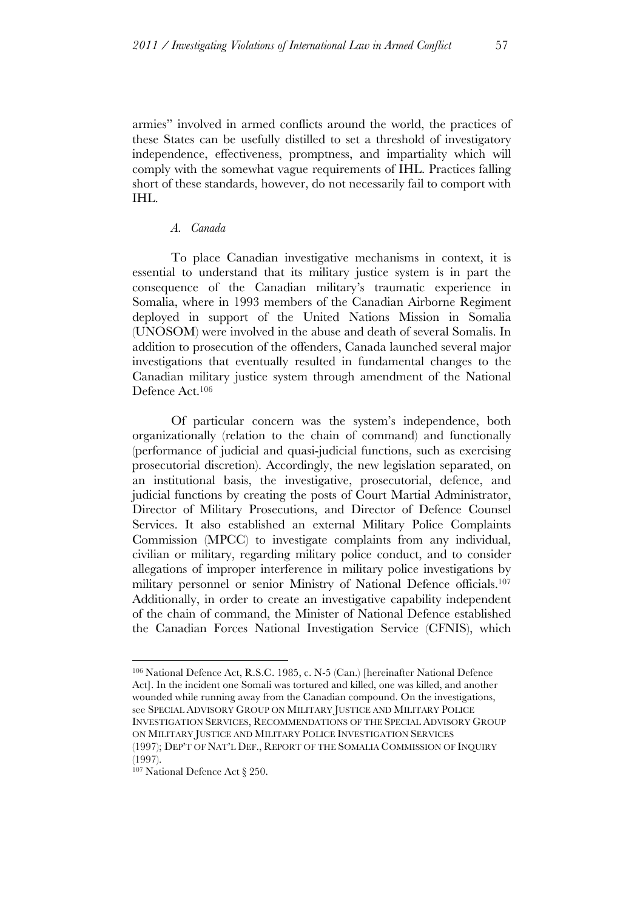armies" involved in armed conflicts around the world, the practices of these States can be usefully distilled to set a threshold of investigatory independence, effectiveness, promptness, and impartiality which will comply with the somewhat vague requirements of IHL. Practices falling short of these standards, however, do not necessarily fail to comport with IHL.

### *A. Canada*

To place Canadian investigative mechanisms in context, it is essential to understand that its military justice system is in part the consequence of the Canadian military's traumatic experience in Somalia, where in 1993 members of the Canadian Airborne Regiment deployed in support of the United Nations Mission in Somalia (UNOSOM) were involved in the abuse and death of several Somalis. In addition to prosecution of the offenders, Canada launched several major investigations that eventually resulted in fundamental changes to the Canadian military justice system through amendment of the National Defence Act.[106]

Of particular concern was the system's independence, both organizationally (relation to the chain of command) and functionally (performance of judicial and quasi-judicial functions, such as exercising prosecutorial discretion). Accordingly, the new legislation separated, on an institutional basis, the investigative, prosecutorial, defence, and judicial functions by creating the posts of Court Martial Administrator, Director of Military Prosecutions, and Director of Defence Counsel Services. It also established an external Military Police Complaints Commission (MPCC) to investigate complaints from any individual, civilian or military, regarding military police conduct, and to consider allegations of improper interference in military police investigations by military personnel or senior Ministry of National Defence officials.[107] Additionally, in order to create an investigative capability independent of the chain of command, the Minister of National Defence established the Canadian Forces National Investigation Service (CFNIS), which

---

[106] National Defence Act, R.S.C. 1985, c. N-5 (Can.) [hereinafter National Defence Act]. In the incident one Somali was tortured and killed, one was killed, and another wounded while running away from the Canadian compound. On the investigations, see SPECIAL ADVISORY GROUP ON MILITARY JUSTICE AND MILITARY POLICE INVESTIGATION SERVICES, RECOMMENDATIONS OF THE SPECIAL ADVISORY GROUP ON MILITARY JUSTICE AND MILITARY POLICE INVESTIGATION SERVICES (1997); DEP'T OF NAT'L DEF., REPORT OF THE SOMALIA COMMISSION OF INQUIRY (1997).

[107] National Defence Act § 250.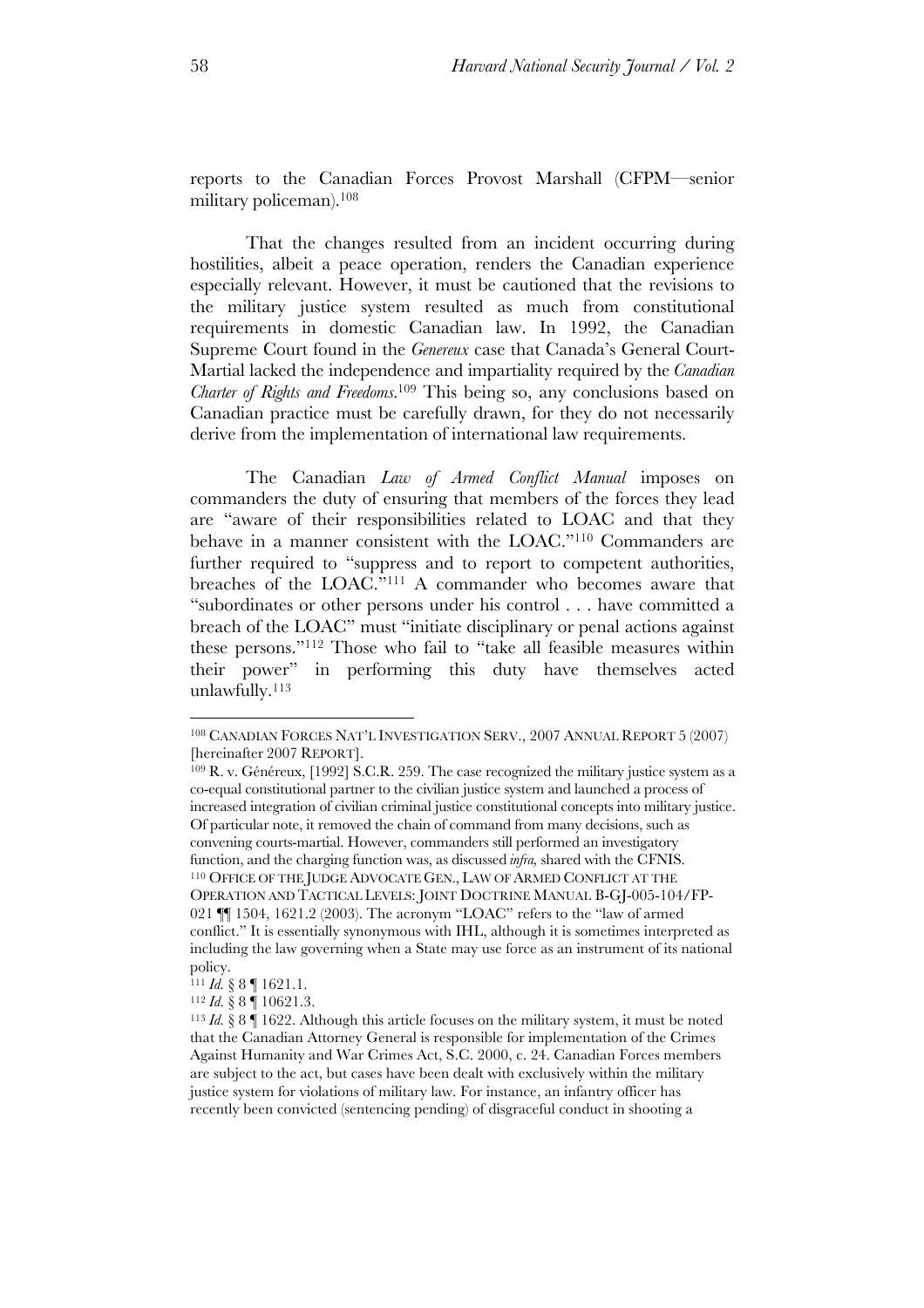reports to the Canadian Forces Provost Marshall (CFPM—senior military policeman).[108]

That the changes resulted from an incident occurring during hostilities, albeit a peace operation, renders the Canadian experience especially relevant. However, it must be cautioned that the revisions to the military justice system resulted as much from constitutional requirements in domestic Canadian law. In 1992, the Canadian Supreme Court found in the *Genereux* case that Canada's General Court-Martial lacked the independence and impartiality required by the *Canadian Charter of Rights and Freedoms*.[109] This being so, any conclusions based on Canadian practice must be carefully drawn, for they do not necessarily derive from the implementation of international law requirements.

The Canadian *Law of Armed Conflict Manual* imposes on commanders the duty of ensuring that members of the forces they lead are "aware of their responsibilities related to LOAC and that they behave in a manner consistent with the LOAC."[110] Commanders are further required to "suppress and to report to competent authorities, breaches of the LOAC."[111] A commander who becomes aware that "subordinates or other persons under his control . . . have committed a breach of the LOAC" must "initiate disciplinary or penal actions against these persons."[112] Those who fail to "take all feasible measures within their power" in performing this duty have themselves acted unlawfully.[113]

---

[108] CANADIAN FORCES NAT'L INVESTIGATION SERV., 2007 ANNUAL REPORT 5 (2007) [hereinafter 2007 REPORT].

[109] R. v. Généreux, [1992] S.C.R. 259. The case recognized the military justice system as a co-equal constitutional partner to the civilian justice system and launched a process of increased integration of civilian criminal justice constitutional concepts into military justice. Of particular note, it removed the chain of command from many decisions, such as convening courts-martial. However, commanders still performed an investigatory function, and the charging function was, as discussed *infra*, shared with the CFNIS.

[110] OFFICE OF THE JUDGE ADVOCATE GEN., LAW OF ARMED CONFLICT AT THE OPERATION AND TACTICAL LEVELS: JOINT DOCTRINE MANUAL B-GJ-005-104/FP-021 ¶¶ 1504, 1621.2 (2003). The acronym "LOAC" refers to the "law of armed conflict." It is essentially synonymous with IHL, although it is sometimes interpreted as including the law governing when a State may use force as an instrument of its national policy.

[111] *Id.* § 8 ¶ 1621.1.

[112] *Id.* § 8 ¶ 10621.3.

[113] *Id.* § 8 ¶ 1622. Although this article focuses on the military system, it must be noted that the Canadian Attorney General is responsible for implementation of the Crimes Against Humanity and War Crimes Act, S.C. 2000, c. 24. Canadian Forces members are subject to the act, but cases have been dealt with exclusively within the military justice system for violations of military law. For instance, an infantry officer has recently been convicted (sentencing pending) of disgraceful conduct in shooting a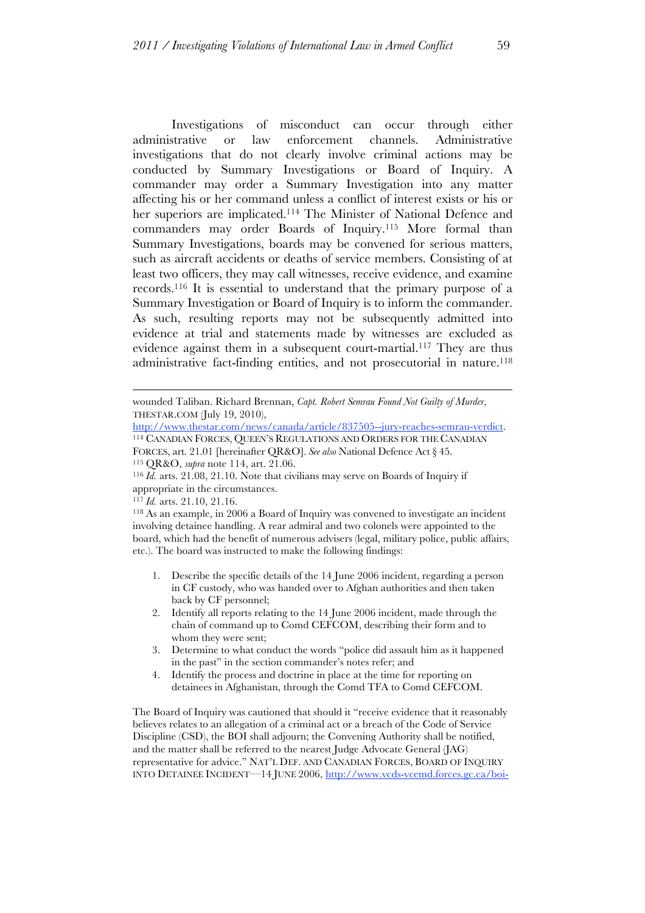Investigations of misconduct can occur through either administrative or law enforcement channels. Administrative investigations that do not clearly involve criminal actions may be conducted by Summary Investigations or Board of Inquiry. A commander may order a Summary Investigation into any matter affecting his or her command unless a conflict of interest exists or his or her superiors are implicated.[114] The Minister of National Defence and commanders may order Boards of Inquiry.[115] More formal than Summary Investigations, boards may be convened for serious matters, such as aircraft accidents or deaths of service members. Consisting of at least two officers, they may call witnesses, receive evidence, and examine records.[116] It is essential to understand that the primary purpose of a Summary Investigation or Board of Inquiry is to inform the commander. As such, resulting reports may not be subsequently admitted into evidence at trial and statements made by witnesses are excluded as evidence against them in a subsequent court-martial.[117] They are thus administrative fact-finding entities, and not prosecutorial in nature.[118]

---

wounded Taliban. Richard Brennan, *Capt. Robert Semrau Found Not Guilty of Murder*, THESTAR.COM (July 19, 2010), http://www.thestar.com/news/canada/article/837505--jury-reaches-semrau-verdict.

[114] CANADIAN FORCES, QUEEN'S REGULATIONS AND ORDERS FOR THE CANADIAN FORCES, art. 21.01 [hereinafter QR&O]. *See also* National Defence Act § 45.

[115] QR&O, *supra* note 114, art. 21.06.

[116] *Id.* arts. 21.08, 21.10. Note that civilians may serve on Boards of Inquiry if appropriate in the circumstances.

[117] *Id.* arts. 21.10, 21.16.

[118] As an example, in 2006 a Board of Inquiry was convened to investigate an incident involving detainee handling. A rear admiral and two colonels were appointed to the board, which had the benefit of numerous advisers (legal, military police, public affairs, etc.). The board was instructed to make the following findings:

1. Describe the specific details of the 14 June 2006 incident, regarding a person in CF custody, who was handed over to Afghan authorities and then taken back by CF personnel;
2. Identify all reports relating to the 14 June 2006 incident, made through the chain of command up to Comd CEFCOM, describing their form and to whom they were sent;
3. Determine to what conduct the words "police did assault him as it happened in the past" in the section commander's notes refer; and
4. Identify the process and doctrine in place at the time for reporting on detainees in Afghanistan, through the Comd TFA to Comd CEFCOM.

The Board of Inquiry was cautioned that should it "receive evidence that it reasonably believes relates to an allegation of a criminal act or a breach of the Code of Service Discipline (CSD), the BOI shall adjourn; the Convening Authority shall be notified, and the matter shall be referred to the nearest Judge Advocate General (JAG) representative for advice." NAT'L DEF. AND CANADIAN FORCES, BOARD OF INQUIRY INTO DETAINEE INCIDENT—14 JUNE 2006, http://www.vcds-vcemd.forces.gc.ca/boi-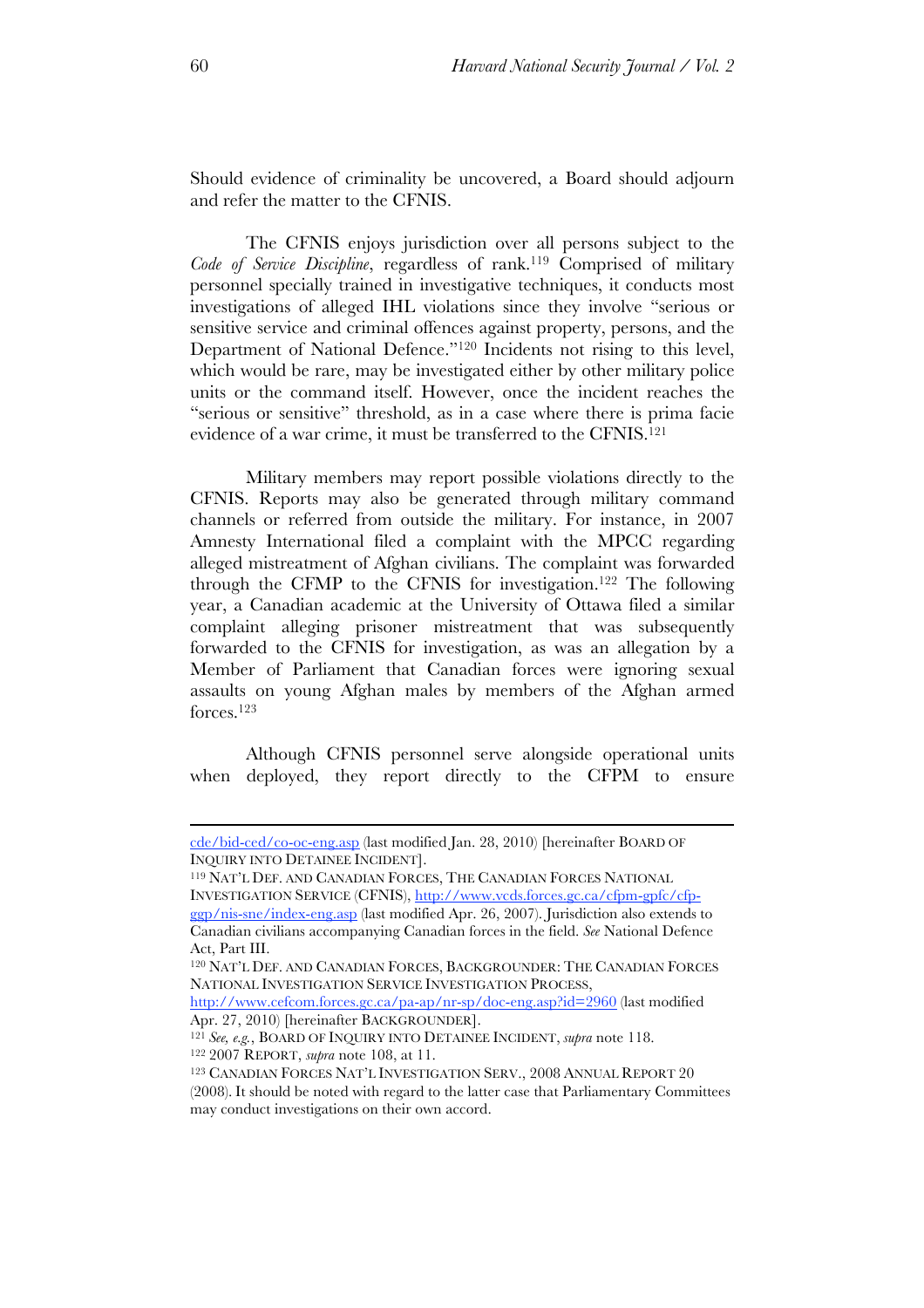Should evidence of criminality be uncovered, a Board should adjourn and refer the matter to the CFNIS.

The CFNIS enjoys jurisdiction over all persons subject to the *Code of Service Discipline*, regardless of rank.[119] Comprised of military personnel specially trained in investigative techniques, it conducts most investigations of alleged IHL violations since they involve "serious or sensitive service and criminal offences against property, persons, and the Department of National Defence."[120] Incidents not rising to this level, which would be rare, may be investigated either by other military police units or the command itself. However, once the incident reaches the "serious or sensitive" threshold, as in a case where there is prima facie evidence of a war crime, it must be transferred to the CFNIS.[121]

Military members may report possible violations directly to the CFNIS. Reports may also be generated through military command channels or referred from outside the military. For instance, in 2007 Amnesty International filed a complaint with the MPCC regarding alleged mistreatment of Afghan civilians. The complaint was forwarded through the CFMP to the CFNIS for investigation.[122] The following year, a Canadian academic at the University of Ottawa filed a similar complaint alleging prisoner mistreatment that was subsequently forwarded to the CFNIS for investigation, as was an allegation by a Member of Parliament that Canadian forces were ignoring sexual assaults on young Afghan males by members of the Afghan armed forces.[123]

Although CFNIS personnel serve alongside operational units when deployed, they report directly to the CFPM to ensure

---

cde/bid-ced/co-oc-eng.asp (last modified Jan. 28, 2010) [hereinafter BOARD OF INQUIRY INTO DETAINEE INCIDENT].

[119] NAT'L DEF. AND CANADIAN FORCES, THE CANADIAN FORCES NATIONAL INVESTIGATION SERVICE (CFNIS), http://www.vcds.forces.gc.ca/cfpm-gpfc/cfp-ggp/nis-sne/index-eng.asp (last modified Apr. 26, 2007). Jurisdiction also extends to Canadian civilians accompanying Canadian forces in the field. *See* National Defence Act, Part III.

[120] NAT'L DEF. AND CANADIAN FORCES, BACKGROUNDER: THE CANADIAN FORCES NATIONAL INVESTIGATION SERVICE INVESTIGATION PROCESS, http://www.cefcom.forces.gc.ca/pa-ap/nr-sp/doc-eng.asp?id=2960 (last modified Apr. 27, 2010) [hereinafter BACKGROUNDER].

[121] *See, e.g.*, BOARD OF INQUIRY INTO DETAINEE INCIDENT, *supra* note 118.

[122] 2007 REPORT, *supra* note 108, at 11.

[123] CANADIAN FORCES NAT'L INVESTIGATION SERV., 2008 ANNUAL REPORT 20 (2008). It should be noted with regard to the latter case that Parliamentary Committees may conduct investigations on their own accord.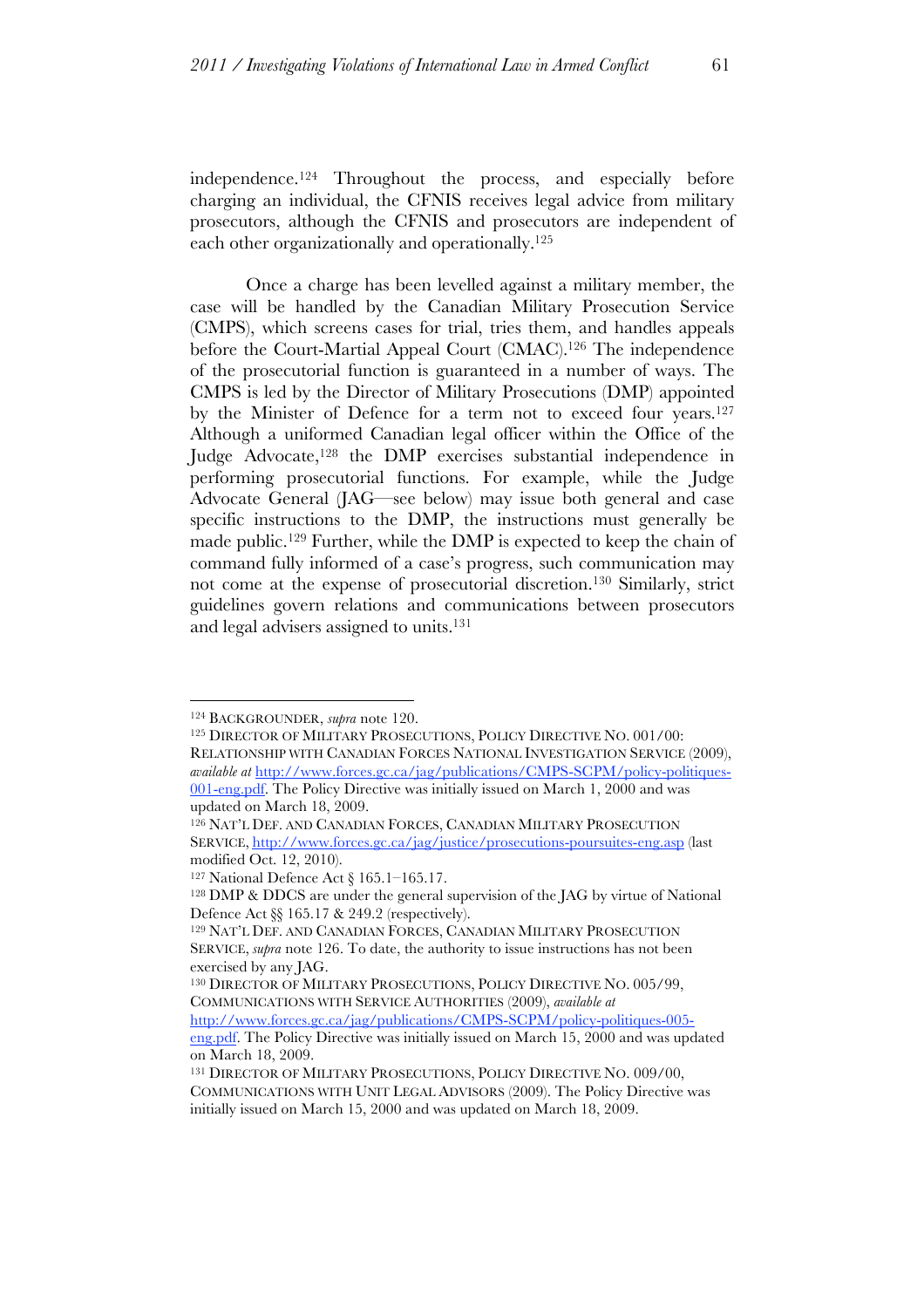independence.[124] Throughout the process, and especially before charging an individual, the CFNIS receives legal advice from military prosecutors, although the CFNIS and prosecutors are independent of each other organizationally and operationally.[125]

Once a charge has been levelled against a military member, the case will be handled by the Canadian Military Prosecution Service (CMPS), which screens cases for trial, tries them, and handles appeals before the Court-Martial Appeal Court (CMAC).[126] The independence of the prosecutorial function is guaranteed in a number of ways. The CMPS is led by the Director of Military Prosecutions (DMP) appointed by the Minister of Defence for a term not to exceed four years.[127] Although a uniformed Canadian legal officer within the Office of the Judge Advocate,[128] the DMP exercises substantial independence in performing prosecutorial functions. For example, while the Judge Advocate General (JAG—see below) may issue both general and case specific instructions to the DMP, the instructions must generally be made public.[129] Further, while the DMP is expected to keep the chain of command fully informed of a case's progress, such communication may not come at the expense of prosecutorial discretion.[130] Similarly, strict guidelines govern relations and communications between prosecutors and legal advisers assigned to units.[131]

---

[124] BACKGROUNDER, *supra* note 120.

[125] DIRECTOR OF MILITARY PROSECUTIONS, POLICY DIRECTIVE NO. 001/00: RELATIONSHIP WITH CANADIAN FORCES NATIONAL INVESTIGATION SERVICE (2009), *available at* http://www.forces.gc.ca/jag/publications/CMPS-SCPM/policy-politiques-001-eng.pdf. The Policy Directive was initially issued on March 1, 2000 and was updated on March 18, 2009.

[126] NAT'L DEF. AND CANADIAN FORCES, CANADIAN MILITARY PROSECUTION SERVICE, http://www.forces.gc.ca/jag/justice/prosecutions-poursuites-eng.asp (last modified Oct. 12, 2010).

[127] National Defence Act § 165.1–165.17.

[128] DMP & DDCS are under the general supervision of the JAG by virtue of National Defence Act §§ 165.17 & 249.2 (respectively).

[129] NAT'L DEF. AND CANADIAN FORCES, CANADIAN MILITARY PROSECUTION SERVICE, *supra* note 126. To date, the authority to issue instructions has not been exercised by any JAG.

[130] DIRECTOR OF MILITARY PROSECUTIONS, POLICY DIRECTIVE NO. 005/99, COMMUNICATIONS WITH SERVICE AUTHORITIES (2009), *available at* http://www.forces.gc.ca/jag/publications/CMPS-SCPM/policy-politiques-005-eng.pdf. The Policy Directive was initially issued on March 15, 2000 and was updated on March 18, 2009.

[131] DIRECTOR OF MILITARY PROSECUTIONS, POLICY DIRECTIVE NO. 009/00, COMMUNICATIONS WITH UNIT LEGAL ADVISORS (2009). The Policy Directive was initially issued on March 15, 2000 and was updated on March 18, 2009.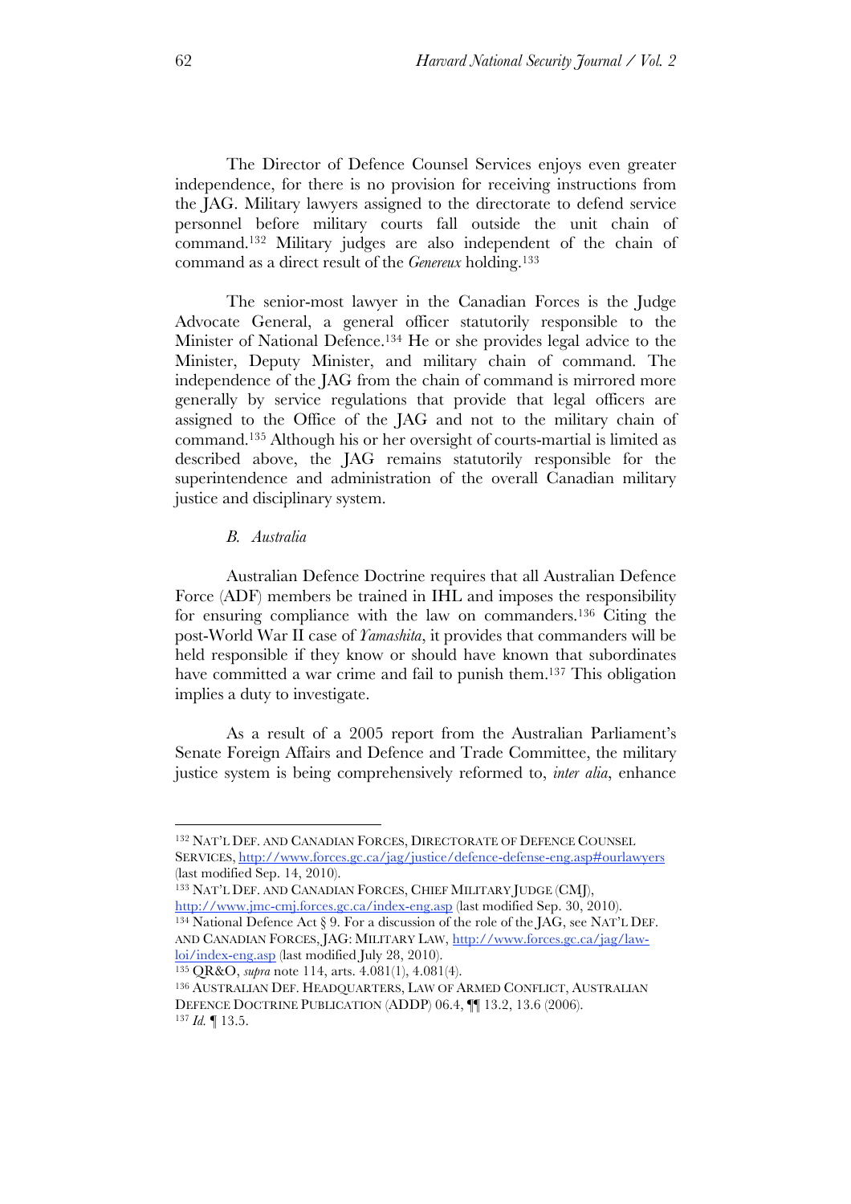The Director of Defence Counsel Services enjoys even greater independence, for there is no provision for receiving instructions from the JAG. Military lawyers assigned to the directorate to defend service personnel before military courts fall outside the unit chain of command.[132] Military judges are also independent of the chain of command as a direct result of the *Genereux* holding.[133]

The senior-most lawyer in the Canadian Forces is the Judge Advocate General, a general officer statutorily responsible to the Minister of National Defence.[134] He or she provides legal advice to the Minister, Deputy Minister, and military chain of command. The independence of the JAG from the chain of command is mirrored more generally by service regulations that provide that legal officers are assigned to the Office of the JAG and not to the military chain of command.[135] Although his or her oversight of courts-martial is limited as described above, the JAG remains statutorily responsible for the superintendence and administration of the overall Canadian military justice and disciplinary system.

### *B. Australia*

Australian Defence Doctrine requires that all Australian Defence Force (ADF) members be trained in IHL and imposes the responsibility for ensuring compliance with the law on commanders.[136] Citing the post-World War II case of *Yamashita*, it provides that commanders will be held responsible if they know or should have known that subordinates have committed a war crime and fail to punish them.[137] This obligation implies a duty to investigate.

As a result of a 2005 report from the Australian Parliament's Senate Foreign Affairs and Defence and Trade Committee, the military justice system is being comprehensively reformed to, *inter alia*, enhance

---

[132] NAT'L DEF. AND CANADIAN FORCES, DIRECTORATE OF DEFENCE COUNSEL SERVICES, http://www.forces.gc.ca/jag/justice/defence-defense-eng.asp#ourlawyers (last modified Sep. 14, 2010).

[133] NAT'L DEF. AND CANADIAN FORCES, CHIEF MILITARY JUDGE (CMJ), http://www.jmc-cmj.forces.gc.ca/index-eng.asp (last modified Sep. 30, 2010).

[134] National Defence Act § 9. For a discussion of the role of the JAG, see NAT'L DEF. AND CANADIAN FORCES, JAG: MILITARY LAW, http://www.forces.gc.ca/jag/law-loi/index-eng.asp (last modified July 28, 2010).

[135] QR&O, *supra* note 114, arts. 4.081(1), 4.081(4).

[136] AUSTRALIAN DEF. HEADQUARTERS, LAW OF ARMED CONFLICT, AUSTRALIAN DEFENCE DOCTRINE PUBLICATION (ADDP) 06.4, ¶¶ 13.2, 13.6 (2006).

[137] *Id.* ¶ 13.5.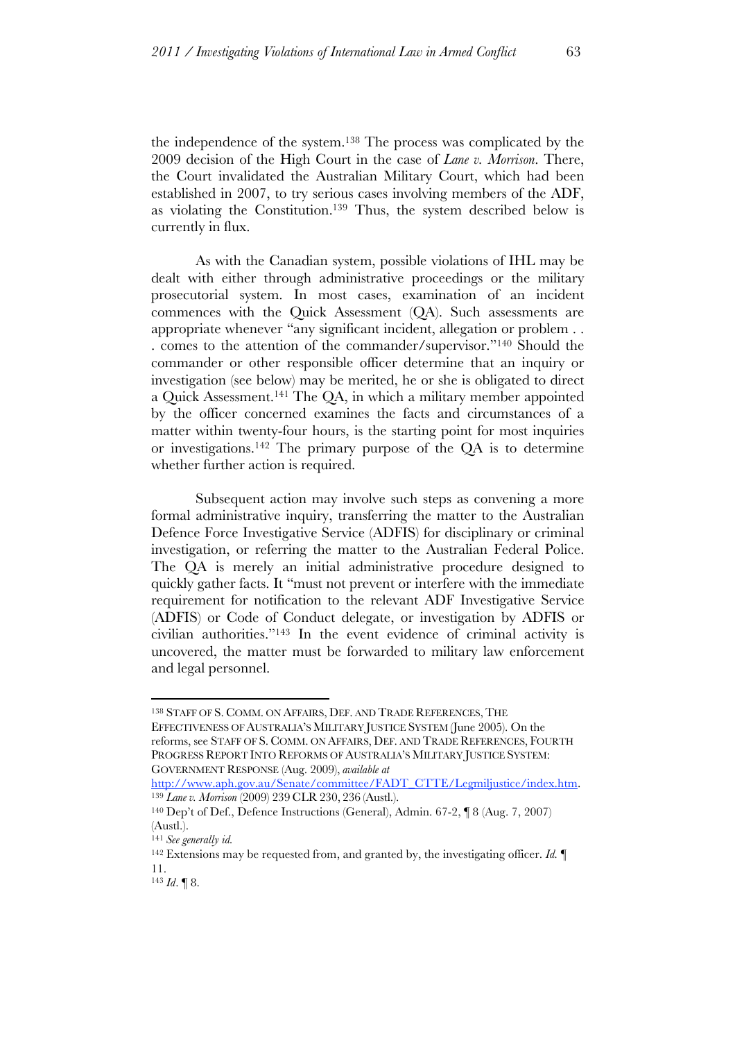the independence of the system.[138] The process was complicated by the 2009 decision of the High Court in the case of *Lane v. Morrison*. There, the Court invalidated the Australian Military Court, which had been established in 2007, to try serious cases involving members of the ADF, as violating the Constitution.[139] Thus, the system described below is currently in flux.

As with the Canadian system, possible violations of IHL may be dealt with either through administrative proceedings or the military prosecutorial system. In most cases, examination of an incident commences with the Quick Assessment (QA). Such assessments are appropriate whenever "any significant incident, allegation or problem . . . comes to the attention of the commander/supervisor."[140] Should the commander or other responsible officer determine that an inquiry or investigation (see below) may be merited, he or she is obligated to direct a Quick Assessment.[141] The QA, in which a military member appointed by the officer concerned examines the facts and circumstances of a matter within twenty-four hours, is the starting point for most inquiries or investigations.[142] The primary purpose of the QA is to determine whether further action is required.

Subsequent action may involve such steps as convening a more formal administrative inquiry, transferring the matter to the Australian Defence Force Investigative Service (ADFIS) for disciplinary or criminal investigation, or referring the matter to the Australian Federal Police. The QA is merely an initial administrative procedure designed to quickly gather facts. It "must not prevent or interfere with the immediate requirement for notification to the relevant ADF Investigative Service (ADFIS) or Code of Conduct delegate, or investigation by ADFIS or civilian authorities."[143] In the event evidence of criminal activity is uncovered, the matter must be forwarded to military law enforcement and legal personnel.

---

[138] STAFF OF S. COMM. ON AFFAIRS, DEF. AND TRADE REFERENCES, THE EFFECTIVENESS OF AUSTRALIA'S MILITARY JUSTICE SYSTEM (June 2005). On the reforms, see STAFF OF S. COMM. ON AFFAIRS, DEF. AND TRADE REFERENCES, FOURTH PROGRESS REPORT INTO REFORMS OF AUSTRALIA'S MILITARY JUSTICE SYSTEM: GOVERNMENT RESPONSE (Aug. 2009), *available at* http://www.aph.gov.au/Senate/committee/FADT_CTTE/Legmiljustice/index.htm.

[139] *Lane v. Morrison* (2009) 239 CLR 230, 236 (Austl.).

[140] Dep't of Def., Defence Instructions (General), Admin. 67-2, ¶ 8 (Aug. 7, 2007) (Austl.).

[141] *See generally id.*

[142] Extensions may be requested from, and granted by, the investigating officer. *Id.* ¶ 11.

[143] *Id*. ¶ 8.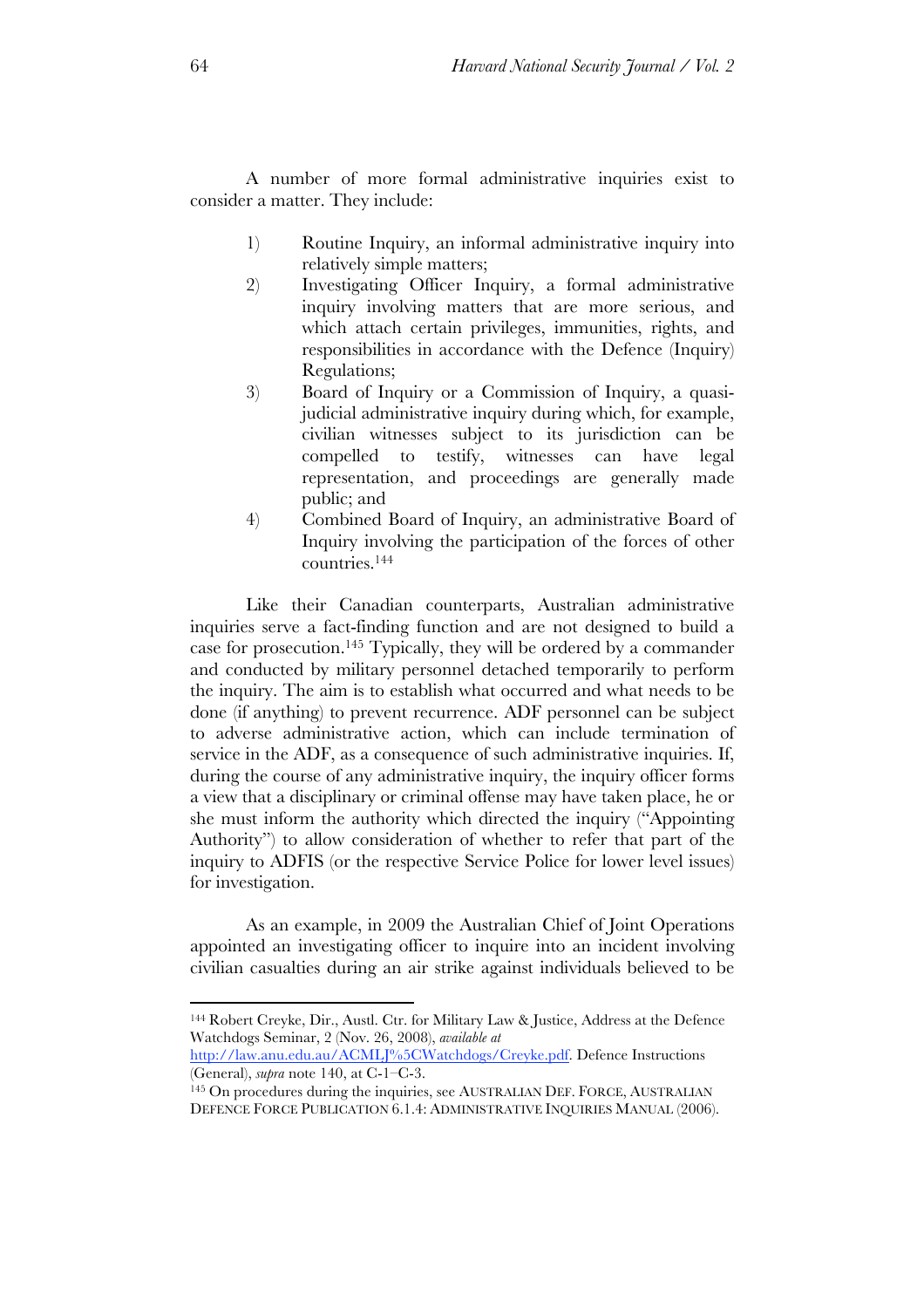A number of more formal administrative inquiries exist to consider a matter. They include:

1) Routine Inquiry, an informal administrative inquiry into relatively simple matters;
2) Investigating Officer Inquiry, a formal administrative inquiry involving matters that are more serious, and which attach certain privileges, immunities, rights, and responsibilities in accordance with the Defence (Inquiry) Regulations;
3) Board of Inquiry or a Commission of Inquiry, a quasi-judicial administrative inquiry during which, for example, civilian witnesses subject to its jurisdiction can be compelled to testify, witnesses can have legal representation, and proceedings are generally made public; and
4) Combined Board of Inquiry, an administrative Board of Inquiry involving the participation of the forces of other countries.[144]

Like their Canadian counterparts, Australian administrative inquiries serve a fact-finding function and are not designed to build a case for prosecution.[145] Typically, they will be ordered by a commander and conducted by military personnel detached temporarily to perform the inquiry. The aim is to establish what occurred and what needs to be done (if anything) to prevent recurrence. ADF personnel can be subject to adverse administrative action, which can include termination of service in the ADF, as a consequence of such administrative inquiries. If, during the course of any administrative inquiry, the inquiry officer forms a view that a disciplinary or criminal offense may have taken place, he or she must inform the authority which directed the inquiry ("Appointing Authority") to allow consideration of whether to refer that part of the inquiry to ADFIS (or the respective Service Police for lower level issues) for investigation.

As an example, in 2009 the Australian Chief of Joint Operations appointed an investigating officer to inquire into an incident involving civilian casualties during an air strike against individuals believed to be

---

[144] Robert Creyke, Dir., Austl. Ctr. for Military Law & Justice, Address at the Defence Watchdogs Seminar, 2 (Nov. 26, 2008), *available at* http://law.anu.edu.au/ACMLJ%5CWatchdogs/Creyke.pdf. Defence Instructions (General), *supra* note 140, at C-1–C-3.

[145] On procedures during the inquiries, see AUSTRALIAN DEF. FORCE, AUSTRALIAN DEFENCE FORCE PUBLICATION 6.1.4: ADMINISTRATIVE INQUIRIES MANUAL (2006).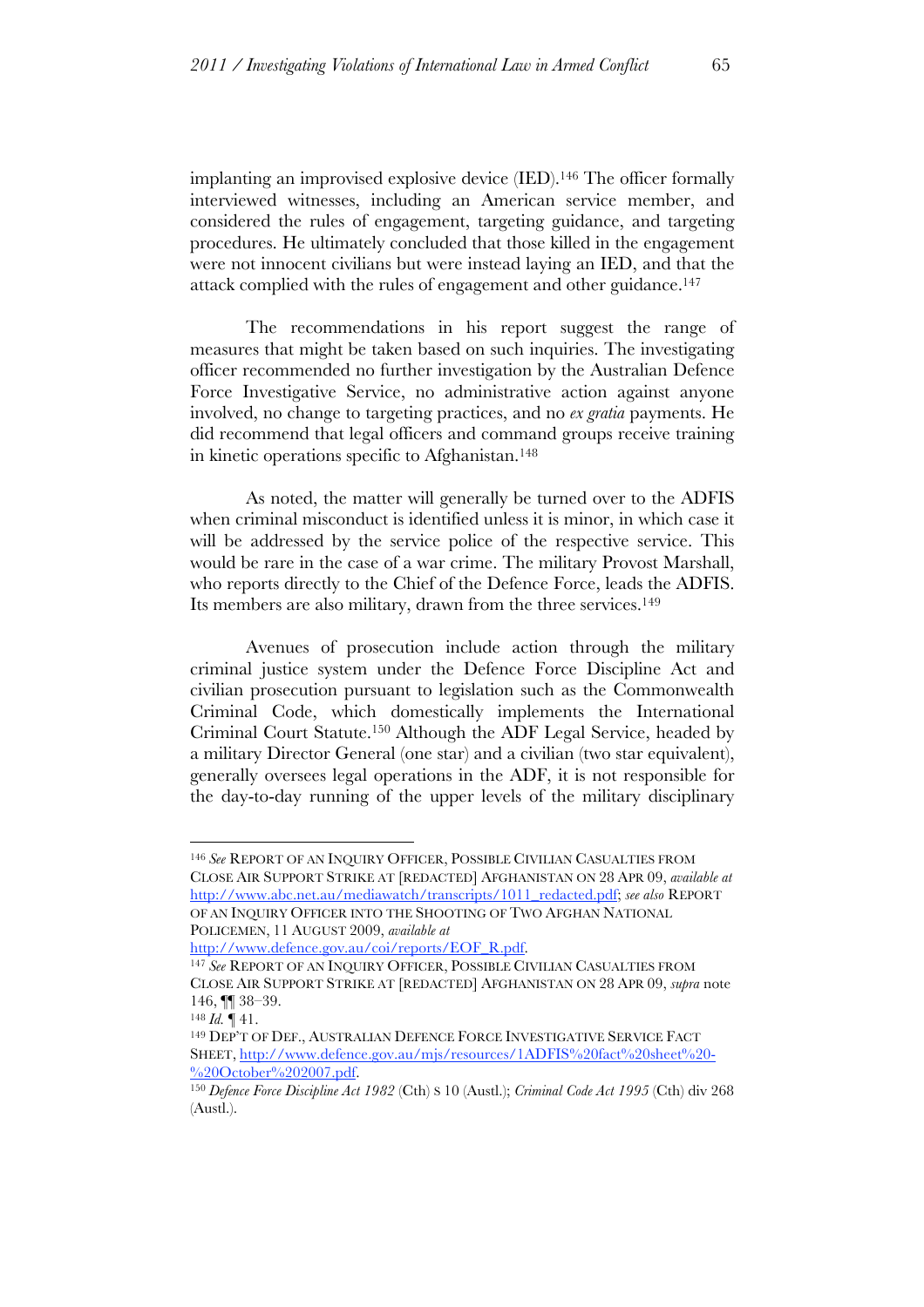implanting an improvised explosive device (IED).[146] The officer formally interviewed witnesses, including an American service member, and considered the rules of engagement, targeting guidance, and targeting procedures. He ultimately concluded that those killed in the engagement were not innocent civilians but were instead laying an IED, and that the attack complied with the rules of engagement and other guidance.[147]

The recommendations in his report suggest the range of measures that might be taken based on such inquiries. The investigating officer recommended no further investigation by the Australian Defence Force Investigative Service, no administrative action against anyone involved, no change to targeting practices, and no *ex gratia* payments. He did recommend that legal officers and command groups receive training in kinetic operations specific to Afghanistan.[148]

As noted, the matter will generally be turned over to the ADFIS when criminal misconduct is identified unless it is minor, in which case it will be addressed by the service police of the respective service. This would be rare in the case of a war crime. The military Provost Marshall, who reports directly to the Chief of the Defence Force, leads the ADFIS. Its members are also military, drawn from the three services.[149]

Avenues of prosecution include action through the military criminal justice system under the Defence Force Discipline Act and civilian prosecution pursuant to legislation such as the Commonwealth Criminal Code, which domestically implements the International Criminal Court Statute.[150] Although the ADF Legal Service, headed by a military Director General (one star) and a civilian (two star equivalent), generally oversees legal operations in the ADF, it is not responsible for the day-to-day running of the upper levels of the military disciplinary

---

[146] *See* REPORT OF AN INQUIRY OFFICER, POSSIBLE CIVILIAN CASUALTIES FROM CLOSE AIR SUPPORT STRIKE AT [REDACTED] AFGHANISTAN ON 28 APR 09, *available at* http://www.abc.net.au/mediawatch/transcripts/1011_redacted.pdf; *see also* REPORT OF AN INQUIRY OFFICER INTO THE SHOOTING OF TWO AFGHAN NATIONAL POLICEMEN, 11 AUGUST 2009, *available at* http://www.defence.gov.au/coi/reports/EOF_R.pdf.

[147] *See* REPORT OF AN INQUIRY OFFICER, POSSIBLE CIVILIAN CASUALTIES FROM CLOSE AIR SUPPORT STRIKE AT [REDACTED] AFGHANISTAN ON 28 APR 09, *supra* note 146, ¶¶ 38–39.

[148] *Id.* ¶ 41.

[149] DEP'T OF DEF., AUSTRALIAN DEFENCE FORCE INVESTIGATIVE SERVICE FACT SHEET, http://www.defence.gov.au/mjs/resources/1ADFIS%20fact%20sheet%20-%20October%202007.pdf.

[150] *Defence Force Discipline Act 1982* (Cth) s 10 (Austl.); *Criminal Code Act 1995* (Cth) div 268 (Austl.).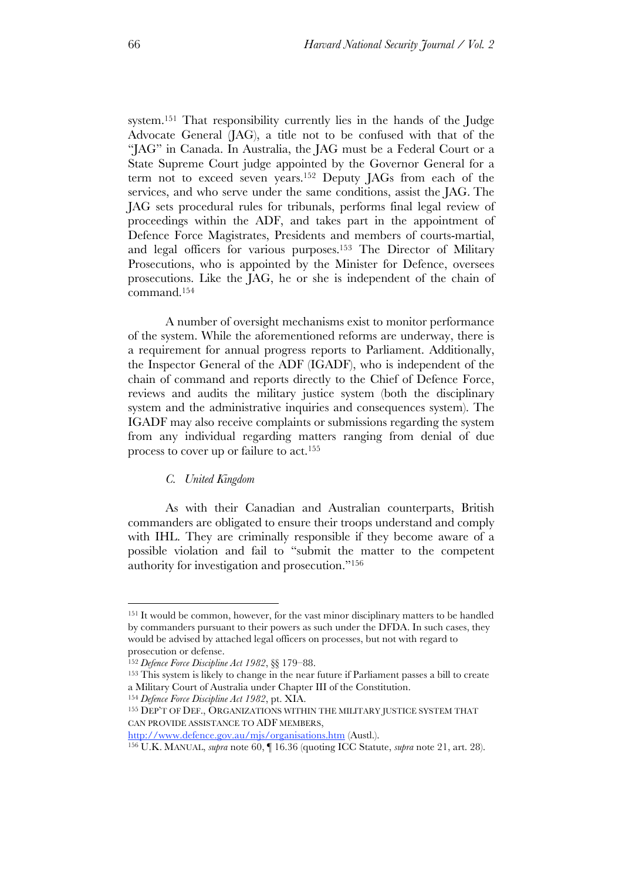system.[151] That responsibility currently lies in the hands of the Judge Advocate General (JAG), a title not to be confused with that of the "JAG" in Canada. In Australia, the JAG must be a Federal Court or a State Supreme Court judge appointed by the Governor General for a term not to exceed seven years.[152] Deputy JAGs from each of the services, and who serve under the same conditions, assist the JAG. The JAG sets procedural rules for tribunals, performs final legal review of proceedings within the ADF, and takes part in the appointment of Defence Force Magistrates, Presidents and members of courts-martial, and legal officers for various purposes.[153] The Director of Military Prosecutions, who is appointed by the Minister for Defence, oversees prosecutions. Like the JAG, he or she is independent of the chain of command.[154]

A number of oversight mechanisms exist to monitor performance of the system. While the aforementioned reforms are underway, there is a requirement for annual progress reports to Parliament. Additionally, the Inspector General of the ADF (IGADF), who is independent of the chain of command and reports directly to the Chief of Defence Force, reviews and audits the military justice system (both the disciplinary system and the administrative inquiries and consequences system). The IGADF may also receive complaints or submissions regarding the system from any individual regarding matters ranging from denial of due process to cover up or failure to act.[155]

### *C. United Kingdom*

As with their Canadian and Australian counterparts, British commanders are obligated to ensure their troops understand and comply with IHL. They are criminally responsible if they become aware of a possible violation and fail to "submit the matter to the competent authority for investigation and prosecution."[156]

---

[151] It would be common, however, for the vast minor disciplinary matters to be handled by commanders pursuant to their powers as such under the DFDA. In such cases, they would be advised by attached legal officers on processes, but not with regard to prosecution or defense.

[152] *Defence Force Discipline Act 1982*, §§ 179–88.

[153] This system is likely to change in the near future if Parliament passes a bill to create a Military Court of Australia under Chapter III of the Constitution.

[154] *Defence Force Discipline Act 1982*, pt. XIA.

[155] DEP'T OF DEF., ORGANIZATIONS WITHIN THE MILITARY JUSTICE SYSTEM THAT CAN PROVIDE ASSISTANCE TO ADF MEMBERS, http://www.defence.gov.au/mjs/organisations.htm (Austl.).

[156] U.K. MANUAL, *supra* note 60, ¶ 16.36 (quoting ICC Statute, *supra* note 21, art. 28).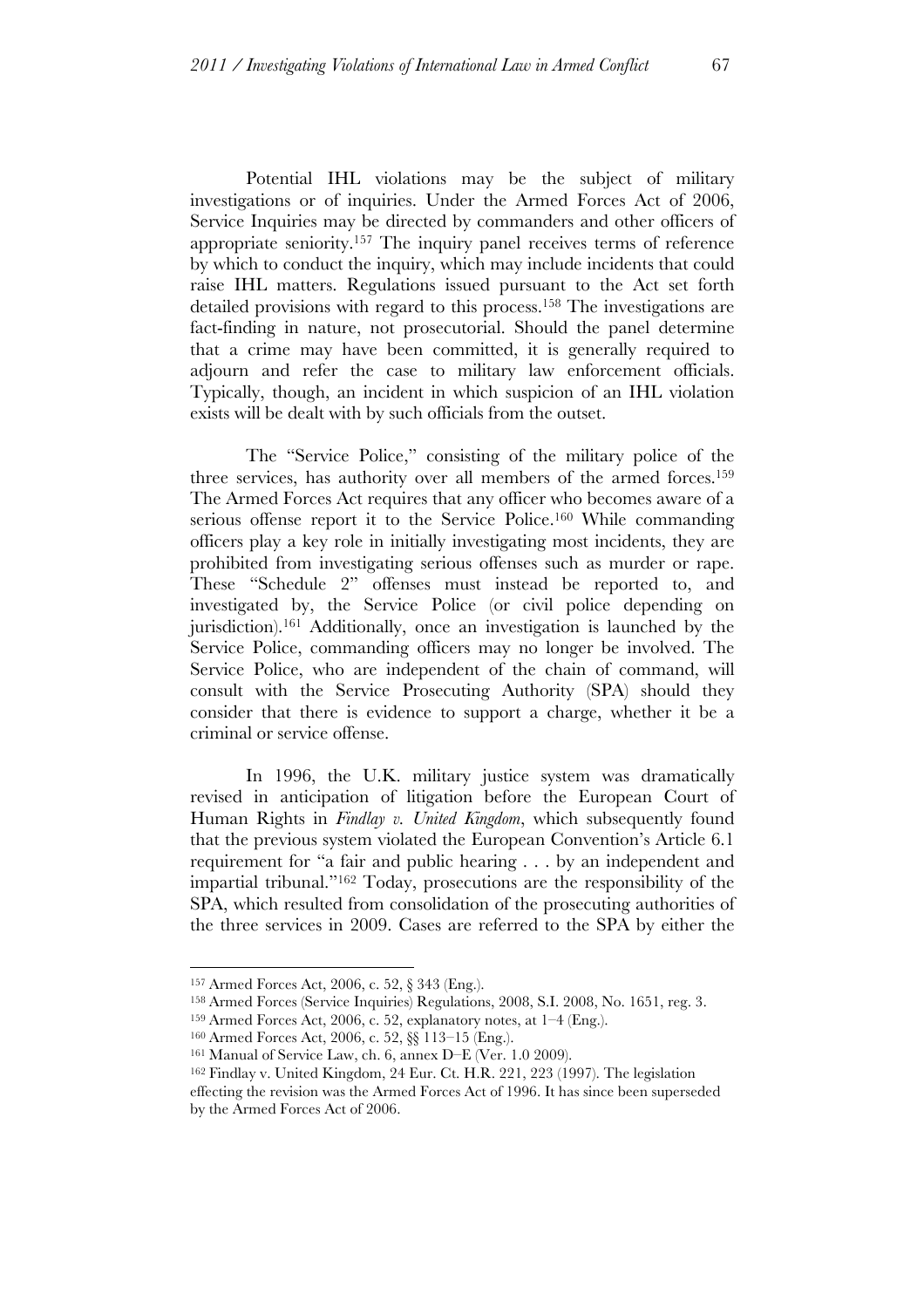Potential IHL violations may be the subject of military investigations or of inquiries. Under the Armed Forces Act of 2006, Service Inquiries may be directed by commanders and other officers of appropriate seniority.[157] The inquiry panel receives terms of reference by which to conduct the inquiry, which may include incidents that could raise IHL matters. Regulations issued pursuant to the Act set forth detailed provisions with regard to this process.[158] The investigations are fact-finding in nature, not prosecutorial. Should the panel determine that a crime may have been committed, it is generally required to adjourn and refer the case to military law enforcement officials. Typically, though, an incident in which suspicion of an IHL violation exists will be dealt with by such officials from the outset.

The "Service Police," consisting of the military police of the three services, has authority over all members of the armed forces.[159] The Armed Forces Act requires that any officer who becomes aware of a serious offense report it to the Service Police.[160] While commanding officers play a key role in initially investigating most incidents, they are prohibited from investigating serious offenses such as murder or rape. These "Schedule 2" offenses must instead be reported to, and investigated by, the Service Police (or civil police depending on jurisdiction).[161] Additionally, once an investigation is launched by the Service Police, commanding officers may no longer be involved. The Service Police, who are independent of the chain of command, will consult with the Service Prosecuting Authority (SPA) should they consider that there is evidence to support a charge, whether it be a criminal or service offense.

In 1996, the U.K. military justice system was dramatically revised in anticipation of litigation before the European Court of Human Rights in *Findlay v. United Kingdom*, which subsequently found that the previous system violated the European Convention's Article 6.1 requirement for "a fair and public hearing . . . by an independent and impartial tribunal."[162] Today, prosecutions are the responsibility of the SPA, which resulted from consolidation of the prosecuting authorities of the three services in 2009. Cases are referred to the SPA by either the

---

[157] Armed Forces Act, 2006, c. 52, § 343 (Eng.).

[158] Armed Forces (Service Inquiries) Regulations, 2008, S.I. 2008, No. 1651, reg. 3.

[159] Armed Forces Act, 2006, c. 52, explanatory notes, at 1–4 (Eng.).

[160] Armed Forces Act, 2006, c. 52, §§ 113–15 (Eng.).

[161] Manual of Service Law, ch. 6, annex D–E (Ver. 1.0 2009).

[162] Findlay v. United Kingdom, 24 Eur. Ct. H.R. 221, 223 (1997). The legislation effecting the revision was the Armed Forces Act of 1996. It has since been superseded by the Armed Forces Act of 2006.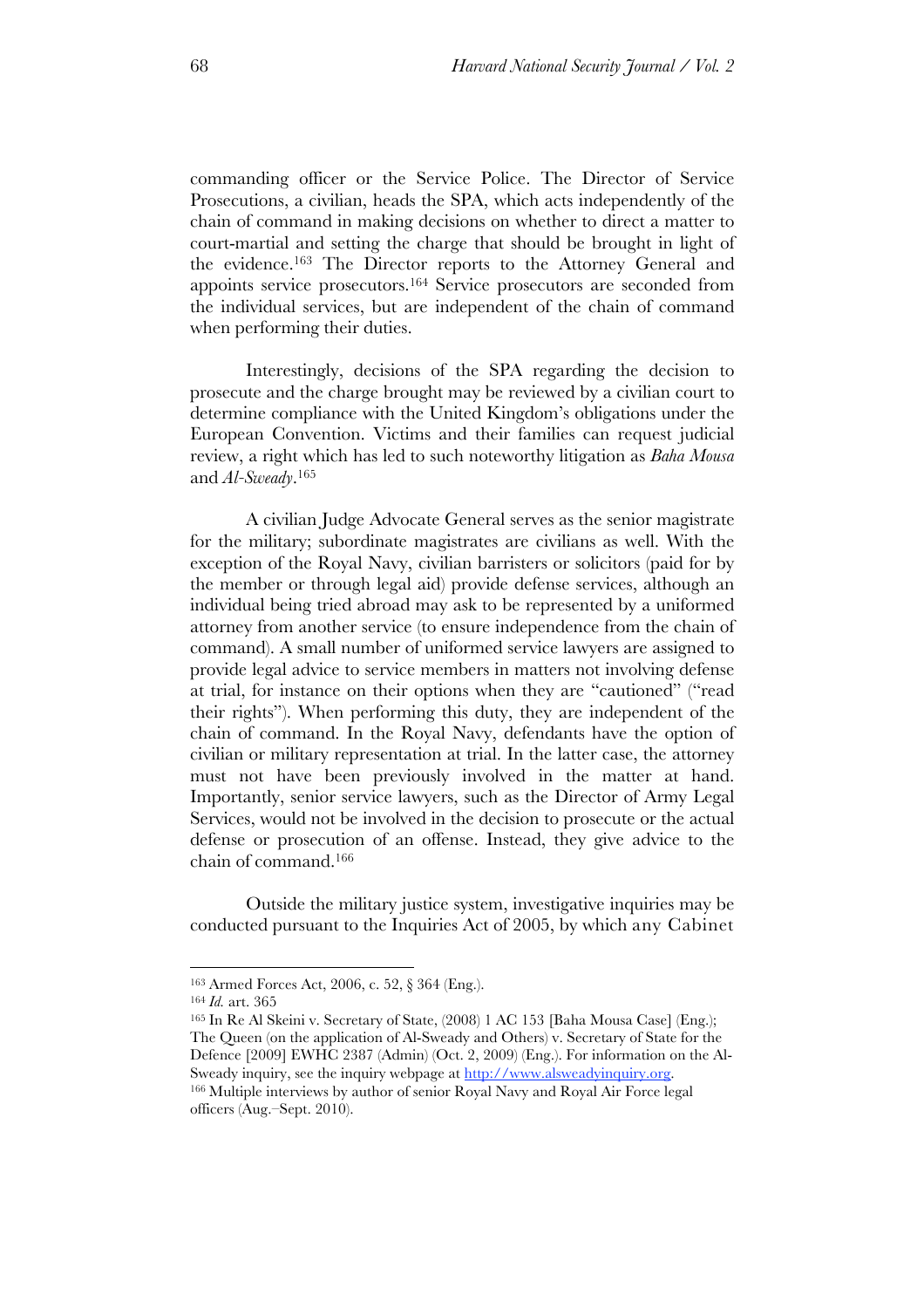commanding officer or the Service Police. The Director of Service Prosecutions, a civilian, heads the SPA, which acts independently of the chain of command in making decisions on whether to direct a matter to court-martial and setting the charge that should be brought in light of the evidence.[163] The Director reports to the Attorney General and appoints service prosecutors.[164] Service prosecutors are seconded from the individual services, but are independent of the chain of command when performing their duties.

Interestingly, decisions of the SPA regarding the decision to prosecute and the charge brought may be reviewed by a civilian court to determine compliance with the United Kingdom's obligations under the European Convention. Victims and their families can request judicial review, a right which has led to such noteworthy litigation as *Baha Mousa* and *Al-Sweady*.[165]

A civilian Judge Advocate General serves as the senior magistrate for the military; subordinate magistrates are civilians as well. With the exception of the Royal Navy, civilian barristers or solicitors (paid for by the member or through legal aid) provide defense services, although an individual being tried abroad may ask to be represented by a uniformed attorney from another service (to ensure independence from the chain of command). A small number of uniformed service lawyers are assigned to provide legal advice to service members in matters not involving defense at trial, for instance on their options when they are "cautioned" ("read their rights"). When performing this duty, they are independent of the chain of command. In the Royal Navy, defendants have the option of civilian or military representation at trial. In the latter case, the attorney must not have been previously involved in the matter at hand. Importantly, senior service lawyers, such as the Director of Army Legal Services, would not be involved in the decision to prosecute or the actual defense or prosecution of an offense. Instead, they give advice to the chain of command.[166]

Outside the military justice system, investigative inquiries may be conducted pursuant to the Inquiries Act of 2005, by which any Cabinet

---

[163] Armed Forces Act, 2006, c. 52, § 364 (Eng.).

[164] *Id.* art. 365

[165] In Re Al Skeini v. Secretary of State, (2008) 1 AC 153 [Baha Mousa Case] (Eng.); The Queen (on the application of Al-Sweady and Others) v. Secretary of State for the Defence [2009] EWHC 2387 (Admin) (Oct. 2, 2009) (Eng.). For information on the Al-Sweady inquiry, see the inquiry webpage at http://www.alsweadyinquiry.org.

[166] Multiple interviews by author of senior Royal Navy and Royal Air Force legal officers (Aug.–Sept. 2010).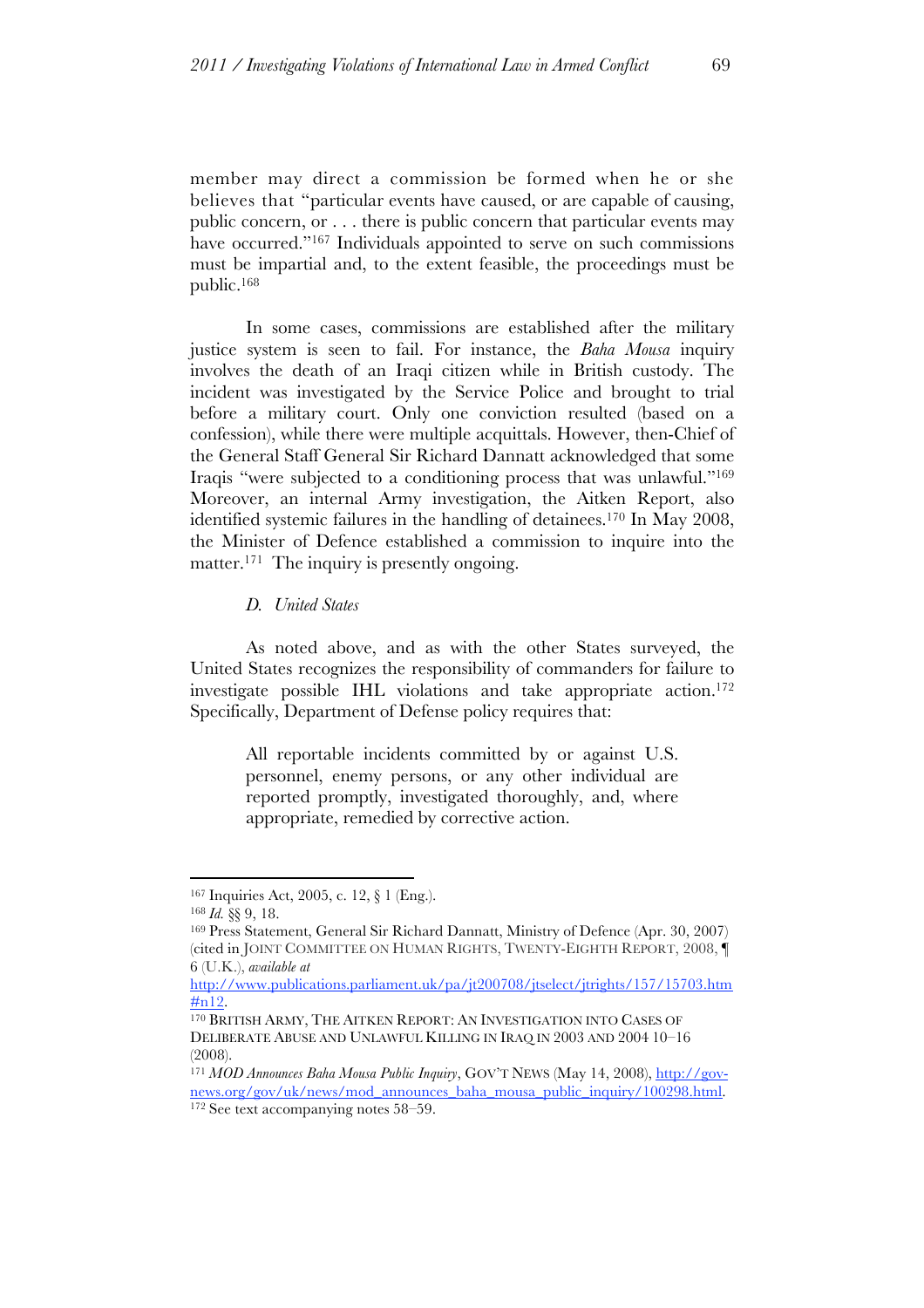member may direct a commission be formed when he or she believes that "particular events have caused, or are capable of causing, public concern, or . . . there is public concern that particular events may have occurred."[167] Individuals appointed to serve on such commissions must be impartial and, to the extent feasible, the proceedings must be public.[168]

In some cases, commissions are established after the military justice system is seen to fail. For instance, the *Baha Mousa* inquiry involves the death of an Iraqi citizen while in British custody. The incident was investigated by the Service Police and brought to trial before a military court. Only one conviction resulted (based on a confession), while there were multiple acquittals. However, then-Chief of the General Staff General Sir Richard Dannatt acknowledged that some Iraqis "were subjected to a conditioning process that was unlawful."[169] Moreover, an internal Army investigation, the Aitken Report, also identified systemic failures in the handling of detainees.[170] In May 2008, the Minister of Defence established a commission to inquire into the matter.[171] The inquiry is presently ongoing.

### *D. United States*

As noted above, and as with the other States surveyed, the United States recognizes the responsibility of commanders for failure to investigate possible IHL violations and take appropriate action.[172] Specifically, Department of Defense policy requires that:

> All reportable incidents committed by or against U.S. personnel, enemy persons, or any other individual are reported promptly, investigated thoroughly, and, where appropriate, remedied by corrective action.

---

[167] Inquiries Act, 2005, c. 12, § 1 (Eng.).

[168] *Id.* §§ 9, 18.

[169] Press Statement, General Sir Richard Dannatt, Ministry of Defence (Apr. 30, 2007) (cited in JOINT COMMITTEE ON HUMAN RIGHTS, TWENTY-EIGHTH REPORT, 2008, ¶ 6 (U.K.), *available at* http://www.publications.parliament.uk/pa/jt200708/jtselect/jtrights/157/15703.htm#n12.

[170] BRITISH ARMY, THE AITKEN REPORT: AN INVESTIGATION INTO CASES OF DELIBERATE ABUSE AND UNLAWFUL KILLING IN IRAQ IN 2003 AND 2004 10–16 (2008).

[171] *MOD Announces Baha Mousa Public Inquiry*, GOV'T NEWS (May 14, 2008), http://gov-news.org/gov/uk/news/mod_announces_baha_mousa_public_inquiry/100298.html.

[172] See text accompanying notes 58–59.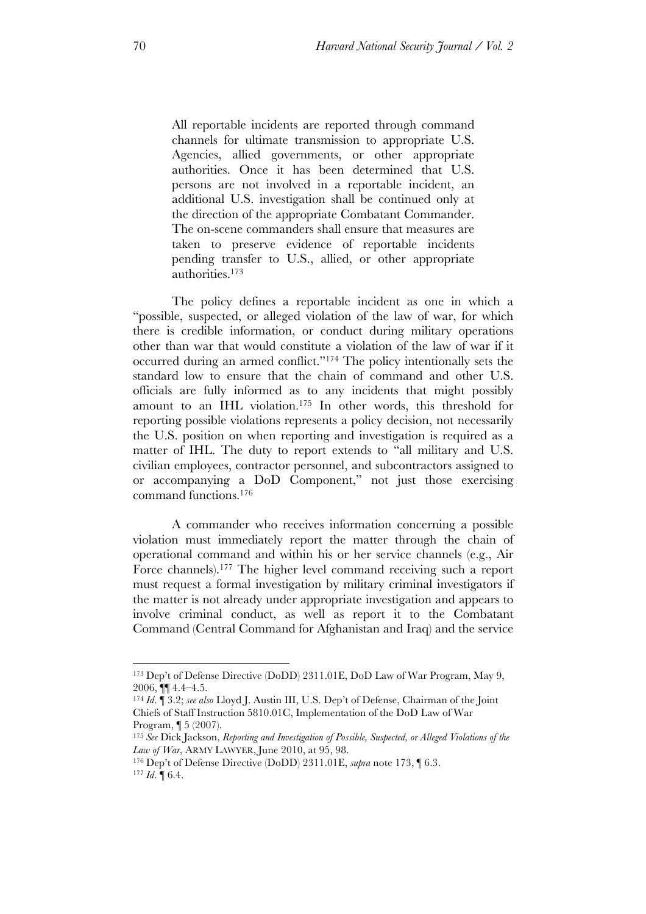> All reportable incidents are reported through command channels for ultimate transmission to appropriate U.S. Agencies, allied governments, or other appropriate authorities. Once it has been determined that U.S. persons are not involved in a reportable incident, an additional U.S. investigation shall be continued only at the direction of the appropriate Combatant Commander. The on-scene commanders shall ensure that measures are taken to preserve evidence of reportable incidents pending transfer to U.S., allied, or other appropriate authorities.[173]

The policy defines a reportable incident as one in which a "possible, suspected, or alleged violation of the law of war, for which there is credible information, or conduct during military operations other than war that would constitute a violation of the law of war if it occurred during an armed conflict."[174] The policy intentionally sets the standard low to ensure that the chain of command and other U.S. officials are fully informed as to any incidents that might possibly amount to an IHL violation.[175] In other words, this threshold for reporting possible violations represents a policy decision, not necessarily the U.S. position on when reporting and investigation is required as a matter of IHL. The duty to report extends to "all military and U.S. civilian employees, contractor personnel, and subcontractors assigned to or accompanying a DoD Component," not just those exercising command functions.[176]

A commander who receives information concerning a possible violation must immediately report the matter through the chain of operational command and within his or her service channels (e.g., Air Force channels).[177] The higher level command receiving such a report must request a formal investigation by military criminal investigators if the matter is not already under appropriate investigation and appears to involve criminal conduct, as well as report it to the Combatant Command (Central Command for Afghanistan and Iraq) and the service

---

[173] Dep't of Defense Directive (DoDD) 2311.01E, DoD Law of War Program, May 9, 2006, ¶¶ 4.4–4.5.

[174] *Id*. ¶ 3.2; *see also* Lloyd J. Austin III, U.S. Dep't of Defense, Chairman of the Joint Chiefs of Staff Instruction 5810.01C, Implementation of the DoD Law of War Program, ¶ 5 (2007).

[175] *See* Dick Jackson, *Reporting and Investigation of Possible, Suspected, or Alleged Violations of the Law of War*, ARMY LAWYER, June 2010, at 95, 98.

[176] Dep't of Defense Directive (DoDD) 2311.01E, *supra* note 173, ¶ 6.3.

[177] *Id*. ¶ 6.4.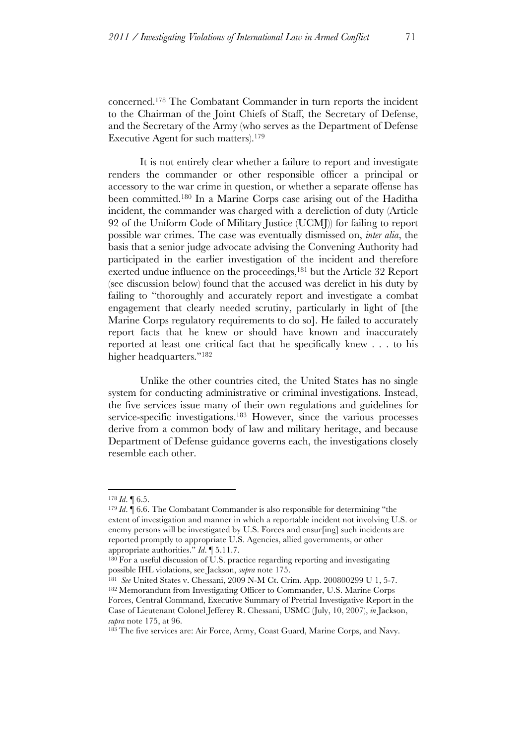concerned.[178] The Combatant Commander in turn reports the incident to the Chairman of the Joint Chiefs of Staff, the Secretary of Defense, and the Secretary of the Army (who serves as the Department of Defense Executive Agent for such matters).[179]

It is not entirely clear whether a failure to report and investigate renders the commander or other responsible officer a principal or accessory to the war crime in question, or whether a separate offense has been committed.[180] In a Marine Corps case arising out of the Haditha incident, the commander was charged with a dereliction of duty (Article 92 of the Uniform Code of Military Justice (UCMJ)) for failing to report possible war crimes. The case was eventually dismissed on, *inter alia*, the basis that a senior judge advocate advising the Convening Authority had participated in the earlier investigation of the incident and therefore exerted undue influence on the proceedings,[181] but the Article 32 Report (see discussion below) found that the accused was derelict in his duty by failing to "thoroughly and accurately report and investigate a combat engagement that clearly needed scrutiny, particularly in light of [the Marine Corps regulatory requirements to do so]. He failed to accurately report facts that he knew or should have known and inaccurately reported at least one critical fact that he specifically knew . . . to his higher headquarters."[182]

Unlike the other countries cited, the United States has no single system for conducting administrative or criminal investigations. Instead, the five services issue many of their own regulations and guidelines for service-specific investigations.[183] However, since the various processes derive from a common body of law and military heritage, and because Department of Defense guidance governs each, the investigations closely resemble each other.

---

[178] *Id*. ¶ 6.5.

[179] *Id*. ¶ 6.6. The Combatant Commander is also responsible for determining "the extent of investigation and manner in which a reportable incident not involving U.S. or enemy persons will be investigated by U.S. Forces and ensur[ing] such incidents are reported promptly to appropriate U.S. Agencies, allied governments, or other appropriate authorities." *Id*. ¶ 5.11.7.

[180] For a useful discussion of U.S. practice regarding reporting and investigating possible IHL violations, see Jackson, *supra* note 175.

[181] *See* United States v. Chessani, 2009 N-M Ct. Crim. App. 200800299 U 1, 5-7.

[182] Memorandum from Investigating Officer to Commander, U.S. Marine Corps Forces, Central Command, Executive Summary of Pretrial Investigative Report in the Case of Lieutenant Colonel Jefferey R. Chessani, USMC (July, 10, 2007), *in* Jackson, *supra* note 175, at 96.

[183] The five services are: Air Force, Army, Coast Guard, Marine Corps, and Navy.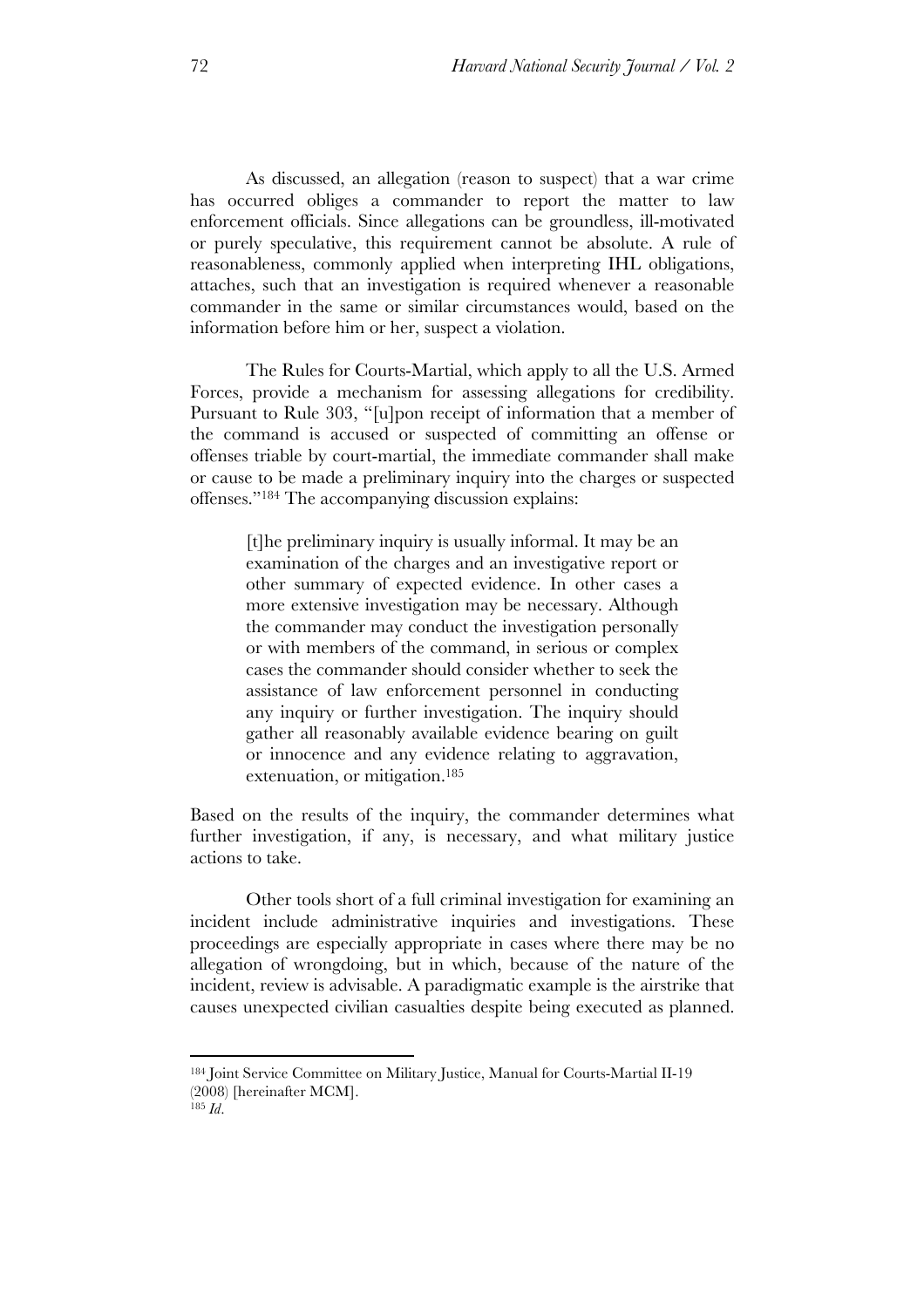As discussed, an allegation (reason to suspect) that a war crime has occurred obliges a commander to report the matter to law enforcement officials. Since allegations can be groundless, ill-motivated or purely speculative, this requirement cannot be absolute. A rule of reasonableness, commonly applied when interpreting IHL obligations, attaches, such that an investigation is required whenever a reasonable commander in the same or similar circumstances would, based on the information before him or her, suspect a violation.

The Rules for Courts-Martial, which apply to all the U.S. Armed Forces, provide a mechanism for assessing allegations for credibility. Pursuant to Rule 303, "[u]pon receipt of information that a member of the command is accused or suspected of committing an offense or offenses triable by court-martial, the immediate commander shall make or cause to be made a preliminary inquiry into the charges or suspected offenses."[184] The accompanying discussion explains:

> [t]he preliminary inquiry is usually informal. It may be an examination of the charges and an investigative report or other summary of expected evidence. In other cases a more extensive investigation may be necessary. Although the commander may conduct the investigation personally or with members of the command, in serious or complex cases the commander should consider whether to seek the assistance of law enforcement personnel in conducting any inquiry or further investigation. The inquiry should gather all reasonably available evidence bearing on guilt or innocence and any evidence relating to aggravation, extenuation, or mitigation.[185]

Based on the results of the inquiry, the commander determines what further investigation, if any, is necessary, and what military justice actions to take.

Other tools short of a full criminal investigation for examining an incident include administrative inquiries and investigations. These proceedings are especially appropriate in cases where there may be no allegation of wrongdoing, but in which, because of the nature of the incident, review is advisable. A paradigmatic example is the airstrike that causes unexpected civilian casualties despite being executed as planned.

---

[184] Joint Service Committee on Military Justice, Manual for Courts-Martial II-19 (2008) [hereinafter MCM].

[185] *Id.*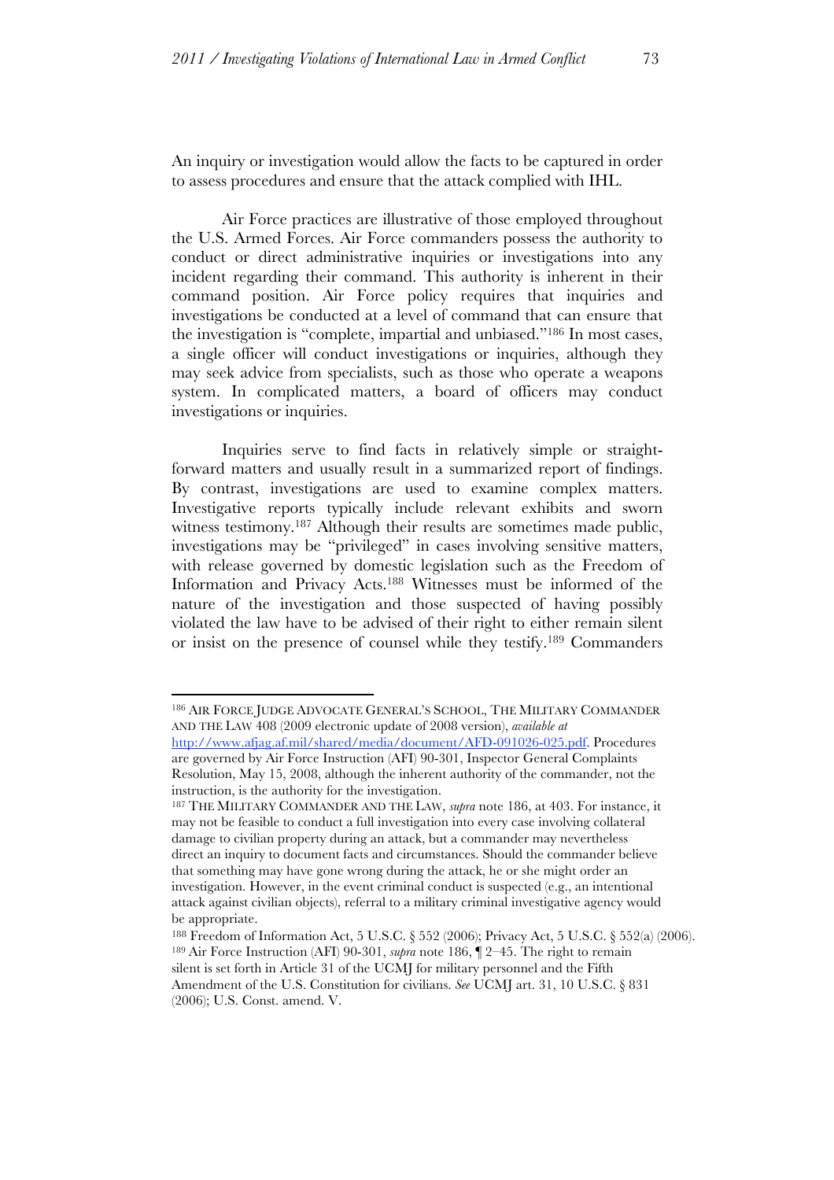An inquiry or investigation would allow the facts to be captured in order to assess procedures and ensure that the attack complied with IHL.

Air Force practices are illustrative of those employed throughout the U.S. Armed Forces. Air Force commanders possess the authority to conduct or direct administrative inquiries or investigations into any incident regarding their command. This authority is inherent in their command position. Air Force policy requires that inquiries and investigations be conducted at a level of command that can ensure that the investigation is "complete, impartial and unbiased."[186] In most cases, a single officer will conduct investigations or inquiries, although they may seek advice from specialists, such as those who operate a weapons system. In complicated matters, a board of officers may conduct investigations or inquiries.

Inquiries serve to find facts in relatively simple or straightforward matters and usually result in a summarized report of findings. By contrast, investigations are used to examine complex matters. Investigative reports typically include relevant exhibits and sworn witness testimony.[187] Although their results are sometimes made public, investigations may be "privileged" in cases involving sensitive matters, with release governed by domestic legislation such as the Freedom of Information and Privacy Acts.[188] Witnesses must be informed of the nature of the investigation and those suspected of having possibly violated the law have to be advised of their right to either remain silent or insist on the presence of counsel while they testify.[189] Commanders

---

[186] AIR FORCE JUDGE ADVOCATE GENERAL'S SCHOOL, THE MILITARY COMMANDER AND THE LAW 408 (2009 electronic update of 2008 version), *available at* http://www.afjag.af.mil/shared/media/document/AFD-091026-025.pdf. Procedures are governed by Air Force Instruction (AFI) 90-301, Inspector General Complaints Resolution, May 15, 2008, although the inherent authority of the commander, not the instruction, is the authority for the investigation.

[187] THE MILITARY COMMANDER AND THE LAW, *supra* note 186, at 403. For instance, it may not be feasible to conduct a full investigation into every case involving collateral damage to civilian property during an attack, but a commander may nevertheless direct an inquiry to document facts and circumstances. Should the commander believe that something may have gone wrong during the attack, he or she might order an investigation. However, in the event criminal conduct is suspected (e.g., an intentional attack against civilian objects), referral to a military criminal investigative agency would be appropriate.

[188] Freedom of Information Act, 5 U.S.C. § 552 (2006); Privacy Act, 5 U.S.C. § 552(a) (2006).

[189] Air Force Instruction (AFI) 90-301, *supra* note 186, ¶ 2–45. The right to remain silent is set forth in Article 31 of the UCMJ for military personnel and the Fifth Amendment of the U.S. Constitution for civilians. *See* UCMJ art. 31, 10 U.S.C. § 831 (2006); U.S. Const. amend. V.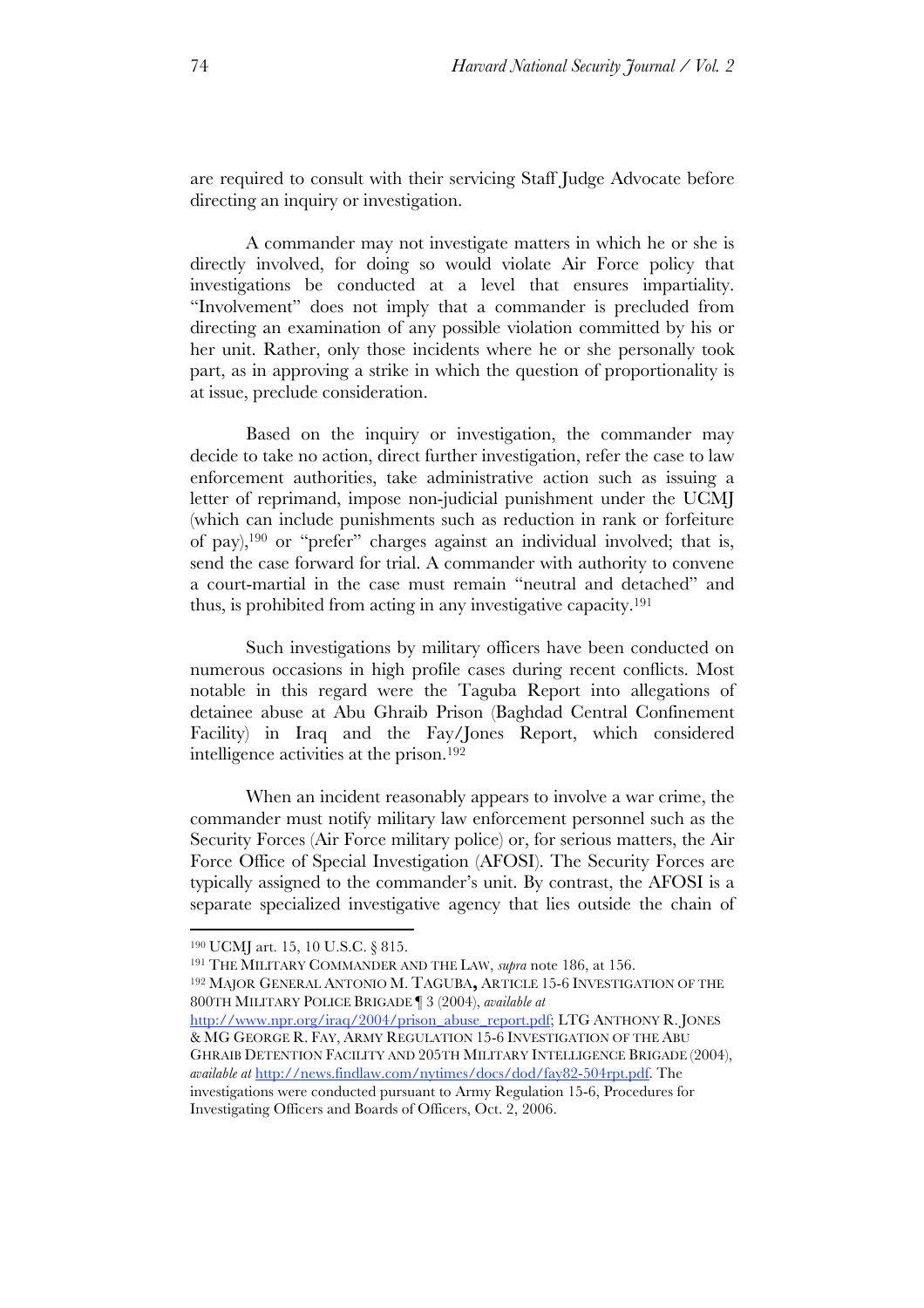are required to consult with their servicing Staff Judge Advocate before directing an inquiry or investigation.

A commander may not investigate matters in which he or she is directly involved, for doing so would violate Air Force policy that investigations be conducted at a level that ensures impartiality. "Involvement" does not imply that a commander is precluded from directing an examination of any possible violation committed by his or her unit. Rather, only those incidents where he or she personally took part, as in approving a strike in which the question of proportionality is at issue, preclude consideration.

Based on the inquiry or investigation, the commander may decide to take no action, direct further investigation, refer the case to law enforcement authorities, take administrative action such as issuing a letter of reprimand, impose non-judicial punishment under the UCMJ (which can include punishments such as reduction in rank or forfeiture of pay),[190] or "prefer" charges against an individual involved; that is, send the case forward for trial. A commander with authority to convene a court-martial in the case must remain "neutral and detached" and thus, is prohibited from acting in any investigative capacity.[191]

Such investigations by military officers have been conducted on numerous occasions in high profile cases during recent conflicts. Most notable in this regard were the Taguba Report into allegations of detainee abuse at Abu Ghraib Prison (Baghdad Central Confinement Facility) in Iraq and the Fay/Jones Report, which considered intelligence activities at the prison.[192]

When an incident reasonably appears to involve a war crime, the commander must notify military law enforcement personnel such as the Security Forces (Air Force military police) or, for serious matters, the Air Force Office of Special Investigation (AFOSI). The Security Forces are typically assigned to the commander's unit. By contrast, the AFOSI is a separate specialized investigative agency that lies outside the chain of

---

[190] UCMJ art. 15, 10 U.S.C. § 815.

[191] THE MILITARY COMMANDER AND THE LAW, *supra* note 186, at 156.

[192] MAJOR GENERAL ANTONIO M. TAGUBA**,** ARTICLE 15-6 INVESTIGATION OF THE 800TH MILITARY POLICE BRIGADE ¶ 3 (2004), *available at* http://www.npr.org/iraq/2004/prison_abuse_report.pdf; LTG ANTHONY R. JONES & MG GEORGE R. FAY, ARMY REGULATION 15-6 INVESTIGATION OF THE ABU GHRAIB DETENTION FACILITY AND 205TH MILITARY INTELLIGENCE BRIGADE (2004), *available at* http://news.findlaw.com/nytimes/docs/dod/fay82-504rpt.pdf. The investigations were conducted pursuant to Army Regulation 15-6, Procedures for Investigating Officers and Boards of Officers, Oct. 2, 2006.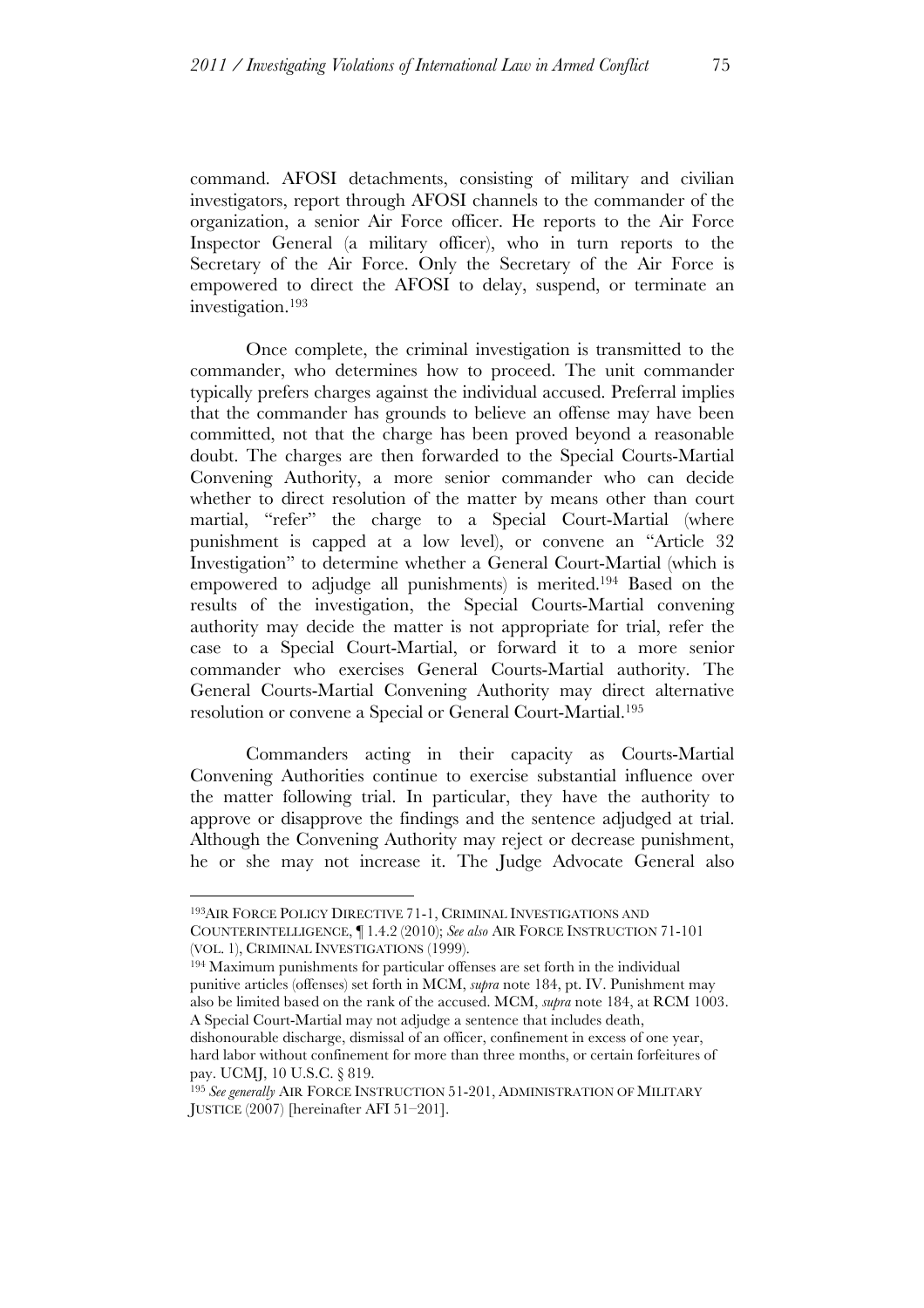command. AFOSI detachments, consisting of military and civilian investigators, report through AFOSI channels to the commander of the organization, a senior Air Force officer. He reports to the Air Force Inspector General (a military officer), who in turn reports to the Secretary of the Air Force. Only the Secretary of the Air Force is empowered to direct the AFOSI to delay, suspend, or terminate an investigation.[193]

Once complete, the criminal investigation is transmitted to the commander, who determines how to proceed. The unit commander typically prefers charges against the individual accused. Preferral implies that the commander has grounds to believe an offense may have been committed, not that the charge has been proved beyond a reasonable doubt. The charges are then forwarded to the Special Courts-Martial Convening Authority, a more senior commander who can decide whether to direct resolution of the matter by means other than court martial, "refer" the charge to a Special Court-Martial (where punishment is capped at a low level), or convene an "Article 32 Investigation" to determine whether a General Court-Martial (which is empowered to adjudge all punishments) is merited.[194] Based on the results of the investigation, the Special Courts-Martial convening authority may decide the matter is not appropriate for trial, refer the case to a Special Court-Martial, or forward it to a more senior commander who exercises General Courts-Martial authority. The General Courts-Martial Convening Authority may direct alternative resolution or convene a Special or General Court-Martial.[195]

Commanders acting in their capacity as Courts-Martial Convening Authorities continue to exercise substantial influence over the matter following trial. In particular, they have the authority to approve or disapprove the findings and the sentence adjudged at trial. Although the Convening Authority may reject or decrease punishment, he or she may not increase it. The Judge Advocate General also

---

[193] AIR FORCE POLICY DIRECTIVE 71-1, CRIMINAL INVESTIGATIONS AND COUNTERINTELLIGENCE, ¶ 1.4.2 (2010); *See also* AIR FORCE INSTRUCTION 71-101 (VOL. 1), CRIMINAL INVESTIGATIONS (1999).

[194] Maximum punishments for particular offenses are set forth in the individual punitive articles (offenses) set forth in MCM, *supra* note 184, pt. IV. Punishment may also be limited based on the rank of the accused. MCM, *supra* note 184, at RCM 1003. A Special Court-Martial may not adjudge a sentence that includes death, dishonourable discharge, dismissal of an officer, confinement in excess of one year, hard labor without confinement for more than three months, or certain forfeitures of pay. UCMJ, 10 U.S.C. § 819.

[195] *See generally* AIR FORCE INSTRUCTION 51-201, ADMINISTRATION OF MILITARY JUSTICE (2007) [hereinafter AFI 51–201].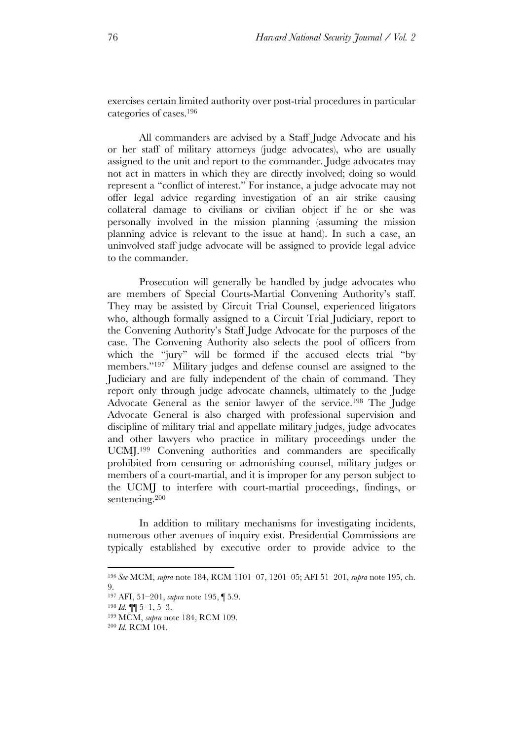exercises certain limited authority over post-trial procedures in particular categories of cases.[196]

All commanders are advised by a Staff Judge Advocate and his or her staff of military attorneys (judge advocates), who are usually assigned to the unit and report to the commander. Judge advocates may not act in matters in which they are directly involved; doing so would represent a "conflict of interest." For instance, a judge advocate may not offer legal advice regarding investigation of an air strike causing collateral damage to civilians or civilian object if he or she was personally involved in the mission planning (assuming the mission planning advice is relevant to the issue at hand). In such a case, an uninvolved staff judge advocate will be assigned to provide legal advice to the commander.

Prosecution will generally be handled by judge advocates who are members of Special Courts-Martial Convening Authority's staff. They may be assisted by Circuit Trial Counsel, experienced litigators who, although formally assigned to a Circuit Trial Judiciary, report to the Convening Authority's Staff Judge Advocate for the purposes of the case. The Convening Authority also selects the pool of officers from which the "jury" will be formed if the accused elects trial "by members."[197] Military judges and defense counsel are assigned to the Judiciary and are fully independent of the chain of command. They report only through judge advocate channels, ultimately to the Judge Advocate General as the senior lawyer of the service.[198] The Judge Advocate General is also charged with professional supervision and discipline of military trial and appellate military judges, judge advocates and other lawyers who practice in military proceedings under the UCMJ.[199] Convening authorities and commanders are specifically prohibited from censuring or admonishing counsel, military judges or members of a court-martial, and it is improper for any person subject to the UCMJ to interfere with court-martial proceedings, findings, or sentencing.[200]

In addition to military mechanisms for investigating incidents, numerous other avenues of inquiry exist. Presidential Commissions are typically established by executive order to provide advice to the

---

[196] *See* MCM, *supra* note 184, RCM 1101–07, 1201–05; AFI 51–201, *supra* note 195, ch. 9.

[197] AFI, 51–201, *supra* note 195, ¶ 5.9.

[198] *Id.* ¶¶ 5–1, 5–3.

[199] MCM, *supra* note 184, RCM 109.

[200] *Id.* RCM 104.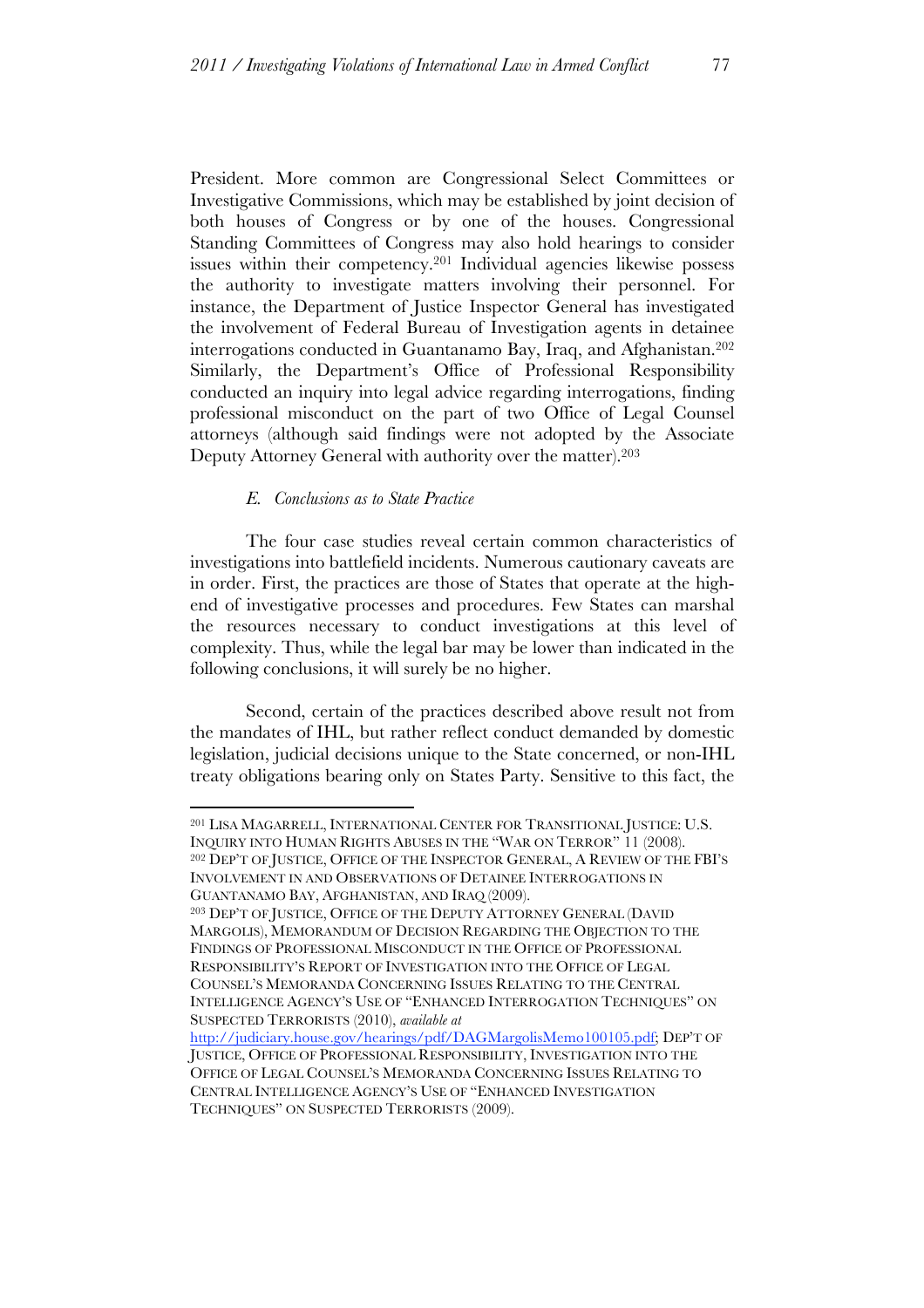President. More common are Congressional Select Committees or Investigative Commissions, which may be established by joint decision of both houses of Congress or by one of the houses. Congressional Standing Committees of Congress may also hold hearings to consider issues within their competency.[201] Individual agencies likewise possess the authority to investigate matters involving their personnel. For instance, the Department of Justice Inspector General has investigated the involvement of Federal Bureau of Investigation agents in detainee interrogations conducted in Guantanamo Bay, Iraq, and Afghanistan.[202] Similarly, the Department's Office of Professional Responsibility conducted an inquiry into legal advice regarding interrogations, finding professional misconduct on the part of two Office of Legal Counsel attorneys (although said findings were not adopted by the Associate Deputy Attorney General with authority over the matter).[203]

### *E. Conclusions as to State Practice*

The four case studies reveal certain common characteristics of investigations into battlefield incidents. Numerous cautionary caveats are in order. First, the practices are those of States that operate at the high-end of investigative processes and procedures. Few States can marshal the resources necessary to conduct investigations at this level of complexity. Thus, while the legal bar may be lower than indicated in the following conclusions, it will surely be no higher.

Second, certain of the practices described above result not from the mandates of IHL, but rather reflect conduct demanded by domestic legislation, judicial decisions unique to the State concerned, or non-IHL treaty obligations bearing only on States Party. Sensitive to this fact, the

---

[201] LISA MAGARRELL, INTERNATIONAL CENTER FOR TRANSITIONAL JUSTICE: U.S. INQUIRY INTO HUMAN RIGHTS ABUSES IN THE "WAR ON TERROR" 11 (2008).

[202] DEP'T OF JUSTICE, OFFICE OF THE INSPECTOR GENERAL, A REVIEW OF THE FBI'S INVOLVEMENT IN AND OBSERVATIONS OF DETAINEE INTERROGATIONS IN GUANTANAMO BAY, AFGHANISTAN, AND IRAQ (2009).

[203] DEP'T OF JUSTICE, OFFICE OF THE DEPUTY ATTORNEY GENERAL (DAVID MARGOLIS), MEMORANDUM OF DECISION REGARDING THE OBJECTION TO THE FINDINGS OF PROFESSIONAL MISCONDUCT IN THE OFFICE OF PROFESSIONAL RESPONSIBILITY'S REPORT OF INVESTIGATION INTO THE OFFICE OF LEGAL COUNSEL'S MEMORANDA CONCERNING ISSUES RELATING TO THE CENTRAL INTELLIGENCE AGENCY'S USE OF "ENHANCED INTERROGATION TECHNIQUES" ON SUSPECTED TERRORISTS (2010), *available at* http://judiciary.house.gov/hearings/pdf/DAGMargolisMemo100105.pdf; DEP'T OF JUSTICE, OFFICE OF PROFESSIONAL RESPONSIBILITY, INVESTIGATION INTO THE OFFICE OF LEGAL COUNSEL'S MEMORANDA CONCERNING ISSUES RELATING TO CENTRAL INTELLIGENCE AGENCY'S USE OF "ENHANCED INVESTIGATION TECHNIQUES" ON SUSPECTED TERRORISTS (2009).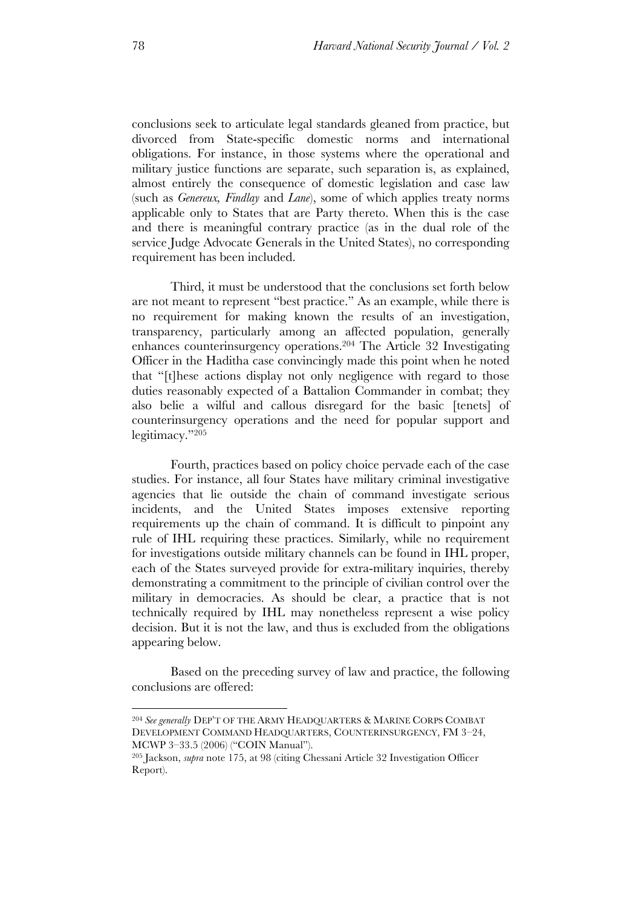conclusions seek to articulate legal standards gleaned from practice, but divorced from State-specific domestic norms and international obligations. For instance, in those systems where the operational and military justice functions are separate, such separation is, as explained, almost entirely the consequence of domestic legislation and case law (such as *Genereux, Findlay* and *Lane*), some of which applies treaty norms applicable only to States that are Party thereto. When this is the case and there is meaningful contrary practice (as in the dual role of the service Judge Advocate Generals in the United States), no corresponding requirement has been included.

Third, it must be understood that the conclusions set forth below are not meant to represent "best practice." As an example, while there is no requirement for making known the results of an investigation, transparency, particularly among an affected population, generally enhances counterinsurgency operations.[204] The Article 32 Investigating Officer in the Haditha case convincingly made this point when he noted that "[t]hese actions display not only negligence with regard to those duties reasonably expected of a Battalion Commander in combat; they also belie a wilful and callous disregard for the basic [tenets] of counterinsurgency operations and the need for popular support and legitimacy."[205]

Fourth, practices based on policy choice pervade each of the case studies. For instance, all four States have military criminal investigative agencies that lie outside the chain of command investigate serious incidents, and the United States imposes extensive reporting requirements up the chain of command. It is difficult to pinpoint any rule of IHL requiring these practices. Similarly, while no requirement for investigations outside military channels can be found in IHL proper, each of the States surveyed provide for extra-military inquiries, thereby demonstrating a commitment to the principle of civilian control over the military in democracies. As should be clear, a practice that is not technically required by IHL may nonetheless represent a wise policy decision. But it is not the law, and thus is excluded from the obligations appearing below.

Based on the preceding survey of law and practice, the following conclusions are offered:

---

[204] *See generally* DEP'T OF THE ARMY HEADQUARTERS & MARINE CORPS COMBAT DEVELOPMENT COMMAND HEADQUARTERS, COUNTERINSURGENCY, FM 3–24, MCWP 3–33.5 (2006) ("COIN Manual").

[205] Jackson, *supra* note 175, at 98 (citing Chessani Article 32 Investigation Officer Report).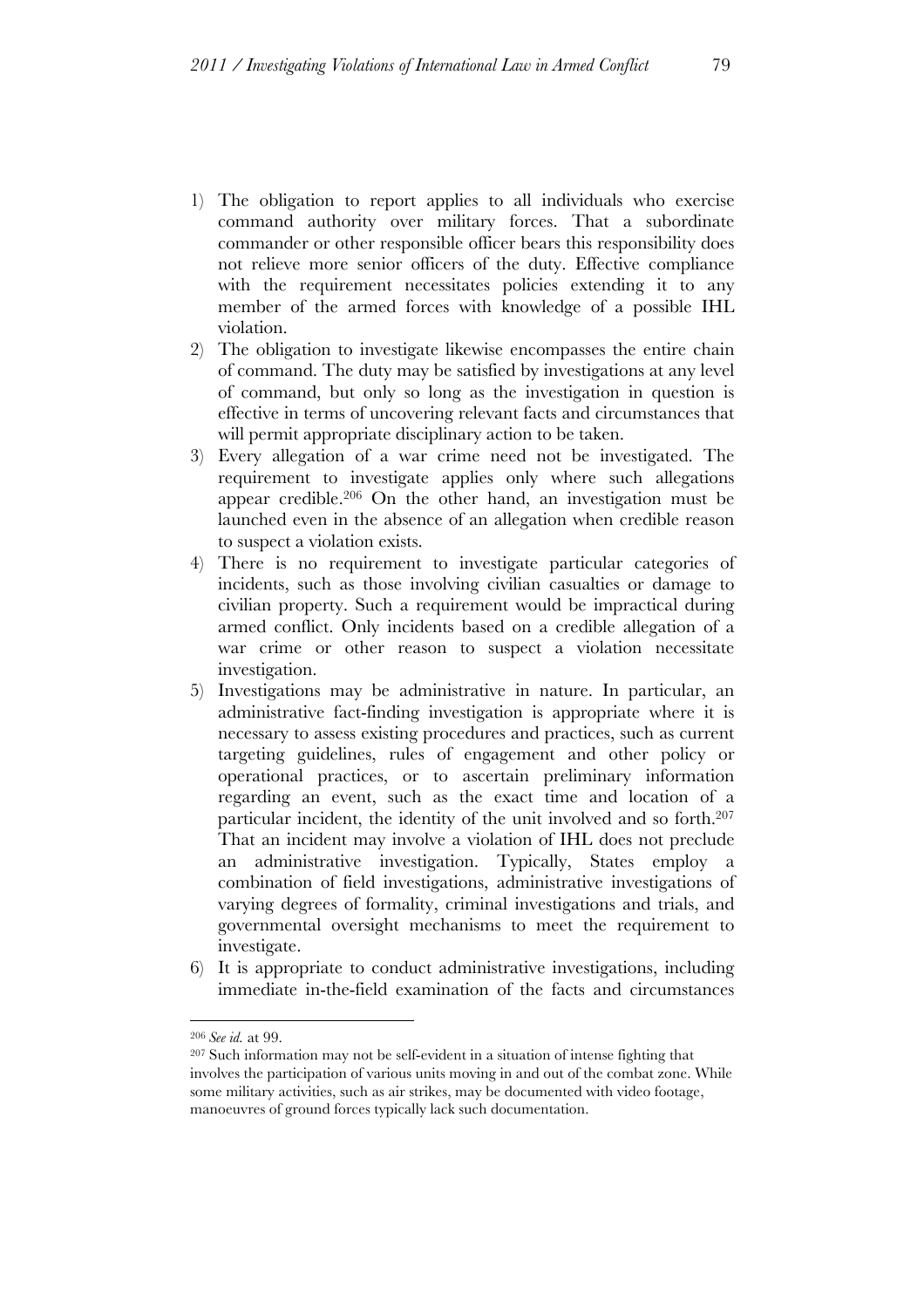1) The obligation to report applies to all individuals who exercise command authority over military forces. That a subordinate commander or other responsible officer bears this responsibility does not relieve more senior officers of the duty. Effective compliance with the requirement necessitates policies extending it to any member of the armed forces with knowledge of a possible IHL violation.
2) The obligation to investigate likewise encompasses the entire chain of command. The duty may be satisfied by investigations at any level of command, but only so long as the investigation in question is effective in terms of uncovering relevant facts and circumstances that will permit appropriate disciplinary action to be taken.
3) Every allegation of a war crime need not be investigated. The requirement to investigate applies only where such allegations appear credible.[206] On the other hand, an investigation must be launched even in the absence of an allegation when credible reason to suspect a violation exists.
4) There is no requirement to investigate particular categories of incidents, such as those involving civilian casualties or damage to civilian property. Such a requirement would be impractical during armed conflict. Only incidents based on a credible allegation of a war crime or other reason to suspect a violation necessitate investigation.
5) Investigations may be administrative in nature. In particular, an administrative fact-finding investigation is appropriate where it is necessary to assess existing procedures and practices, such as current targeting guidelines, rules of engagement and other policy or operational practices, or to ascertain preliminary information regarding an event, such as the exact time and location of a particular incident, the identity of the unit involved and so forth.[207] That an incident may involve a violation of IHL does not preclude an administrative investigation. Typically, States employ a combination of field investigations, administrative investigations of varying degrees of formality, criminal investigations and trials, and governmental oversight mechanisms to meet the requirement to investigate.
6) It is appropriate to conduct administrative investigations, including immediate in-the-field examination of the facts and circumstances

---

[206] *See id.* at 99.

[207] Such information may not be self-evident in a situation of intense fighting that involves the participation of various units moving in and out of the combat zone. While some military activities, such as air strikes, may be documented with video footage, manoeuvres of ground forces typically lack such documentation.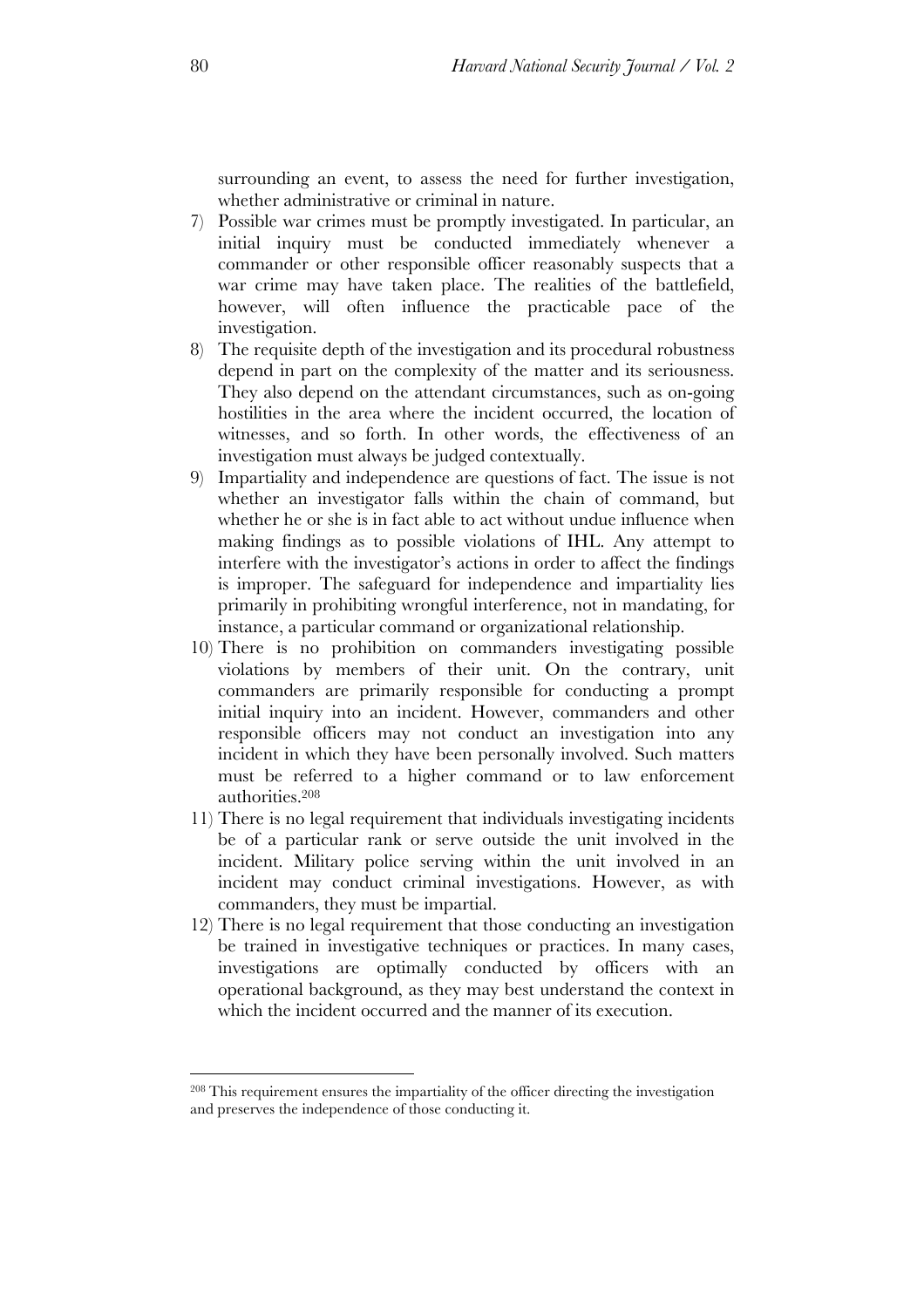surrounding an event, to assess the need for further investigation, whether administrative or criminal in nature.

7) Possible war crimes must be promptly investigated. In particular, an initial inquiry must be conducted immediately whenever a commander or other responsible officer reasonably suspects that a war crime may have taken place. The realities of the battlefield, however, will often influence the practicable pace of the investigation.
8) The requisite depth of the investigation and its procedural robustness depend in part on the complexity of the matter and its seriousness. They also depend on the attendant circumstances, such as on-going hostilities in the area where the incident occurred, the location of witnesses, and so forth. In other words, the effectiveness of an investigation must always be judged contextually.
9) Impartiality and independence are questions of fact. The issue is not whether an investigator falls within the chain of command, but whether he or she is in fact able to act without undue influence when making findings as to possible violations of IHL. Any attempt to interfere with the investigator's actions in order to affect the findings is improper. The safeguard for independence and impartiality lies primarily in prohibiting wrongful interference, not in mandating, for instance, a particular command or organizational relationship.
10) There is no prohibition on commanders investigating possible violations by members of their unit. On the contrary, unit commanders are primarily responsible for conducting a prompt initial inquiry into an incident. However, commanders and other responsible officers may not conduct an investigation into any incident in which they have been personally involved. Such matters must be referred to a higher command or to law enforcement authorities.[208]
11) There is no legal requirement that individuals investigating incidents be of a particular rank or serve outside the unit involved in the incident. Military police serving within the unit involved in an incident may conduct criminal investigations. However, as with commanders, they must be impartial.
12) There is no legal requirement that those conducting an investigation be trained in investigative techniques or practices. In many cases, investigations are optimally conducted by officers with an operational background, as they may best understand the context in which the incident occurred and the manner of its execution.

---

[208] This requirement ensures the impartiality of the officer directing the investigation and preserves the independence of those conducting it.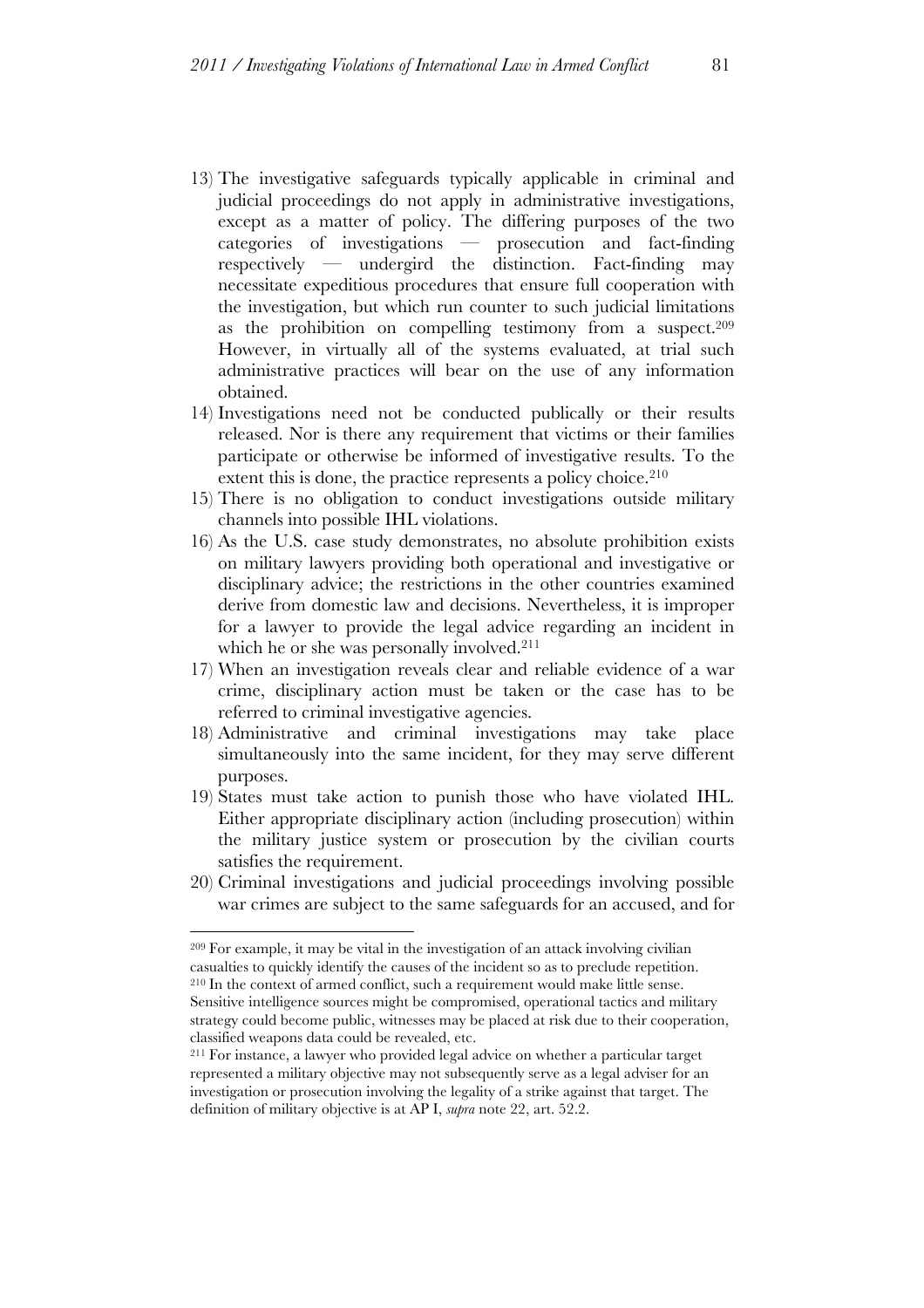13) The investigative safeguards typically applicable in criminal and judicial proceedings do not apply in administrative investigations, except as a matter of policy. The differing purposes of the two categories of investigations — prosecution and fact-finding respectively — undergird the distinction. Fact-finding may necessitate expeditious procedures that ensure full cooperation with the investigation, but which run counter to such judicial limitations as the prohibition on compelling testimony from a suspect.[209] However, in virtually all of the systems evaluated, at trial such administrative practices will bear on the use of any information obtained.
14) Investigations need not be conducted publically or their results released. Nor is there any requirement that victims or their families participate or otherwise be informed of investigative results. To the extent this is done, the practice represents a policy choice.[210]
15) There is no obligation to conduct investigations outside military channels into possible IHL violations.
16) As the U.S. case study demonstrates, no absolute prohibition exists on military lawyers providing both operational and investigative or disciplinary advice; the restrictions in the other countries examined derive from domestic law and decisions. Nevertheless, it is improper for a lawyer to provide the legal advice regarding an incident in which he or she was personally involved.[211]
17) When an investigation reveals clear and reliable evidence of a war crime, disciplinary action must be taken or the case has to be referred to criminal investigative agencies.
18) Administrative and criminal investigations may take place simultaneously into the same incident, for they may serve different purposes.
19) States must take action to punish those who have violated IHL. Either appropriate disciplinary action (including prosecution) within the military justice system or prosecution by the civilian courts satisfies the requirement.
20) Criminal investigations and judicial proceedings involving possible war crimes are subject to the same safeguards for an accused, and for

---

[209] For example, it may be vital in the investigation of an attack involving civilian casualties to quickly identify the causes of the incident so as to preclude repetition.

[210] In the context of armed conflict, such a requirement would make little sense. Sensitive intelligence sources might be compromised, operational tactics and military strategy could become public, witnesses may be placed at risk due to their cooperation, classified weapons data could be revealed, etc.

[211] For instance, a lawyer who provided legal advice on whether a particular target represented a military objective may not subsequently serve as a legal adviser for an investigation or prosecution involving the legality of a strike against that target. The definition of military objective is at AP I, *supra* note 22, art. 52.2.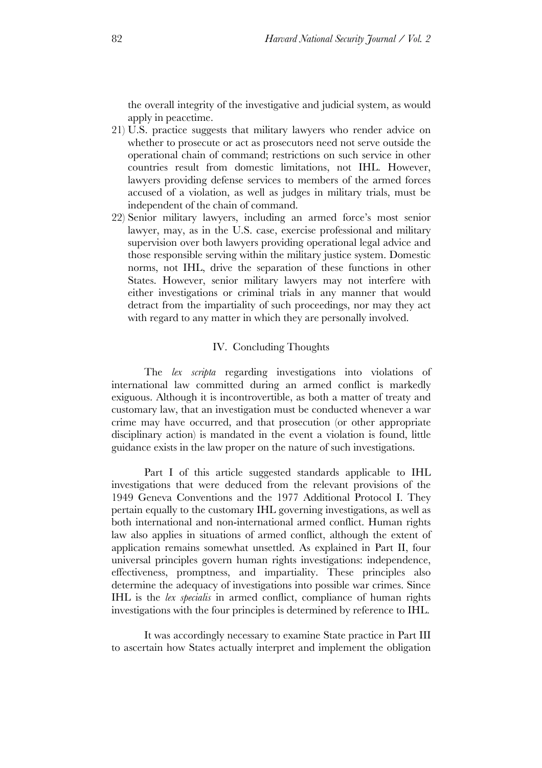the overall integrity of the investigative and judicial system, as would apply in peacetime.

21) U.S. practice suggests that military lawyers who render advice on whether to prosecute or act as prosecutors need not serve outside the operational chain of command; restrictions on such service in other countries result from domestic limitations, not IHL. However, lawyers providing defense services to members of the armed forces accused of a violation, as well as judges in military trials, must be independent of the chain of command.

22) Senior military lawyers, including an armed force's most senior lawyer, may, as in the U.S. case, exercise professional and military supervision over both lawyers providing operational legal advice and those responsible serving within the military justice system. Domestic norms, not IHL, drive the separation of these functions in other States. However, senior military lawyers may not interfere with either investigations or criminal trials in any manner that would detract from the impartiality of such proceedings, nor may they act with regard to any matter in which they are personally involved.

## IV. Concluding Thoughts

The *lex scripta* regarding investigations into violations of international law committed during an armed conflict is markedly exiguous. Although it is incontrovertible, as both a matter of treaty and customary law, that an investigation must be conducted whenever a war crime may have occurred, and that prosecution (or other appropriate disciplinary action) is mandated in the event a violation is found, little guidance exists in the law proper on the nature of such investigations.

Part I of this article suggested standards applicable to IHL investigations that were deduced from the relevant provisions of the 1949 Geneva Conventions and the 1977 Additional Protocol I. They pertain equally to the customary IHL governing investigations, as well as both international and non-international armed conflict. Human rights law also applies in situations of armed conflict, although the extent of application remains somewhat unsettled. As explained in Part II, four universal principles govern human rights investigations: independence, effectiveness, promptness, and impartiality. These principles also determine the adequacy of investigations into possible war crimes. Since IHL is the *lex specialis* in armed conflict, compliance of human rights investigations with the four principles is determined by reference to IHL.

It was accordingly necessary to examine State practice in Part III to ascertain how States actually interpret and implement the obligation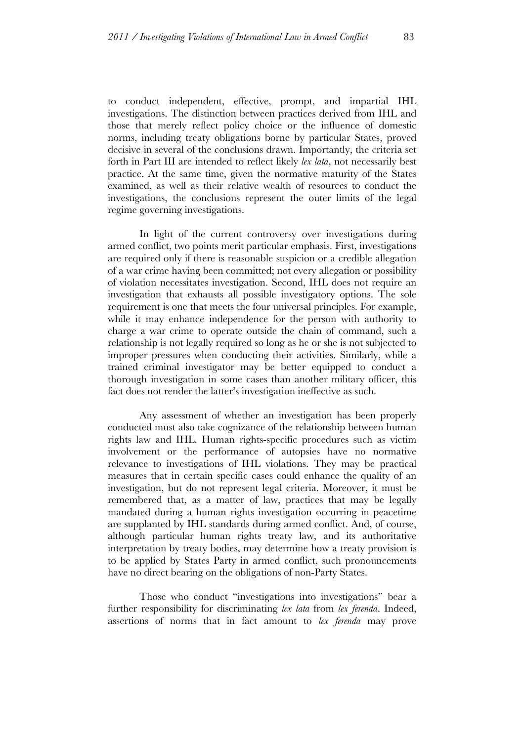to conduct independent, effective, prompt, and impartial IHL investigations. The distinction between practices derived from IHL and those that merely reflect policy choice or the influence of domestic norms, including treaty obligations borne by particular States, proved decisive in several of the conclusions drawn. Importantly, the criteria set forth in Part III are intended to reflect likely *lex lata*, not necessarily best practice. At the same time, given the normative maturity of the States examined, as well as their relative wealth of resources to conduct the investigations, the conclusions represent the outer limits of the legal regime governing investigations.

In light of the current controversy over investigations during armed conflict, two points merit particular emphasis. First, investigations are required only if there is reasonable suspicion or a credible allegation of a war crime having been committed; not every allegation or possibility of violation necessitates investigation. Second, IHL does not require an investigation that exhausts all possible investigatory options. The sole requirement is one that meets the four universal principles. For example, while it may enhance independence for the person with authority to charge a war crime to operate outside the chain of command, such a relationship is not legally required so long as he or she is not subjected to improper pressures when conducting their activities. Similarly, while a trained criminal investigator may be better equipped to conduct a thorough investigation in some cases than another military officer, this fact does not render the latter's investigation ineffective as such.

Any assessment of whether an investigation has been properly conducted must also take cognizance of the relationship between human rights law and IHL. Human rights-specific procedures such as victim involvement or the performance of autopsies have no normative relevance to investigations of IHL violations. They may be practical measures that in certain specific cases could enhance the quality of an investigation, but do not represent legal criteria. Moreover, it must be remembered that, as a matter of law, practices that may be legally mandated during a human rights investigation occurring in peacetime are supplanted by IHL standards during armed conflict. And, of course, although particular human rights treaty law, and its authoritative interpretation by treaty bodies, may determine how a treaty provision is to be applied by States Party in armed conflict, such pronouncements have no direct bearing on the obligations of non-Party States.

Those who conduct "investigations into investigations" bear a further responsibility for discriminating *lex lata* from *lex ferenda*. Indeed, assertions of norms that in fact amount to *lex ferenda* may prove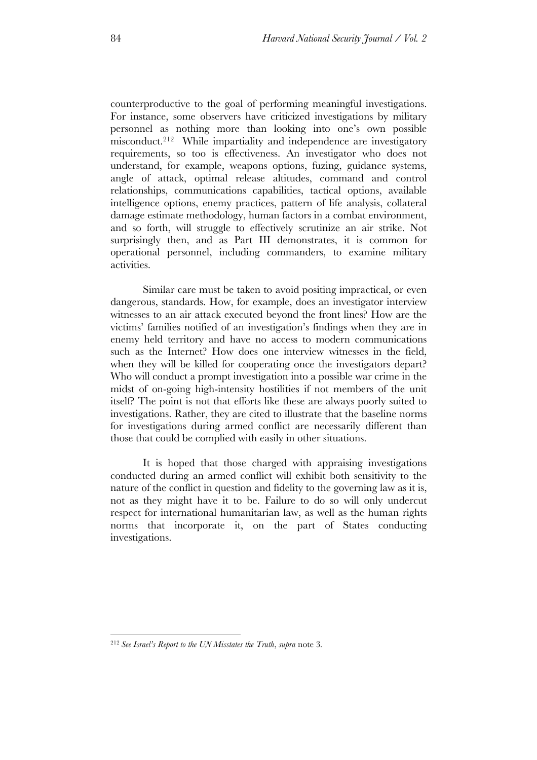counterproductive to the goal of performing meaningful investigations. For instance, some observers have criticized investigations by military personnel as nothing more than looking into one's own possible misconduct.[212] While impartiality and independence are investigatory requirements, so too is effectiveness. An investigator who does not understand, for example, weapons options, fuzing, guidance systems, angle of attack, optimal release altitudes, command and control relationships, communications capabilities, tactical options, available intelligence options, enemy practices, pattern of life analysis, collateral damage estimate methodology, human factors in a combat environment, and so forth, will struggle to effectively scrutinize an air strike. Not surprisingly then, and as Part III demonstrates, it is common for operational personnel, including commanders, to examine military activities.

Similar care must be taken to avoid positing impractical, or even dangerous, standards. How, for example, does an investigator interview witnesses to an air attack executed beyond the front lines? How are the victims' families notified of an investigation's findings when they are in enemy held territory and have no access to modern communications such as the Internet? How does one interview witnesses in the field, when they will be killed for cooperating once the investigators depart? Who will conduct a prompt investigation into a possible war crime in the midst of on-going high-intensity hostilities if not members of the unit itself? The point is not that efforts like these are always poorly suited to investigations. Rather, they are cited to illustrate that the baseline norms for investigations during armed conflict are necessarily different than those that could be complied with easily in other situations.

It is hoped that those charged with appraising investigations conducted during an armed conflict will exhibit both sensitivity to the nature of the conflict in question and fidelity to the governing law as it is, not as they might have it to be. Failure to do so will only undercut respect for international humanitarian law, as well as the human rights norms that incorporate it, on the part of States conducting investigations.

---

[212] *See Israel's Report to the UN Misstates the Truth*, *supra* note 3.